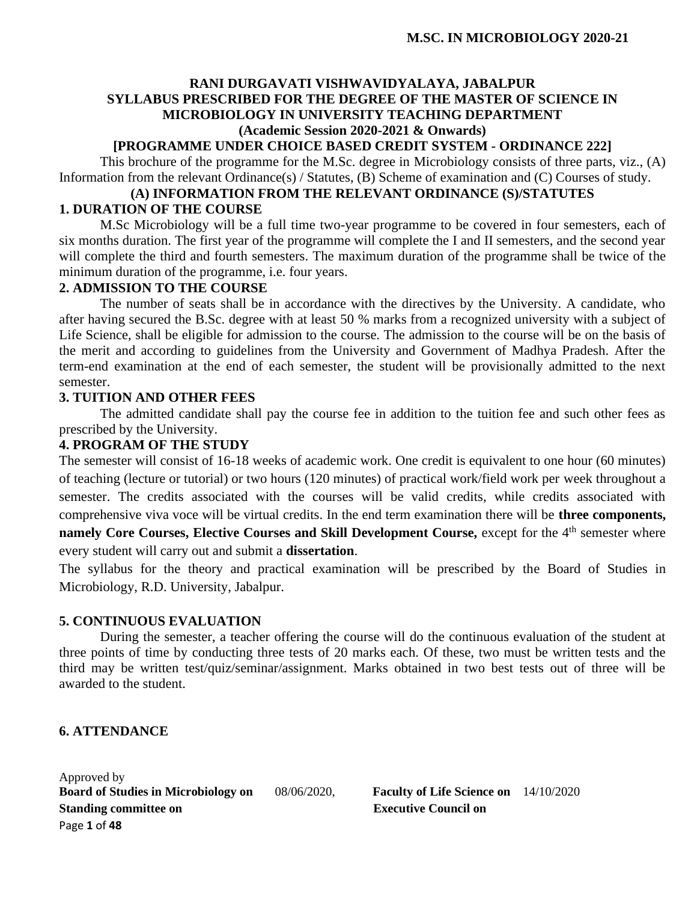# RANI DURGAVATI VISHWAVIDYALAYA, JABALPUR

## SYLLABUS PRESCRIBED FOR THE DEGREE OF THE MASTER OF SCIENCE IN MICROBIOLOGY IN UNIVERSITY TEACHING DEPARTMENT

**(Academic Session 2020-2021 & Onwards)**

**[PROGRAMME UNDER CHOICE BASED CREDIT SYSTEM - ORDINANCE 222]**

This brochure of the programme for the M.Sc. degree in Microbiology consists of three parts, viz., (A) Information from the relevant Ordinance(s) / Statutes, (B) Scheme of examination and (C) Courses of study.

## (A) INFORMATION FROM THE RELEVANT ORDINANCE (S)/STATUTES

### 1. DURATION OF THE COURSE

M.Sc Microbiology will be a full time two-year programme to be covered in four semesters, each of six months duration. The first year of the programme will complete the I and II semesters, and the second year will complete the third and fourth semesters. The maximum duration of the programme shall be twice of the minimum duration of the programme, i.e. four years.

### 2. ADMISSION TO THE COURSE

The number of seats shall be in accordance with the directives by the University. A candidate, who after having secured the B.Sc. degree with at least 50 % marks from a recognized university with a subject of Life Science, shall be eligible for admission to the course. The admission to the course will be on the basis of the merit and according to guidelines from the University and Government of Madhya Pradesh. After the term-end examination at the end of each semester, the student will be provisionally admitted to the next semester.

### 3. TUITION AND OTHER FEES

The admitted candidate shall pay the course fee in addition to the tuition fee and such other fees as prescribed by the University.

### 4. PROGRAM OF THE STUDY

The semester will consist of 16-18 weeks of academic work. One credit is equivalent to one hour (60 minutes) of teaching (lecture or tutorial) or two hours (120 minutes) of practical work/field work per week throughout a semester. The credits associated with the courses will be valid credits, while credits associated with comprehensive viva voce will be virtual credits. In the end term examination there will be **three components, namely Core Courses, Elective Courses and Skill Development Course,** except for the 4th semester where every student will carry out and submit a **dissertation**.

The syllabus for the theory and practical examination will be prescribed by the Board of Studies in Microbiology, R.D. University, Jabalpur.

### 5. CONTINUOUS EVALUATION

During the semester, a teacher offering the course will do the continuous evaluation of the student at three points of time by conducting three tests of 20 marks each. Of these, two must be written tests and the third may be written test/quiz/seminar/assignment. Marks obtained in two best tests out of three will be awarded to the student.

### 6. ATTENDANCE

Approved by
**Board of Studies in Microbiology on** 08/06/2020, **Faculty of Life Science on** 14/10/2020
**Standing committee on** **Executive Council on**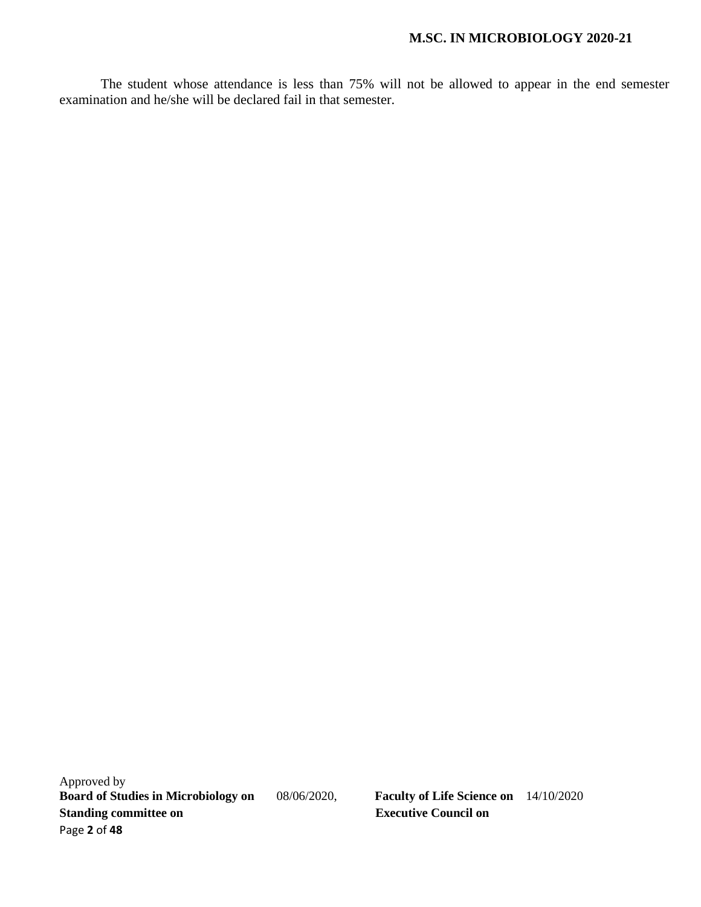The student whose attendance is less than 75% will not be allowed to appear in the end semester examination and he/she will be declared fail in that semester.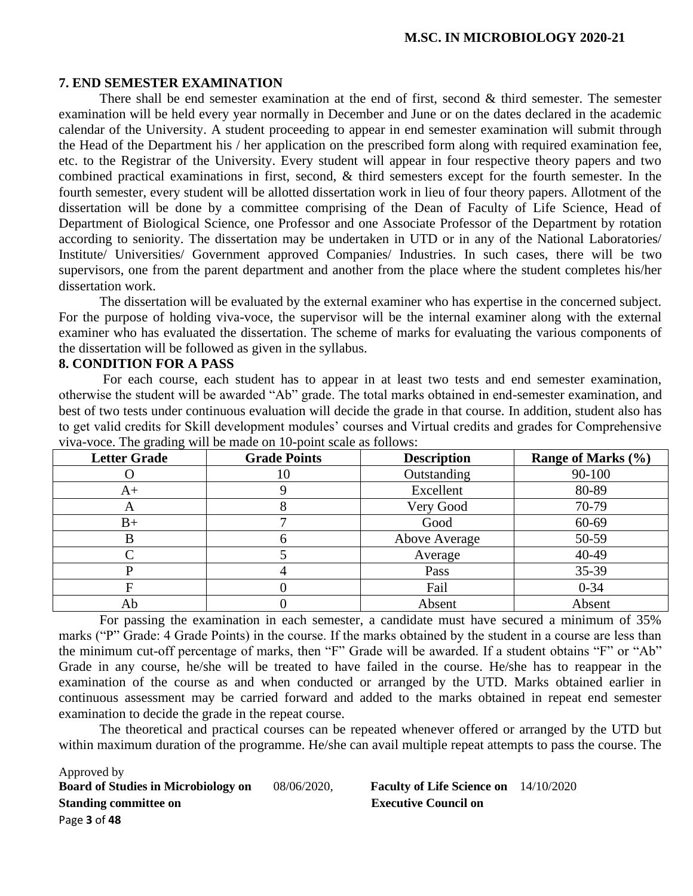## 7. END SEMESTER EXAMINATION

There shall be end semester examination at the end of first, second & third semester. The semester examination will be held every year normally in December and June or on the dates declared in the academic calendar of the University. A student proceeding to appear in end semester examination will submit through the Head of the Department his / her application on the prescribed form along with required examination fee, etc. to the Registrar of the University. Every student will appear in four respective theory papers and two combined practical examinations in first, second, & third semesters except for the fourth semester. In the fourth semester, every student will be allotted dissertation work in lieu of four theory papers. Allotment of the dissertation will be done by a committee comprising of the Dean of Faculty of Life Science, Head of Department of Biological Science, one Professor and one Associate Professor of the Department by rotation according to seniority. The dissertation may be undertaken in UTD or in any of the National Laboratories/ Institute/ Universities/ Government approved Companies/ Industries. In such cases, there will be two supervisors, one from the parent department and another from the place where the student completes his/her dissertation work.

The dissertation will be evaluated by the external examiner who has expertise in the concerned subject. For the purpose of holding viva-voce, the supervisor will be the internal examiner along with the external examiner who has evaluated the dissertation. The scheme of marks for evaluating the various components of the dissertation will be followed as given in the syllabus.

## 8. CONDITION FOR A PASS

For each course, each student has to appear in at least two tests and end semester examination, otherwise the student will be awarded "Ab" grade. The total marks obtained in end-semester examination, and best of two tests under continuous evaluation will decide the grade in that course. In addition, student also has to get valid credits for Skill development modules' courses and Virtual credits and grades for Comprehensive viva-voce. The grading will be made on 10-point scale as follows:

| Letter Grade | Grade Points | Description | Range of Marks (%) |
|---|---|---|---|
| O | 10 | Outstanding | 90-100 |
| A+ | 9 | Excellent | 80-89 |
| A | 8 | Very Good | 70-79 |
| B+ | 7 | Good | 60-69 |
| B | 6 | Above Average | 50-59 |
| C | 5 | Average | 40-49 |
| P | 4 | Pass | 35-39 |
| F | 0 | Fail | 0-34 |
| Ab | 0 | Absent | Absent |

For passing the examination in each semester, a candidate must have secured a minimum of 35% marks ("P" Grade: 4 Grade Points) in the course. If the marks obtained by the student in a course are less than the minimum cut-off percentage of marks, then "F" Grade will be awarded. If a student obtains "F" or "Ab" Grade in any course, he/she will be treated to have failed in the course. He/she has to reappear in the examination of the course as and when conducted or arranged by the UTD. Marks obtained earlier in continuous assessment may be carried forward and added to the marks obtained in repeat end semester examination to decide the grade in the repeat course.

The theoretical and practical courses can be repeated whenever offered or arranged by the UTD but within maximum duration of the programme. He/she can avail multiple repeat attempts to pass the course. The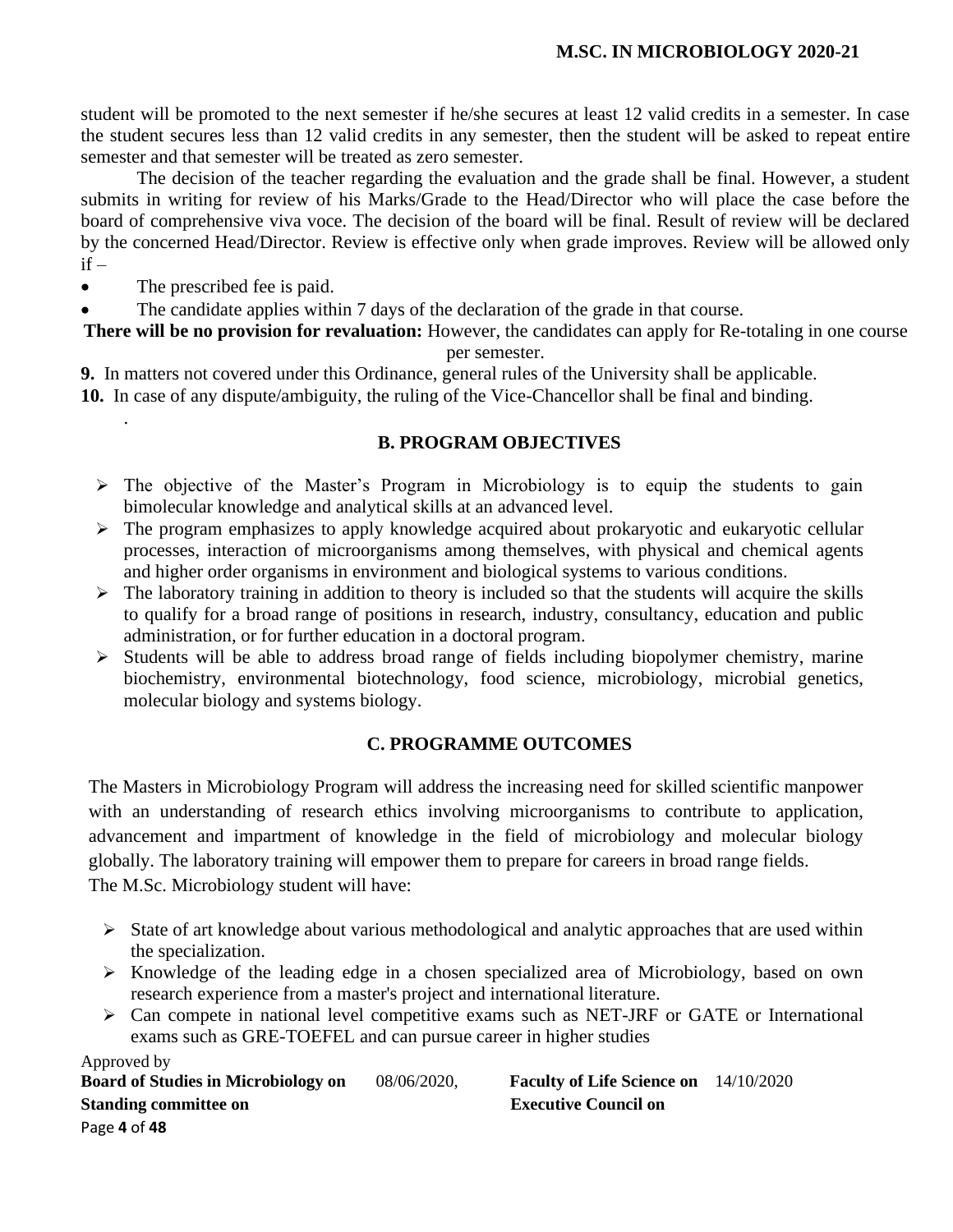student will be promoted to the next semester if he/she secures at least 12 valid credits in a semester. In case the student secures less than 12 valid credits in any semester, then the student will be asked to repeat entire semester and that semester will be treated as zero semester.

The decision of the teacher regarding the evaluation and the grade shall be final. However, a student submits in writing for review of his Marks/Grade to the Head/Director who will place the case before the board of comprehensive viva voce. The decision of the board will be final. Result of review will be declared by the concerned Head/Director. Review is effective only when grade improves. Review will be allowed only if –

- The prescribed fee is paid.
- The candidate applies within 7 days of the declaration of the grade in that course.

**There will be no provision for revaluation:** However, the candidates can apply for Re-totaling in one course per semester.

**9.** In matters not covered under this Ordinance, general rules of the University shall be applicable.

**10.** In case of any dispute/ambiguity, the ruling of the Vice-Chancellor shall be final and binding.

## B. PROGRAM OBJECTIVES

- The objective of the Master's Program in Microbiology is to equip the students to gain bimolecular knowledge and analytical skills at an advanced level.
- The program emphasizes to apply knowledge acquired about prokaryotic and eukaryotic cellular processes, interaction of microorganisms among themselves, with physical and chemical agents and higher order organisms in environment and biological systems to various conditions.
- The laboratory training in addition to theory is included so that the students will acquire the skills to qualify for a broad range of positions in research, industry, consultancy, education and public administration, or for further education in a doctoral program.
- Students will be able to address broad range of fields including biopolymer chemistry, marine biochemistry, environmental biotechnology, food science, microbiology, microbial genetics, molecular biology and systems biology.

## C. PROGRAMME OUTCOMES

The Masters in Microbiology Program will address the increasing need for skilled scientific manpower with an understanding of research ethics involving microorganisms to contribute to application, advancement and impartment of knowledge in the field of microbiology and molecular biology globally. The laboratory training will empower them to prepare for careers in broad range fields.

The M.Sc. Microbiology student will have:

- State of art knowledge about various methodological and analytic approaches that are used within the specialization.
- Knowledge of the leading edge in a chosen specialized area of Microbiology, based on own research experience from a master's project and international literature.
- Can compete in national level competitive exams such as NET-JRF or GATE or International exams such as GRE-TOEFEL and can pursue career in higher studies

Approved by
**Board of Studies in Microbiology on** 08/06/2020, **Faculty of Life Science on** 14/10/2020
**Standing committee on** **Executive Council on**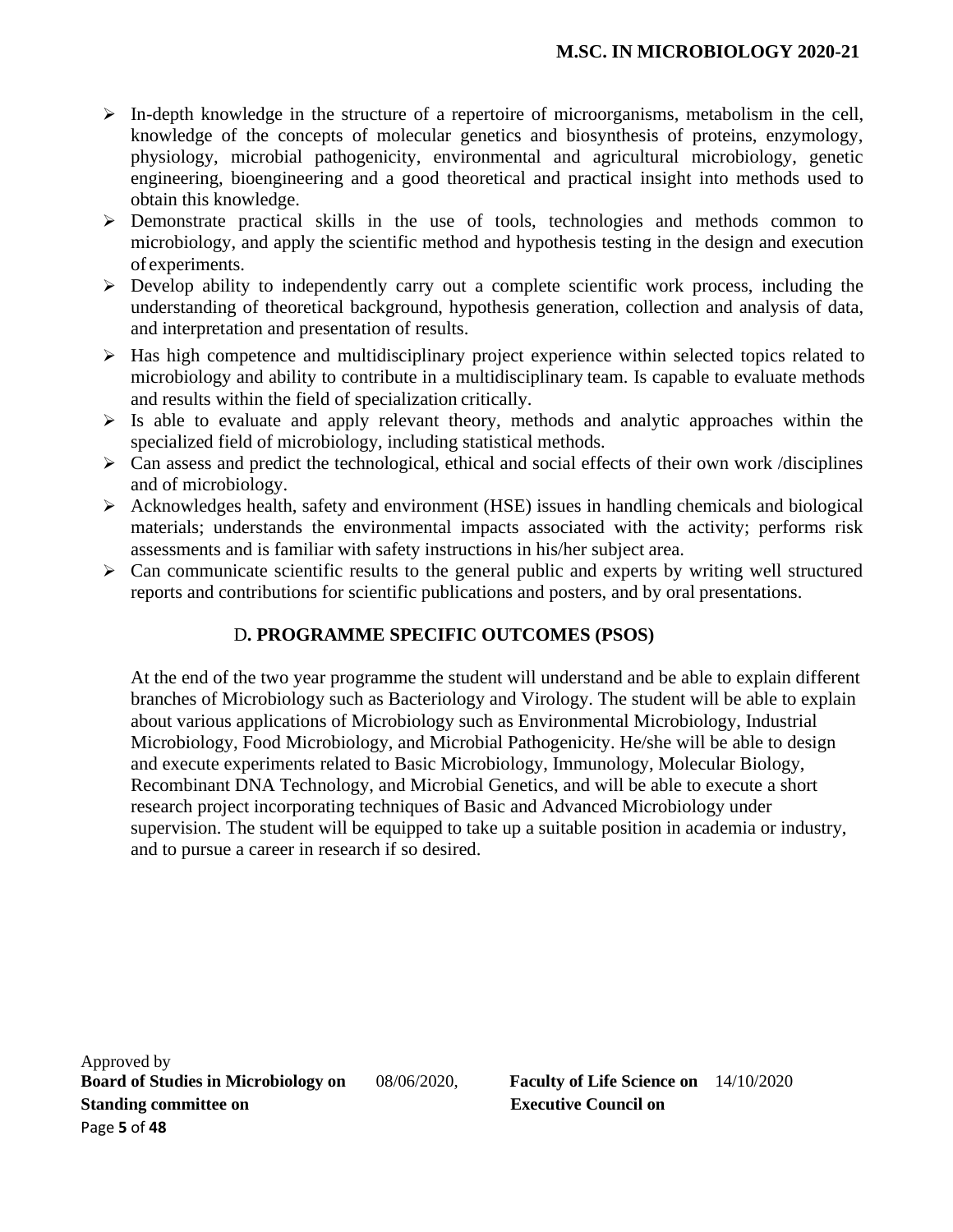- In-depth knowledge in the structure of a repertoire of microorganisms, metabolism in the cell, knowledge of the concepts of molecular genetics and biosynthesis of proteins, enzymology, physiology, microbial pathogenicity, environmental and agricultural microbiology, genetic engineering, bioengineering and a good theoretical and practical insight into methods used to obtain this knowledge.
- Demonstrate practical skills in the use of tools, technologies and methods common to microbiology, and apply the scientific method and hypothesis testing in the design and execution of experiments.
- Develop ability to independently carry out a complete scientific work process, including the understanding of theoretical background, hypothesis generation, collection and analysis of data, and interpretation and presentation of results.
- Has high competence and multidisciplinary project experience within selected topics related to microbiology and ability to contribute in a multidisciplinary team. Is capable to evaluate methods and results within the field of specialization critically.
- Is able to evaluate and apply relevant theory, methods and analytic approaches within the specialized field of microbiology, including statistical methods.
- Can assess and predict the technological, ethical and social effects of their own work /disciplines and of microbiology.
- Acknowledges health, safety and environment (HSE) issues in handling chemicals and biological materials; understands the environmental impacts associated with the activity; performs risk assessments and is familiar with safety instructions in his/her subject area.
- Can communicate scientific results to the general public and experts by writing well structured reports and contributions for scientific publications and posters, and by oral presentations.

## D. PROGRAMME SPECIFIC OUTCOMES (PSOS)

At the end of the two year programme the student will understand and be able to explain different branches of Microbiology such as Bacteriology and Virology. The student will be able to explain about various applications of Microbiology such as Environmental Microbiology, Industrial Microbiology, Food Microbiology, and Microbial Pathogenicity. He/she will be able to design and execute experiments related to Basic Microbiology, Immunology, Molecular Biology, Recombinant DNA Technology, and Microbial Genetics, and will be able to execute a short research project incorporating techniques of Basic and Advanced Microbiology under supervision. The student will be equipped to take up a suitable position in academia or industry, and to pursue a career in research if so desired.

Approved by
**Board of Studies in Microbiology on** 08/06/2020, **Faculty of Life Science on** 14/10/2020
**Standing committee on** **Executive Council on**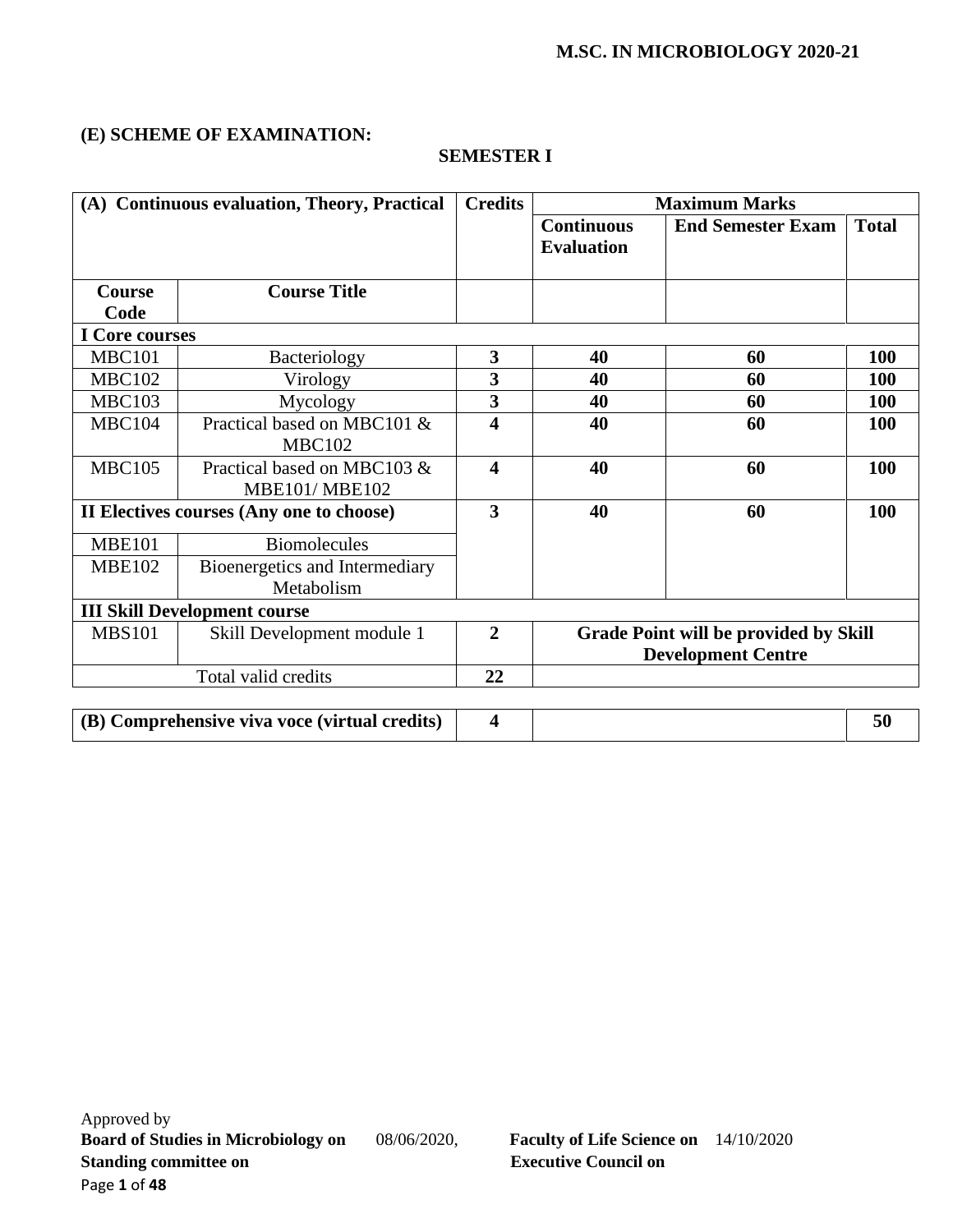## (E) SCHEME OF EXAMINATION:

### SEMESTER I

| (A) Continuous evaluation, Theory, Practical | | Credits | Maximum Marks | | |
|---|---|---|---|---|---|
| | | | Continuous Evaluation | End Semester Exam | Total |
| Course Code | Course Title | | | | |
| **I Core courses** | | | | | |
| MBC101 | Bacteriology | **3** | **40** | **60** | **100** |
| MBC102 | Virology | **3** | **40** | **60** | **100** |
| MBC103 | Mycology | **3** | **40** | **60** | **100** |
| MBC104 | Practical based on MBC101 & MBC102 | **4** | **40** | **60** | **100** |
| MBC105 | Practical based on MBC103 & MBE101/ MBE102 | **4** | **40** | **60** | **100** |
| **II Electives courses (Any one to choose)** | | **3** | **40** | **60** | **100** |
| MBE101 | Biomolecules | | | | |
| MBE102 | Bioenergetics and Intermediary Metabolism | | | | |
| **III Skill Development course** | | | | | |
| MBS101 | Skill Development module 1 | **2** | **Grade Point will be provided by Skill Development Centre** | | |
| Total valid credits | | **22** | | | |

| (B) Comprehensive viva voce (virtual credits) | 4 | | 50 |
|---|---|---|---|

Approved by
**Board of Studies in Microbiology on** 08/06/2020, **Faculty of Life Science on** 14/10/2020
**Standing committee on** **Executive Council on**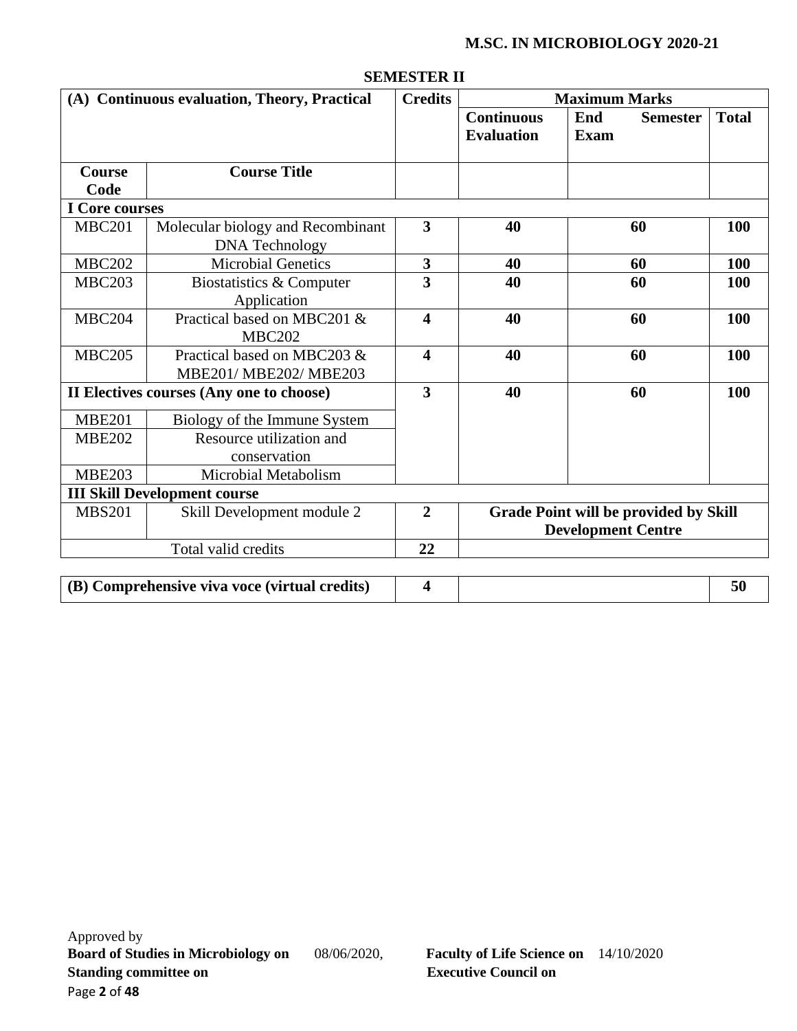## SEMESTER II

| (A) Continuous evaluation, Theory, Practical | | Credits | Maximum Marks | | |
|---|---|---|---|---|---|
| | | | Continuous Evaluation | End Semester Exam | Total |
| Course Code | Course Title | | | | |
| **I Core courses** | | | | | |
| MBC201 | Molecular biology and Recombinant DNA Technology | **3** | **40** | **60** | **100** |
| MBC202 | Microbial Genetics | **3** | **40** | **60** | **100** |
| MBC203 | Biostatistics & Computer Application | **3** | **40** | **60** | **100** |
| MBC204 | Practical based on MBC201 & MBC202 | **4** | **40** | **60** | **100** |
| MBC205 | Practical based on MBC203 & MBE201/ MBE202/ MBE203 | **4** | **40** | **60** | **100** |
| **II Electives courses (Any one to choose)** | | **3** | **40** | **60** | **100** |
| MBE201 | Biology of the Immune System | | | | |
| MBE202 | Resource utilization and conservation | | | | |
| MBE203 | Microbial Metabolism | | | | |
| **III Skill Development course** | | | | | |
| MBS201 | Skill Development module 2 | **2** | **Grade Point will be provided by Skill Development Centre** | | |
| Total valid credits | | **22** | | | |

| (B) Comprehensive viva voce (virtual credits) | 4 | | 50 |
|---|---|---|---|

Approved by
**Board of Studies in Microbiology on** 08/06/2020, **Faculty of Life Science on** 14/10/2020
**Standing committee on** **Executive Council on**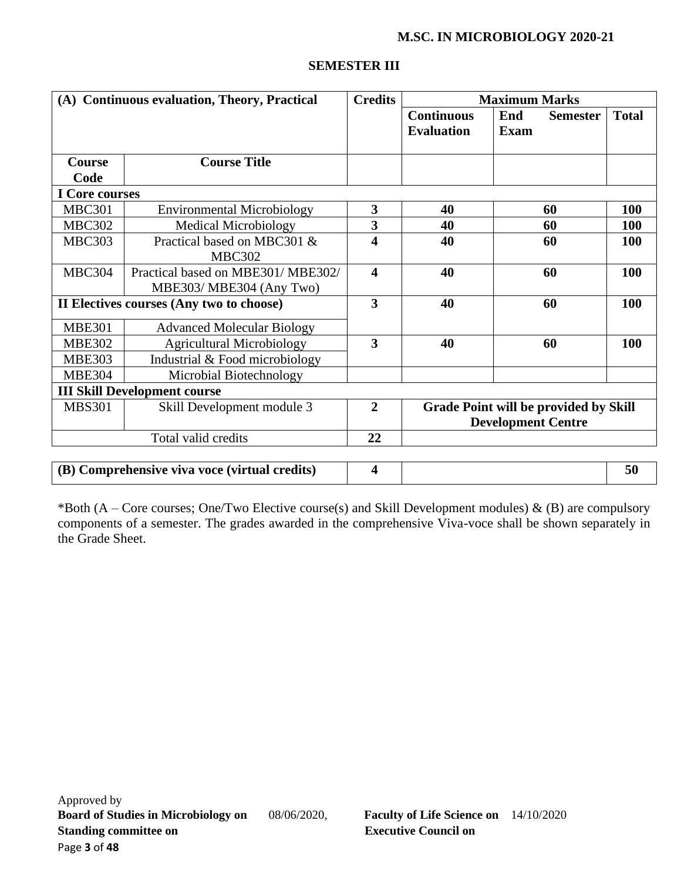# SEMESTER III

| (A) Continuous evaluation, Theory, Practical | | Credits | Maximum Marks | | |
|---|---|---|---|---|---|
| | | | Continuous Evaluation | End Semester Exam | Total |
| Course Code | Course Title | | | | |
| **I Core courses** | | | | | |
| MBC301 | Environmental Microbiology | **3** | **40** | **60** | **100** |
| MBC302 | Medical Microbiology | **3** | **40** | **60** | **100** |
| MBC303 | Practical based on MBC301 & MBC302 | **4** | **40** | **60** | **100** |
| MBC304 | Practical based on MBE301/ MBE302/ MBE303/ MBE304 (Any Two) | **4** | **40** | **60** | **100** |
| **II Electives courses (Any two to choose)** | | **3** | **40** | **60** | **100** |
| MBE301 | Advanced Molecular Biology | | | | |
| MBE302 | Agricultural Microbiology | **3** | **40** | **60** | **100** |
| MBE303 | Industrial & Food microbiology | | | | |
| MBE304 | Microbial Biotechnology | | | | |
| **III Skill Development course** | | | | | |
| MBS301 | Skill Development module 3 | **2** | **Grade Point will be provided by Skill Development Centre** | | |
| Total valid credits | | **22** | | | |

| (B) Comprehensive viva voce (virtual credits) | 4 | | 50 |
|---|---|---|---|

*Both (A – Core courses; One/Two Elective course(s) and Skill Development modules) & (B) are compulsory components of a semester. The grades awarded in the comprehensive Viva-voce shall be shown separately in the Grade Sheet.

Approved by
**Board of Studies in Microbiology on** 08/06/2020, **Faculty of Life Science on** 14/10/2020
**Standing committee on** **Executive Council on**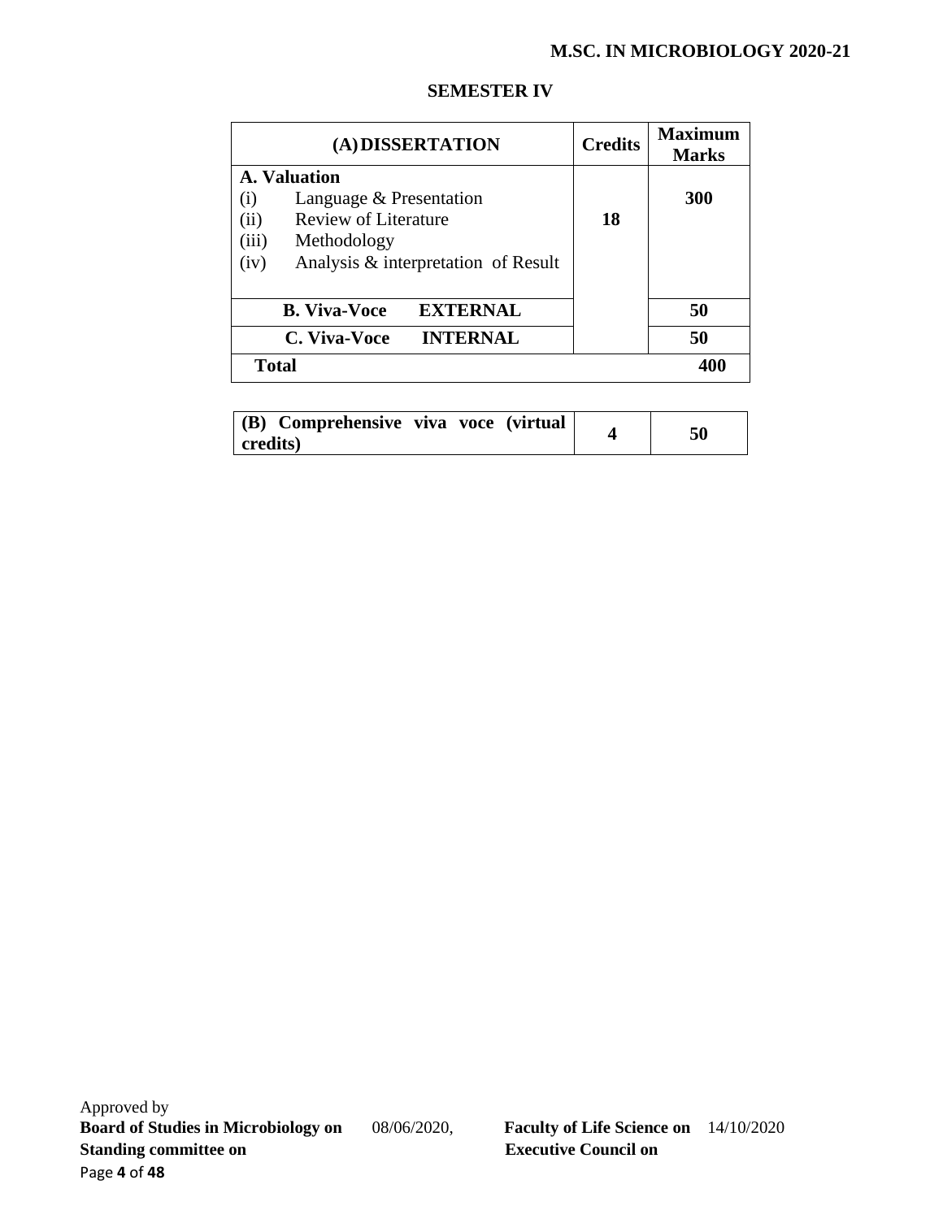## SEMESTER IV

| (A) DISSERTATION | Credits | Maximum Marks |
|---|---|---|
| **A. Valuation**<br>(i) Language & Presentation<br>(ii) Review of Literature<br>(iii) Methodology<br>(iv) Analysis & interpretation of Result | **18** | **300** |
| **B. Viva-Voce EXTERNAL** | | **50** |
| **C. Viva-Voce INTERNAL** | | **50** |
| **Total** | | **400** |

| (B) Comprehensive viva voce (virtual credits) | 4 | 50 |
|---|---|---|

Approved by
**Board of Studies in Microbiology on** 08/06/2020, **Faculty of Life Science on** 14/10/2020
**Standing committee on** **Executive Council on**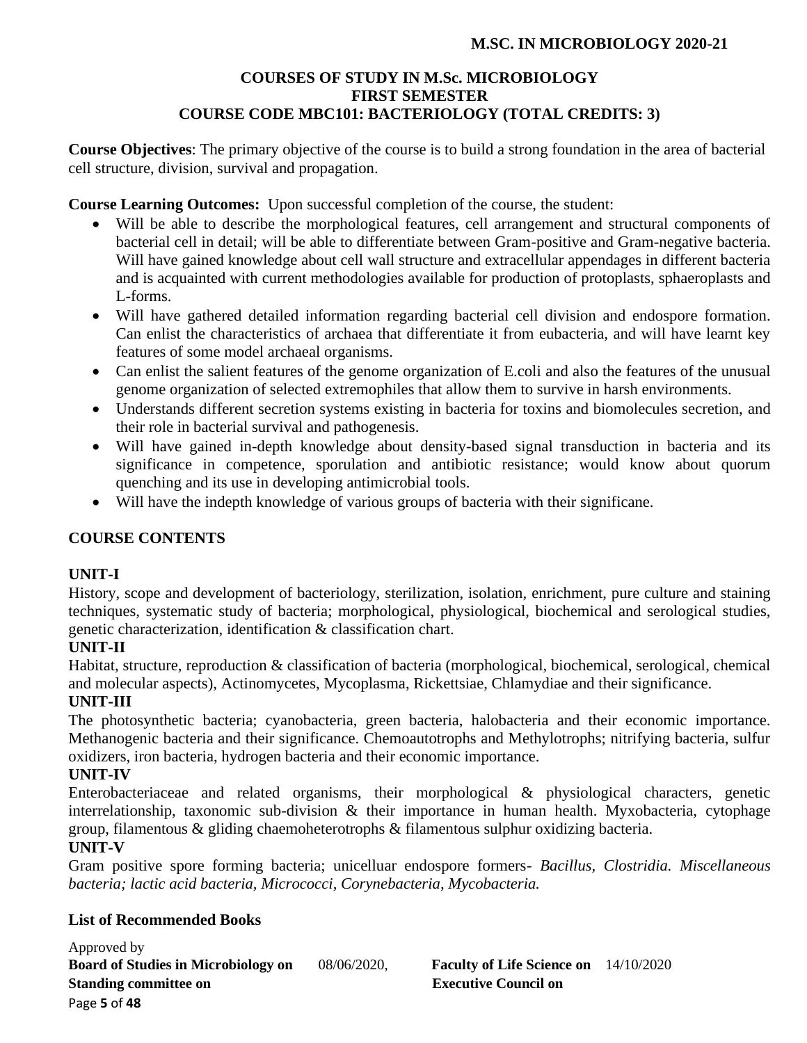## COURSES OF STUDY IN M.Sc. MICROBIOLOGY
## FIRST SEMESTER
## COURSE CODE MBC101: BACTERIOLOGY (TOTAL CREDITS: 3)

**Course Objectives**: The primary objective of the course is to build a strong foundation in the area of bacterial cell structure, division, survival and propagation.

**Course Learning Outcomes:** Upon successful completion of the course, the student:

- Will be able to describe the morphological features, cell arrangement and structural components of bacterial cell in detail; will be able to differentiate between Gram-positive and Gram-negative bacteria. Will have gained knowledge about cell wall structure and extracellular appendages in different bacteria and is acquainted with current methodologies available for production of protoplasts, sphaeroplasts and L-forms.
- Will have gathered detailed information regarding bacterial cell division and endospore formation. Can enlist the characteristics of archaea that differentiate it from eubacteria, and will have learnt key features of some model archaeal organisms.
- Can enlist the salient features of the genome organization of E.coli and also the features of the unusual genome organization of selected extremophiles that allow them to survive in harsh environments.
- Understands different secretion systems existing in bacteria for toxins and biomolecules secretion, and their role in bacterial survival and pathogenesis.
- Will have gained in-depth knowledge about density-based signal transduction in bacteria and its significance in competence, sporulation and antibiotic resistance; would know about quorum quenching and its use in developing antimicrobial tools.
- Will have the indepth knowledge of various groups of bacteria with their significane.

### COURSE CONTENTS

**UNIT-I**

History, scope and development of bacteriology, sterilization, isolation, enrichment, pure culture and staining techniques, systematic study of bacteria; morphological, physiological, biochemical and serological studies, genetic characterization, identification & classification chart.

**UNIT-II**

Habitat, structure, reproduction & classification of bacteria (morphological, biochemical, serological, chemical and molecular aspects), Actinomycetes, Mycoplasma, Rickettsiae, Chlamydiae and their significance.

**UNIT-III**

The photosynthetic bacteria; cyanobacteria, green bacteria, halobacteria and their economic importance. Methanogenic bacteria and their significance. Chemoautotrophs and Methylotrophs; nitrifying bacteria, sulfur oxidizers, iron bacteria, hydrogen bacteria and their economic importance.

**UNIT-IV**

Enterobacteriaceae and related organisms, their morphological & physiological characters, genetic interrelationship, taxonomic sub-division & their importance in human health. Myxobacteria, cytophage group, filamentous & gliding chaemoheterotrophs & filamentous sulphur oxidizing bacteria.

**UNIT-V**

Gram positive spore forming bacteria; unicelluar endospore formers- *Bacillus, Clostridia. Miscellaneous bacteria; lactic acid bacteria, Micrococci, Corynebacteria, Mycobacteria.*

### List of Recommended Books

Approved by
**Board of Studies in Microbiology on** 08/06/2020, **Faculty of Life Science on** 14/10/2020
**Standing committee on** **Executive Council on**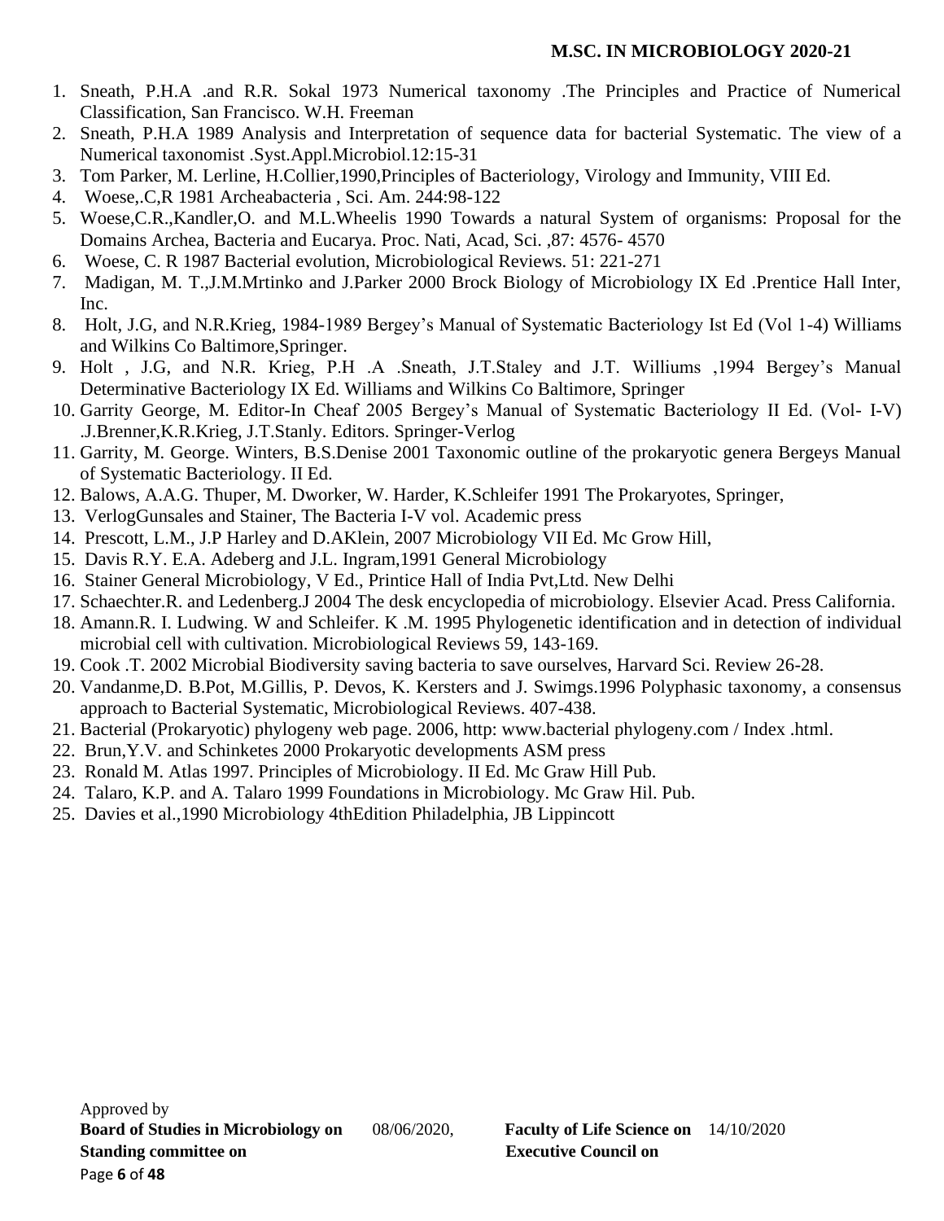1. Sneath, P.H.A .and R.R. Sokal 1973 Numerical taxonomy .The Principles and Practice of Numerical Classification, San Francisco. W.H. Freeman
2. Sneath, P.H.A 1989 Analysis and Interpretation of sequence data for bacterial Systematic. The view of a Numerical taxonomist .Syst.Appl.Microbiol.12:15-31
3. Tom Parker, M. Lerline, H.Collier,1990,Principles of Bacteriology, Virology and Immunity, VIII Ed.
4. Woese,.C,R 1981 Archeabacteria , Sci. Am. 244:98-122
5. Woese,C.R.,Kandler,O. and M.L.Wheelis 1990 Towards a natural System of organisms: Proposal for the Domains Archea, Bacteria and Eucarya. Proc. Nati, Acad, Sci. ,87: 4576- 4570
6. Woese, C. R 1987 Bacterial evolution, Microbiological Reviews. 51: 221-271
7. Madigan, M. T.,J.M.Mrtinko and J.Parker 2000 Brock Biology of Microbiology IX Ed .Prentice Hall Inter, Inc.
8. Holt, J.G, and N.R.Krieg, 1984-1989 Bergey's Manual of Systematic Bacteriology Ist Ed (Vol 1-4) Williams and Wilkins Co Baltimore,Springer.
9. Holt , J.G, and N.R. Krieg, P.H .A .Sneath, J.T.Staley and J.T. Williums ,1994 Bergey's Manual Determinative Bacteriology IX Ed. Williams and Wilkins Co Baltimore, Springer
10. Garrity George, M. Editor-In Cheaf 2005 Bergey's Manual of Systematic Bacteriology II Ed. (Vol- I-V) .J.Brenner,K.R.Krieg, J.T.Stanly. Editors. Springer-Verlog
11. Garrity, M. George. Winters, B.S.Denise 2001 Taxonomic outline of the prokaryotic genera Bergeys Manual of Systematic Bacteriology. II Ed.
12. Balows, A.A.G. Thuper, M. Dworker, W. Harder, K.Schleifer 1991 The Prokaryotes, Springer,
13. VerlogGunsales and Stainer, The Bacteria I-V vol. Academic press
14. Prescott, L.M., J.P Harley and D.AKlein, 2007 Microbiology VII Ed. Mc Grow Hill,
15. Davis R.Y. E.A. Adeberg and J.L. Ingram,1991 General Microbiology
16. Stainer General Microbiology, V Ed., Printice Hall of India Pvt,Ltd. New Delhi
17. Schaechter.R. and Ledenberg.J 2004 The desk encyclopedia of microbiology. Elsevier Acad. Press California.
18. Amann.R. I. Ludwing. W and Schleifer. K .M. 1995 Phylogenetic identification and in detection of individual microbial cell with cultivation. Microbiological Reviews 59, 143-169.
19. Cook .T. 2002 Microbial Biodiversity saving bacteria to save ourselves, Harvard Sci. Review 26-28.
20. Vandanme,D. B.Pot, M.Gillis, P. Devos, K. Kersters and J. Swimgs.1996 Polyphasic taxonomy, a consensus approach to Bacterial Systematic, Microbiological Reviews. 407-438.
21. Bacterial (Prokaryotic) phylogeny web page. 2006, http: www.bacterial phylogeny.com / Index .html.
22. Brun,Y.V. and Schinketes 2000 Prokaryotic developments ASM press
23. Ronald M. Atlas 1997. Principles of Microbiology. II Ed. Mc Graw Hill Pub.
24. Talaro, K.P. and A. Talaro 1999 Foundations in Microbiology. Mc Graw Hil. Pub.
25. Davies et al.,1990 Microbiology 4thEdition Philadelphia, JB Lippincott

Approved by
**Board of Studies in Microbiology on** 08/06/2020, **Faculty of Life Science on** 14/10/2020
**Standing committee on** **Executive Council on**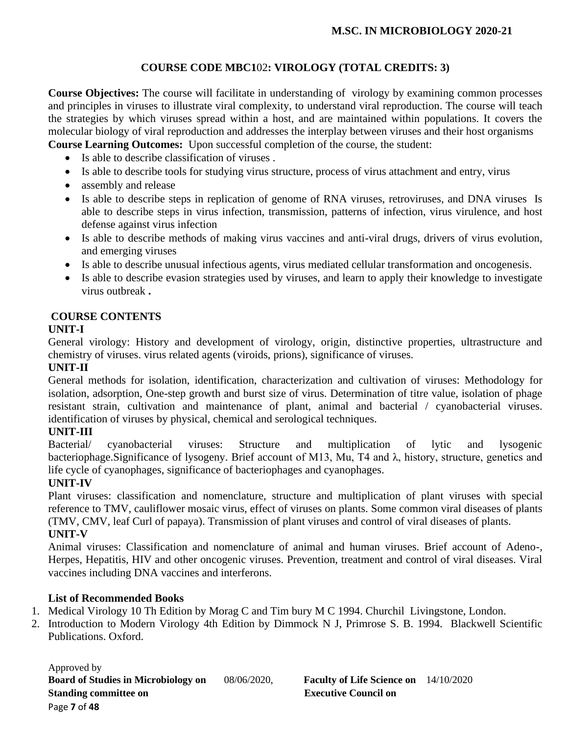## COURSE CODE MBC102: VIROLOGY (TOTAL CREDITS: 3)

**Course Objectives:** The course will facilitate in understanding of virology by examining common processes and principles in viruses to illustrate viral complexity, to understand viral reproduction. The course will teach the strategies by which viruses spread within a host, and are maintained within populations. It covers the molecular biology of viral reproduction and addresses the interplay between viruses and their host organisms

**Course Learning Outcomes:** Upon successful completion of the course, the student:

- Is able to describe classification of viruses .
- Is able to describe tools for studying virus structure, process of virus attachment and entry, virus
- assembly and release
- Is able to describe steps in replication of genome of RNA viruses, retroviruses, and DNA viruses Is able to describe steps in virus infection, transmission, patterns of infection, virus virulence, and host defense against virus infection
- Is able to describe methods of making virus vaccines and anti-viral drugs, drivers of virus evolution, and emerging viruses
- Is able to describe unusual infectious agents, virus mediated cellular transformation and oncogenesis.
- Is able to describe evasion strategies used by viruses, and learn to apply their knowledge to investigate virus outbreak **.**

### COURSE CONTENTS

**UNIT-I**

General virology: History and development of virology, origin, distinctive properties, ultrastructure and chemistry of viruses. virus related agents (viroids, prions), significance of viruses.

**UNIT-II**

General methods for isolation, identification, characterization and cultivation of viruses: Methodology for isolation, adsorption, One-step growth and burst size of virus. Determination of titre value, isolation of phage resistant strain, cultivation and maintenance of plant, animal and bacterial / cyanobacterial viruses. identification of viruses by physical, chemical and serological techniques.

**UNIT-III**

Bacterial/ cyanobacterial viruses: Structure and multiplication of lytic and lysogenic bacteriophage.Significance of lysogeny. Brief account of M13, Mu, T4 and λ, history, structure, genetics and life cycle of cyanophages, significance of bacteriophages and cyanophages.

**UNIT-IV**

Plant viruses: classification and nomenclature, structure and multiplication of plant viruses with special reference to TMV, cauliflower mosaic virus, effect of viruses on plants. Some common viral diseases of plants (TMV, CMV, leaf Curl of papaya). Transmission of plant viruses and control of viral diseases of plants.

**UNIT-V**

Animal viruses: Classification and nomenclature of animal and human viruses. Brief account of Adeno-, Herpes, Hepatitis, HIV and other oncogenic viruses. Prevention, treatment and control of viral diseases. Viral vaccines including DNA vaccines and interferons.

**List of Recommended Books**

1. Medical Virology 10 Th Edition by Morag C and Tim bury M C 1994. Churchil Livingstone, London.
2. Introduction to Modern Virology 4th Edition by Dimmock N J, Primrose S. B. 1994. Blackwell Scientific Publications. Oxford.

Approved by
**Board of Studies in Microbiology on** 08/06/2020, **Faculty of Life Science on** 14/10/2020
**Standing committee on** **Executive Council on**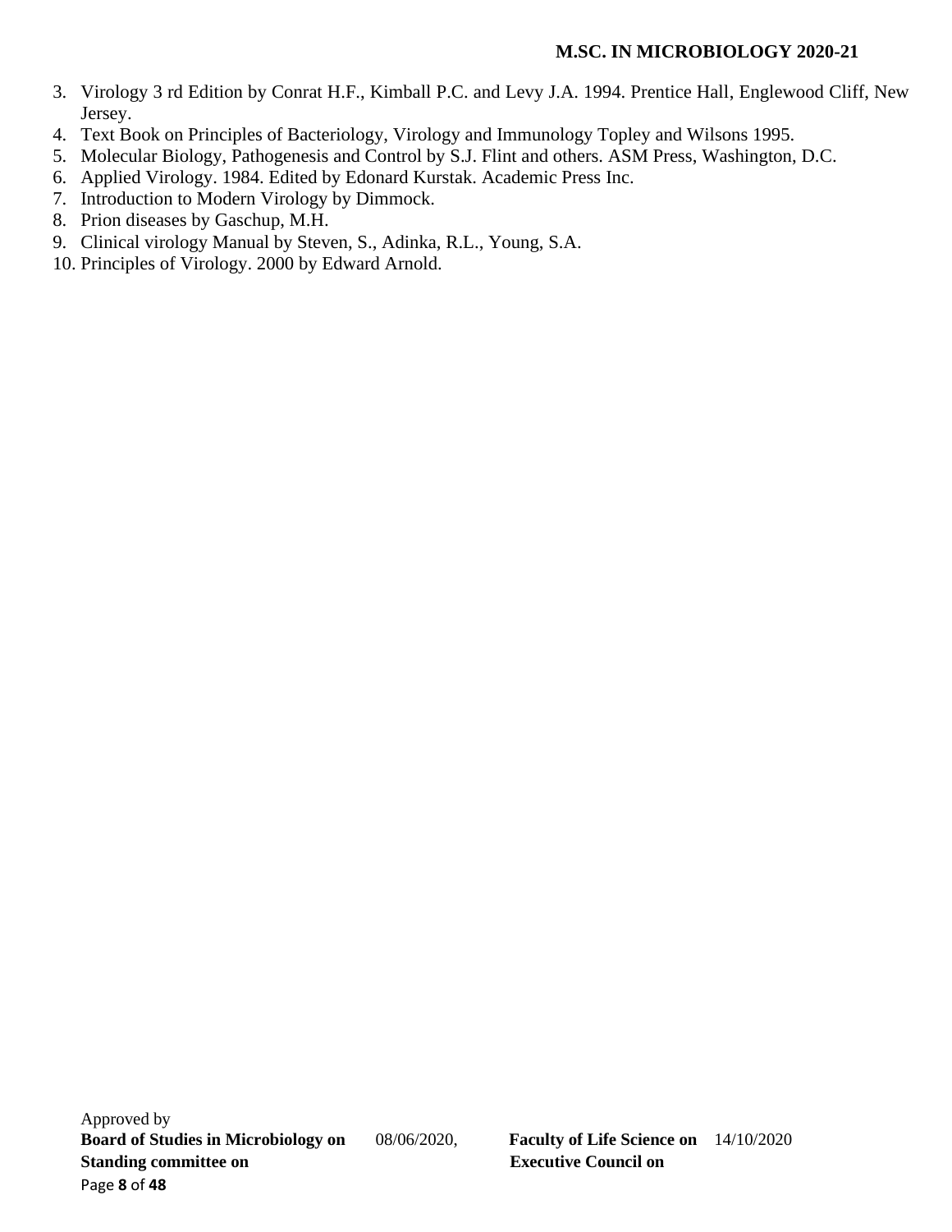3. Virology 3 rd Edition by Conrat H.F., Kimball P.C. and Levy J.A. 1994. Prentice Hall, Englewood Cliff, New Jersey.
4. Text Book on Principles of Bacteriology, Virology and Immunology Topley and Wilsons 1995.
5. Molecular Biology, Pathogenesis and Control by S.J. Flint and others. ASM Press, Washington, D.C.
6. Applied Virology. 1984. Edited by Edonard Kurstak. Academic Press Inc.
7. Introduction to Modern Virology by Dimmock.
8. Prion diseases by Gaschup, M.H.
9. Clinical virology Manual by Steven, S., Adinka, R.L., Young, S.A.
10. Principles of Virology. 2000 by Edward Arnold.

Approved by
**Board of Studies in Microbiology on** 08/06/2020, **Faculty of Life Science on** 14/10/2020
**Standing committee on** **Executive Council on**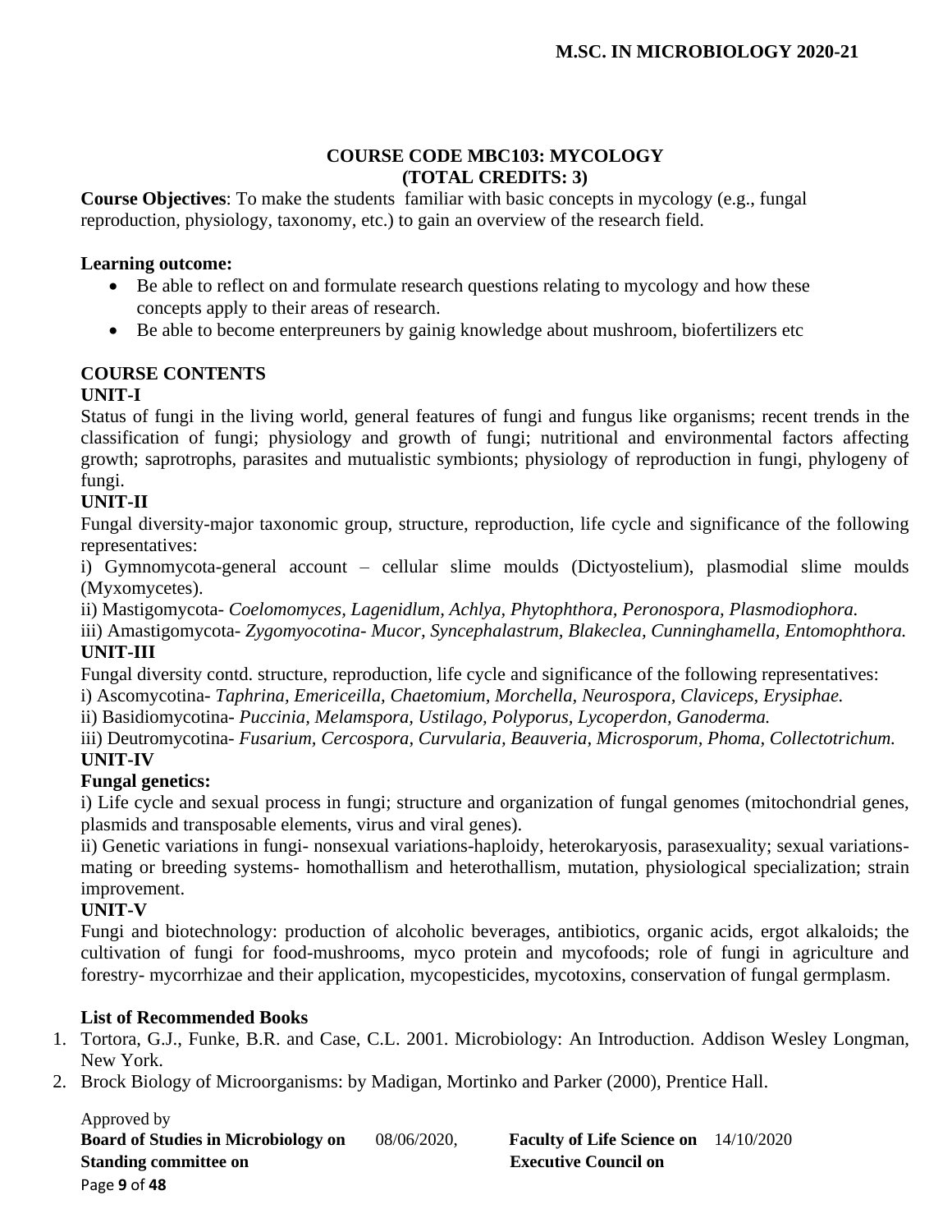## COURSE CODE MBC103: MYCOLOGY
## (TOTAL CREDITS: 3)

**Course Objectives**: To make the students familiar with basic concepts in mycology (e.g., fungal reproduction, physiology, taxonomy, etc.) to gain an overview of the research field.

**Learning outcome:**

- Be able to reflect on and formulate research questions relating to mycology and how these concepts apply to their areas of research.
- Be able to become enterpreuners by gainig knowledge about mushroom, biofertilizers etc

### COURSE CONTENTS

**UNIT-I**

Status of fungi in the living world, general features of fungi and fungus like organisms; recent trends in the classification of fungi; physiology and growth of fungi; nutritional and environmental factors affecting growth; saprotrophs, parasites and mutualistic symbionts; physiology of reproduction in fungi, phylogeny of fungi.

**UNIT-II**

Fungal diversity-major taxonomic group, structure, reproduction, life cycle and significance of the following representatives:

i) Gymnomycota-general account – cellular slime moulds (Dictyostelium), plasmodial slime moulds (Myxomycetes).

ii) Mastigomycota- *Coelomomyces, Lagenidlum, Achlya, Phytophthora, Peronospora, Plasmodiophora.*

iii) Amastigomycota- *Zygomyocotina- Mucor, Syncephalastrum, Blakeclea, Cunninghamella, Entomophthora.*

**UNIT-III**

Fungal diversity contd. structure, reproduction, life cycle and significance of the following representatives:

i) Ascomycotina- *Taphrina, Emericeilla, Chaetomium, Morchella, Neurospora, Claviceps, Erysiphae.*

ii) Basidiomycotina- *Puccinia, Melampsora, Ustilago, Polyporus, Lycoperdon, Ganoderma.*

iii) Deutromycotina- *Fusarium, Cercospora, Curvularia, Beauveria, Microsporum, Phoma, Collectotrichum.*

**UNIT-IV**

**Fungal genetics:**

i) Life cycle and sexual process in fungi; structure and organization of fungal genomes (mitochondrial genes, plasmids and transposable elements, virus and viral genes).

ii) Genetic variations in fungi- nonsexual variations-haploidy, heterokaryosis, parasexuality; sexual variations-mating or breeding systems- homothallism and heterothallism, mutation, physiological specialization; strain improvement.

**UNIT-V**

Fungi and biotechnology: production of alcoholic beverages, antibiotics, organic acids, ergot alkaloids; the cultivation of fungi for food-mushrooms, myco protein and mycofoods; role of fungi in agriculture and forestry- mycorrhizae and their application, mycopesticides, mycotoxins, conservation of fungal germplasm.

**List of Recommended Books**

1. Tortora, G.J., Funke, B.R. and Case, C.L. 2001. Microbiology: An Introduction. Addison Wesley Longman, New York.
2. Brock Biology of Microorganisms: by Madigan, Mortinko and Parker (2000), Prentice Hall.

Approved by
**Board of Studies in Microbiology on** 08/06/2020, **Faculty of Life Science on** 14/10/2020
**Standing committee on** **Executive Council on**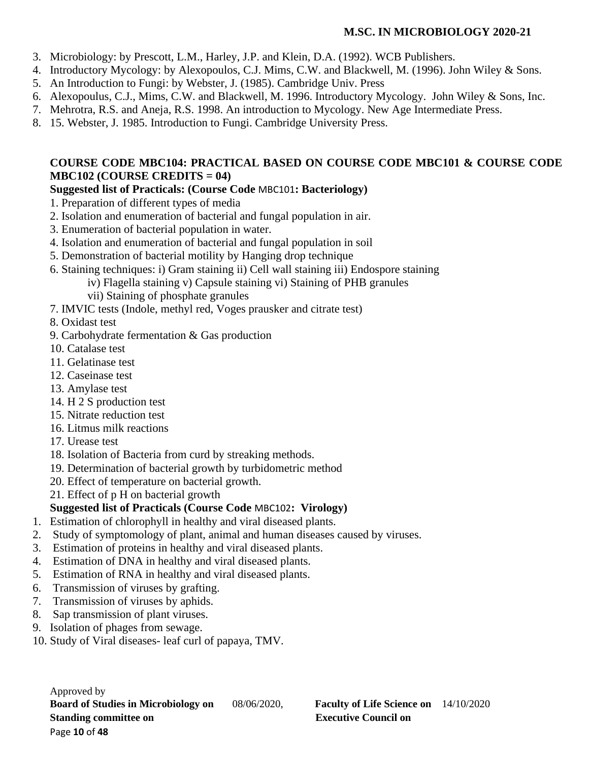3. Microbiology: by Prescott, L.M., Harley, J.P. and Klein, D.A. (1992). WCB Publishers.
4. Introductory Mycology: by Alexopoulos, C.J. Mims, C.W. and Blackwell, M. (1996). John Wiley & Sons.
5. An Introduction to Fungi: by Webster, J. (1985). Cambridge Univ. Press
6. Alexopoulus, C.J., Mims, C.W. and Blackwell, M. 1996. Introductory Mycology. John Wiley & Sons, Inc.
7. Mehrotra, R.S. and Aneja, R.S. 1998. An introduction to Mycology. New Age Intermediate Press.
8. 15. Webster, J. 1985. Introduction to Fungi. Cambridge University Press.

**COURSE CODE MBC104: PRACTICAL BASED ON COURSE CODE MBC101 & COURSE CODE MBC102 (COURSE CREDITS = 04)**

**Suggested list of Practicals: (Course Code MBC101: Bacteriology)**

1. Preparation of different types of media
2. Isolation and enumeration of bacterial and fungal population in air.
3. Enumeration of bacterial population in water.
4. Isolation and enumeration of bacterial and fungal population in soil
5. Demonstration of bacterial motility by Hanging drop technique
6. Staining techniques: i) Gram staining ii) Cell wall staining iii) Endospore staining
   iv) Flagella staining v) Capsule staining vi) Staining of PHB granules
   vii) Staining of phosphate granules
7. IMVIC tests (Indole, methyl red, Voges prausker and citrate test)
8. Oxidast test
9. Carbohydrate fermentation & Gas production
10. Catalase test
11. Gelatinase test
12. Caseinase test
13. Amylase test
14. H 2 S production test
15. Nitrate reduction test
16. Litmus milk reactions
17. Urease test
18. Isolation of Bacteria from curd by streaking methods.
19. Determination of bacterial growth by turbidometric method
20. Effect of temperature on bacterial growth.
21. Effect of p H on bacterial growth

**Suggested list of Practicals (Course Code MBC102: Virology)**

1. Estimation of chlorophyll in healthy and viral diseased plants.
2. Study of symptomology of plant, animal and human diseases caused by viruses.
3. Estimation of proteins in healthy and viral diseased plants.
4. Estimation of DNA in healthy and viral diseased plants.
5. Estimation of RNA in healthy and viral diseased plants.
6. Transmission of viruses by grafting.
7. Transmission of viruses by aphids.
8. Sap transmission of plant viruses.
9. Isolation of phages from sewage.
10. Study of Viral diseases- leaf curl of papaya, TMV.

Approved by
**Board of Studies in Microbiology on** 08/06/2020, **Faculty of Life Science on** 14/10/2020
**Standing committee on** **Executive Council on**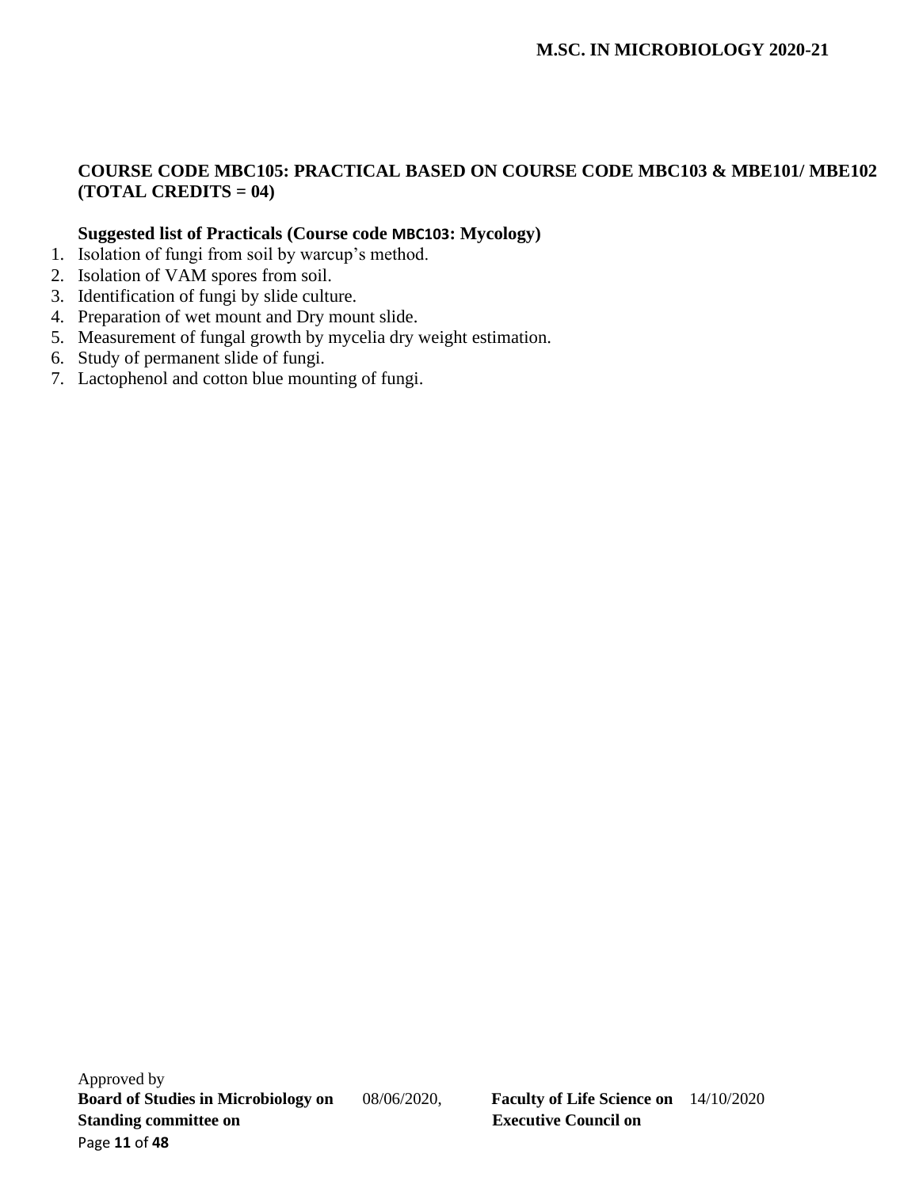### COURSE CODE MBC105: PRACTICAL BASED ON COURSE CODE MBC103 & MBE101/ MBE102 (TOTAL CREDITS = 04)

**Suggested list of Practicals (Course code MBC103: Mycology)**

1. Isolation of fungi from soil by warcup's method.
2. Isolation of VAM spores from soil.
3. Identification of fungi by slide culture.
4. Preparation of wet mount and Dry mount slide.
5. Measurement of fungal growth by mycelia dry weight estimation.
6. Study of permanent slide of fungi.
7. Lactophenol and cotton blue mounting of fungi.

Approved by
**Board of Studies in Microbiology on** 08/06/2020, **Faculty of Life Science on** 14/10/2020
**Standing committee on** **Executive Council on**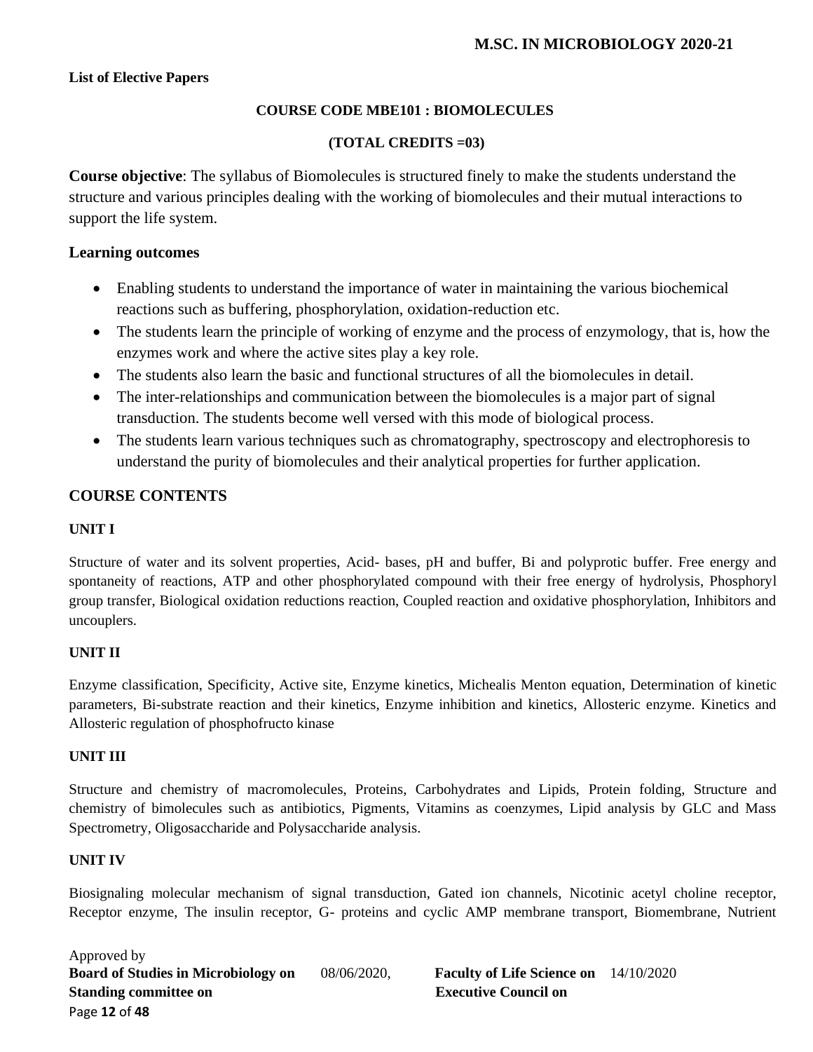**List of Elective Papers**

**COURSE CODE MBE101 : BIOMOLECULES**

**(TOTAL CREDITS =03)**

**Course objective**: The syllabus of Biomolecules is structured finely to make the students understand the structure and various principles dealing with the working of biomolecules and their mutual interactions to support the life system.

## Learning outcomes

- Enabling students to understand the importance of water in maintaining the various biochemical reactions such as buffering, phosphorylation, oxidation-reduction etc.
- The students learn the principle of working of enzyme and the process of enzymology, that is, how the enzymes work and where the active sites play a key role.
- The students also learn the basic and functional structures of all the biomolecules in detail.
- The inter-relationships and communication between the biomolecules is a major part of signal transduction. The students become well versed with this mode of biological process.
- The students learn various techniques such as chromatography, spectroscopy and electrophoresis to understand the purity of biomolecules and their analytical properties for further application.

## COURSE CONTENTS

### UNIT I

Structure of water and its solvent properties, Acid- bases, pH and buffer, Bi and polyprotic buffer. Free energy and spontaneity of reactions, ATP and other phosphorylated compound with their free energy of hydrolysis, Phosphoryl group transfer, Biological oxidation reductions reaction, Coupled reaction and oxidative phosphorylation, Inhibitors and uncouplers.

### UNIT II

Enzyme classification, Specificity, Active site, Enzyme kinetics, Michealis Menton equation, Determination of kinetic parameters, Bi-substrate reaction and their kinetics, Enzyme inhibition and kinetics, Allosteric enzyme. Kinetics and Allosteric regulation of phosphofructo kinase

### UNIT III

Structure and chemistry of macromolecules, Proteins, Carbohydrates and Lipids, Protein folding, Structure and chemistry of bimolecules such as antibiotics, Pigments, Vitamins as coenzymes, Lipid analysis by GLC and Mass Spectrometry, Oligosaccharide and Polysaccharide analysis.

### UNIT IV

Biosignaling molecular mechanism of signal transduction, Gated ion channels, Nicotinic acetyl choline receptor, Receptor enzyme, The insulin receptor, G- proteins and cyclic AMP membrane transport, Biomembrane, Nutrient

Approved by
**Board of Studies in Microbiology on** 08/06/2020, **Faculty of Life Science on** 14/10/2020
**Standing committee on** **Executive Council on**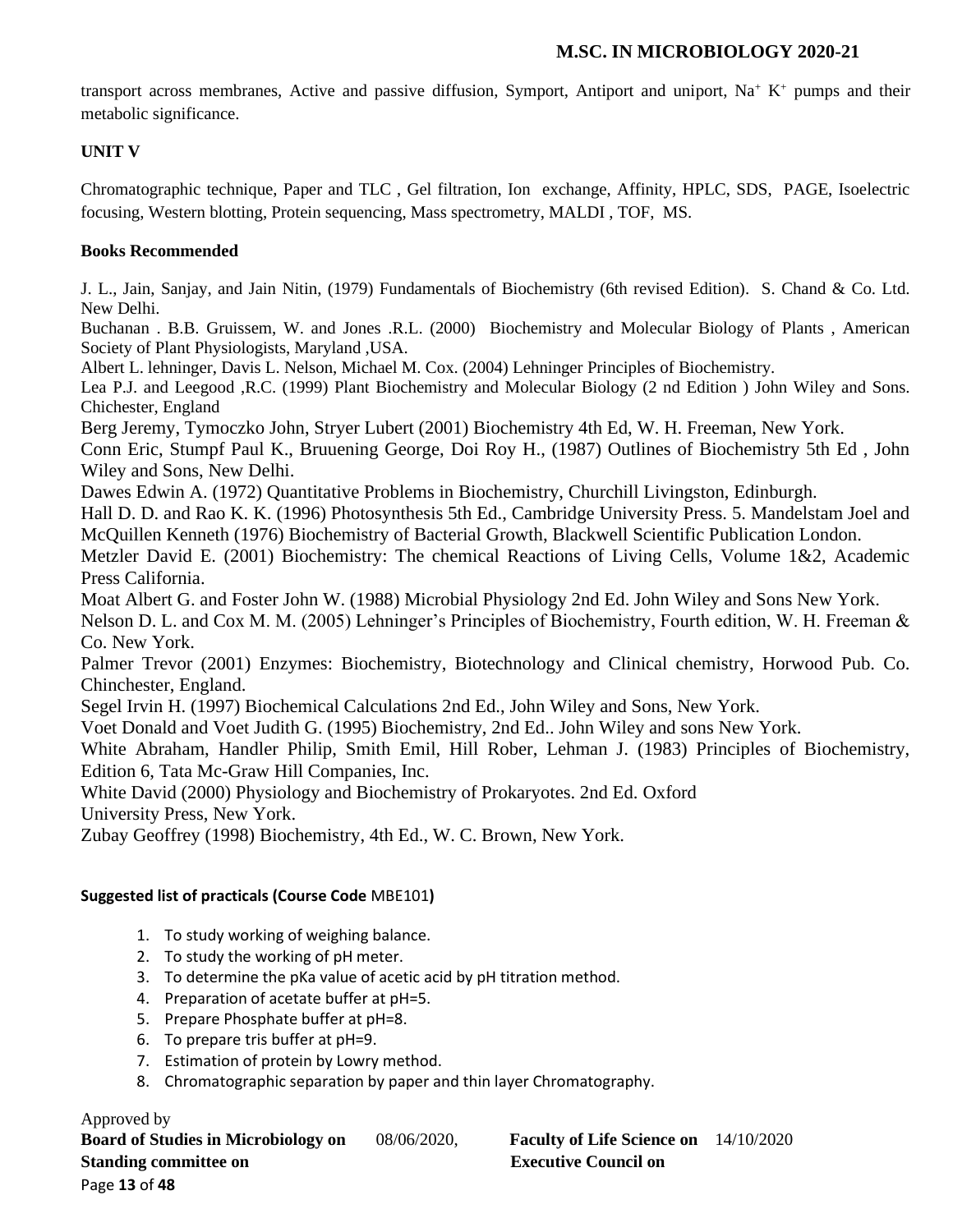transport across membranes, Active and passive diffusion, Symport, Antiport and uniport, $Na^+$ $K^+$ pumps and their metabolic significance.

**UNIT V**

Chromatographic technique, Paper and TLC , Gel filtration, Ion exchange, Affinity, HPLC, SDS, PAGE, Isoelectric focusing, Western blotting, Protein sequencing, Mass spectrometry, MALDI , TOF, MS.

**Books Recommended**

J. L., Jain, Sanjay, and Jain Nitin, (1979) Fundamentals of Biochemistry (6th revised Edition). S. Chand & Co. Ltd. New Delhi.

Buchanan . B.B. Gruissem, W. and Jones .R.L. (2000) Biochemistry and Molecular Biology of Plants , American Society of Plant Physiologists, Maryland ,USA.

Albert L. lehninger, Davis L. Nelson, Michael M. Cox. (2004) Lehninger Principles of Biochemistry.

Lea P.J. and Leegood ,R.C. (1999) Plant Biochemistry and Molecular Biology (2 nd Edition ) John Wiley and Sons. Chichester, England

Berg Jeremy, Tymoczko John, Stryer Lubert (2001) Biochemistry 4th Ed, W. H. Freeman, New York.

Conn Eric, Stumpf Paul K., Bruuening George, Doi Roy H., (1987) Outlines of Biochemistry 5th Ed , John Wiley and Sons, New Delhi.

Dawes Edwin A. (1972) Quantitative Problems in Biochemistry, Churchill Livingston, Edinburgh.

Hall D. D. and Rao K. K. (1996) Photosynthesis 5th Ed., Cambridge University Press. 5. Mandelstam Joel and McQuillen Kenneth (1976) Biochemistry of Bacterial Growth, Blackwell Scientific Publication London.

Metzler David E. (2001) Biochemistry: The chemical Reactions of Living Cells, Volume 1&2, Academic Press California.

Moat Albert G. and Foster John W. (1988) Microbial Physiology 2nd Ed. John Wiley and Sons New York.

Nelson D. L. and Cox M. M. (2005) Lehninger's Principles of Biochemistry, Fourth edition, W. H. Freeman & Co. New York.

Palmer Trevor (2001) Enzymes: Biochemistry, Biotechnology and Clinical chemistry, Horwood Pub. Co. Chinchester, England.

Segel Irvin H. (1997) Biochemical Calculations 2nd Ed., John Wiley and Sons, New York.

Voet Donald and Voet Judith G. (1995) Biochemistry, 2nd Ed.. John Wiley and sons New York.

White Abraham, Handler Philip, Smith Emil, Hill Rober, Lehman J. (1983) Principles of Biochemistry, Edition 6, Tata Mc-Graw Hill Companies, Inc.

White David (2000) Physiology and Biochemistry of Prokaryotes. 2nd Ed. Oxford University Press, New York.

Zubay Geoffrey (1998) Biochemistry, 4th Ed., W. C. Brown, New York.

**Suggested list of practicals (Course Code** MBE101**)**

1. To study working of weighing balance.
2. To study the working of pH meter.
3. To determine the pKa value of acetic acid by pH titration method.
4. Preparation of acetate buffer at pH=5.
5. Prepare Phosphate buffer at pH=8.
6. To prepare tris buffer at pH=9.
7. Estimation of protein by Lowry method.
8. Chromatographic separation by paper and thin layer Chromatography.

Approved by
**Board of Studies in Microbiology on** 08/06/2020, **Faculty of Life Science on** 14/10/2020
**Standing committee on** **Executive Council on**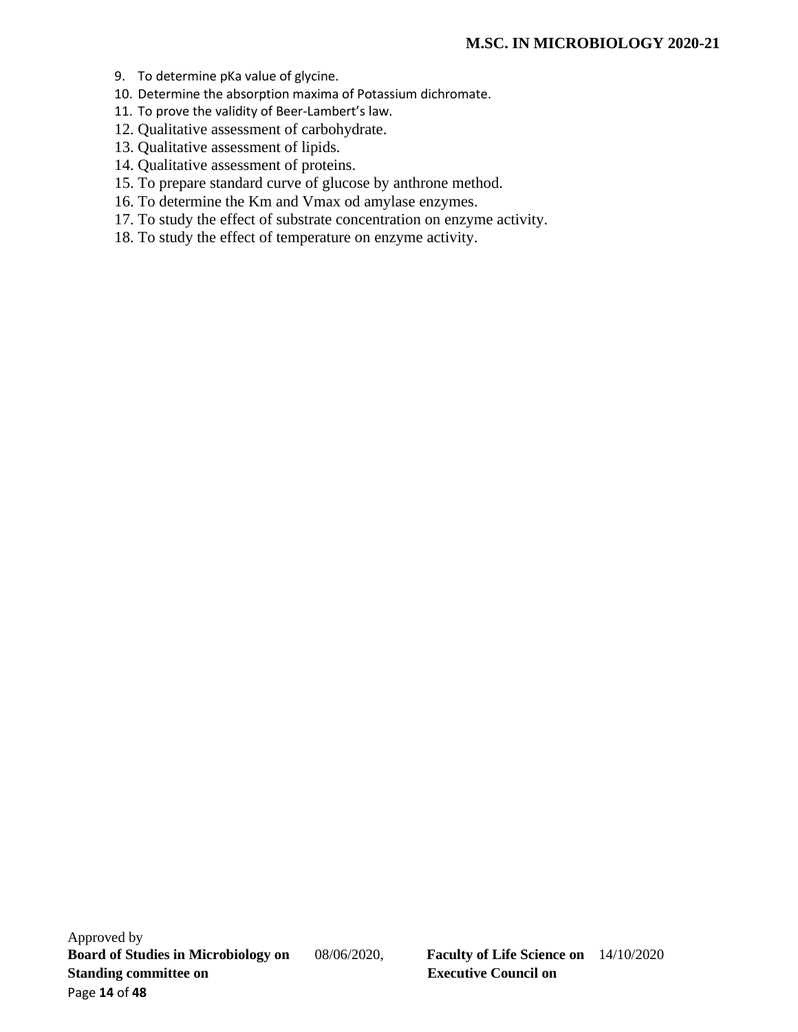9. To determine pKa value of glycine.
10. Determine the absorption maxima of Potassium dichromate.
11. To prove the validity of Beer-Lambert's law.
12. Qualitative assessment of carbohydrate.
13. Qualitative assessment of lipids.
14. Qualitative assessment of proteins.
15. To prepare standard curve of glucose by anthrone method.
16. To determine the Km and Vmax od amylase enzymes.
17. To study the effect of substrate concentration on enzyme activity.
18. To study the effect of temperature on enzyme activity.

Approved by
**Board of Studies in Microbiology on** 08/06/2020, **Faculty of Life Science on** 14/10/2020
**Standing committee on** **Executive Council on**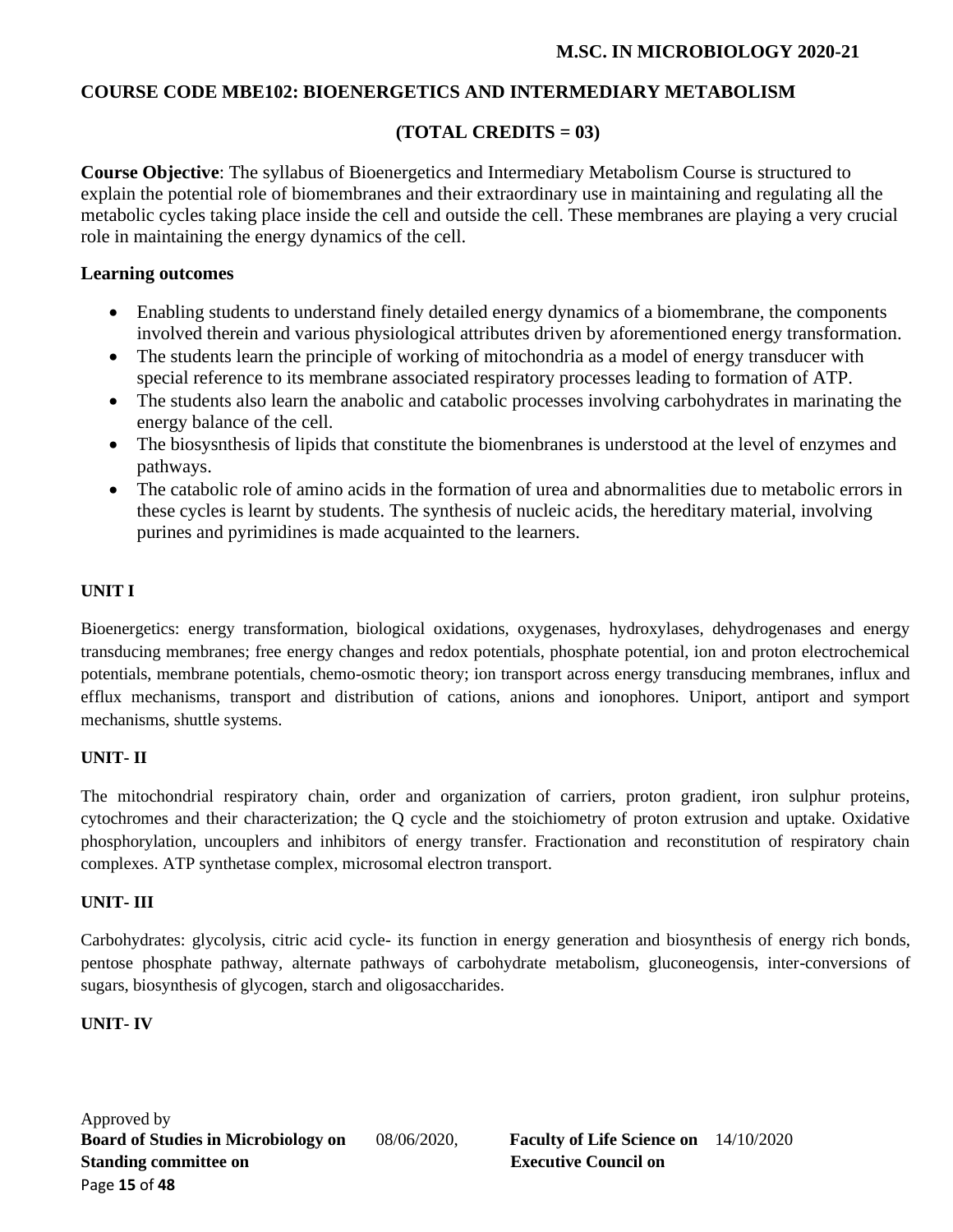## COURSE CODE MBE102: BIOENERGETICS AND INTERMEDIARY METABOLISM

**(TOTAL CREDITS = 03)**

**Course Objective**: The syllabus of Bioenergetics and Intermediary Metabolism Course is structured to explain the potential role of biomembranes and their extraordinary use in maintaining and regulating all the metabolic cycles taking place inside the cell and outside the cell. These membranes are playing a very crucial role in maintaining the energy dynamics of the cell.

### Learning outcomes

- Enabling students to understand finely detailed energy dynamics of a biomembrane, the components involved therein and various physiological attributes driven by aforementioned energy transformation.
- The students learn the principle of working of mitochondria as a model of energy transducer with special reference to its membrane associated respiratory processes leading to formation of ATP.
- The students also learn the anabolic and catabolic processes involving carbohydrates in marinating the energy balance of the cell.
- The biosysnthesis of lipids that constitute the biomenbranes is understood at the level of enzymes and pathways.
- The catabolic role of amino acids in the formation of urea and abnormalities due to metabolic errors in these cycles is learnt by students. The synthesis of nucleic acids, the hereditary material, involving purines and pyrimidines is made acquainted to the learners.

### UNIT I

Bioenergetics: energy transformation, biological oxidations, oxygenases, hydroxylases, dehydrogenases and energy transducing membranes; free energy changes and redox potentials, phosphate potential, ion and proton electrochemical potentials, membrane potentials, chemo-osmotic theory; ion transport across energy transducing membranes, influx and efflux mechanisms, transport and distribution of cations, anions and ionophores. Uniport, antiport and symport mechanisms, shuttle systems.

### UNIT- II

The mitochondrial respiratory chain, order and organization of carriers, proton gradient, iron sulphur proteins, cytochromes and their characterization; the Q cycle and the stoichiometry of proton extrusion and uptake. Oxidative phosphorylation, uncouplers and inhibitors of energy transfer. Fractionation and reconstitution of respiratory chain complexes. ATP synthetase complex, microsomal electron transport.

### UNIT- III

Carbohydrates: glycolysis, citric acid cycle- its function in energy generation and biosynthesis of energy rich bonds, pentose phosphate pathway, alternate pathways of carbohydrate metabolism, gluconeogensis, inter-conversions of sugars, biosynthesis of glycogen, starch and oligosaccharides.

### UNIT- IV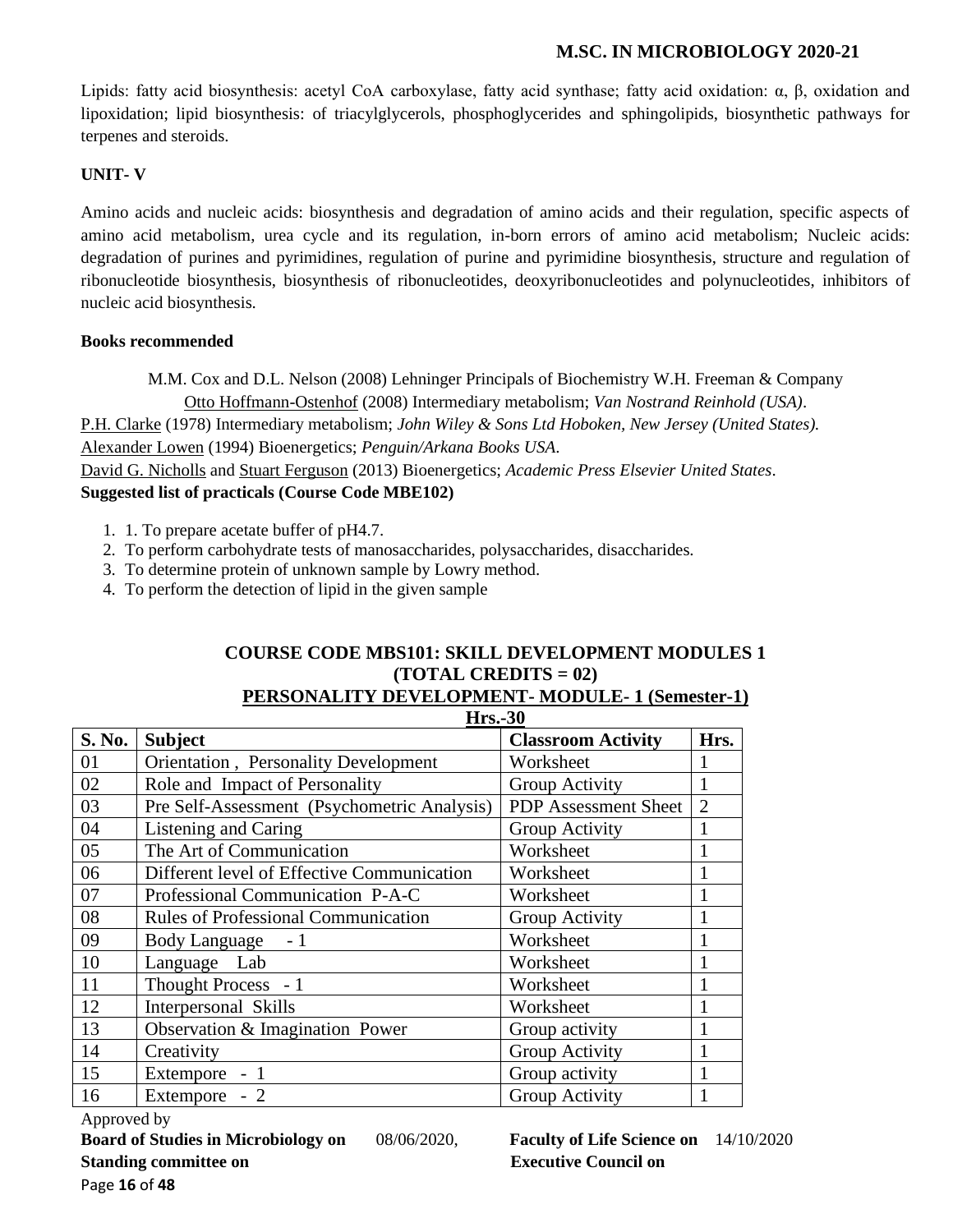Lipids: fatty acid biosynthesis: acetyl CoA carboxylase, fatty acid synthase; fatty acid oxidation: α, β, oxidation and lipoxidation; lipid biosynthesis: of triacylglycerols, phosphoglycerides and sphingolipids, biosynthetic pathways for terpenes and steroids.

**UNIT- V**

Amino acids and nucleic acids: biosynthesis and degradation of amino acids and their regulation, specific aspects of amino acid metabolism, urea cycle and its regulation, in-born errors of amino acid metabolism; Nucleic acids: degradation of purines and pyrimidines, regulation of purine and pyrimidine biosynthesis, structure and regulation of ribonucleotide biosynthesis, biosynthesis of ribonucleotides, deoxyribonucleotides and polynucleotides, inhibitors of nucleic acid biosynthesis.

**Books recommended**

M.M. Cox and D.L. Nelson (2008) Lehninger Principals of Biochemistry W.H. Freeman & Company
Otto Hoffmann-Ostenhof (2008) Intermediary metabolism; *Van Nostrand Reinhold (USA)*.
P.H. Clarke (1978) Intermediary metabolism; *John Wiley & Sons Ltd Hoboken, New Jersey (United States).*
Alexander Lowen (1994) Bioenergetics; *Penguin/Arkana Books USA*.
David G. Nicholls and Stuart Ferguson (2013) Bioenergetics; *Academic Press Elsevier United States*.

**Suggested list of practicals (Course Code MBE102)**

1. 1. To prepare acetate buffer of pH4.7.
2. To perform carbohydrate tests of manosaccharides, polysaccharides, disaccharides.
3. To determine protein of unknown sample by Lowry method.
4. To perform the detection of lipid in the given sample

## COURSE CODE MBS101: SKILL DEVELOPMENT MODULES 1 (TOTAL CREDITS = 02)

### PERSONALITY DEVELOPMENT- MODULE- 1 (Semester-1)

**Hrs.-30**

| S. No. | Subject | Classroom Activity | Hrs. |
|---|---|---|---|
| 01 | Orientation , Personality Development | Worksheet | 1 |
| 02 | Role and Impact of Personality | Group Activity | 1 |
| 03 | Pre Self-Assessment (Psychometric Analysis) | PDP Assessment Sheet | 2 |
| 04 | Listening and Caring | Group Activity | 1 |
| 05 | The Art of Communication | Worksheet | 1 |
| 06 | Different level of Effective Communication | Worksheet | 1 |
| 07 | Professional Communication P-A-C | Worksheet | 1 |
| 08 | Rules of Professional Communication | Group Activity | 1 |
| 09 | Body Language - 1 | Worksheet | 1 |
| 10 | Language Lab | Worksheet | 1 |
| 11 | Thought Process - 1 | Worksheet | 1 |
| 12 | Interpersonal Skills | Worksheet | 1 |
| 13 | Observation & Imagination Power | Group activity | 1 |
| 14 | Creativity | Group Activity | 1 |
| 15 | Extempore - 1 | Group activity | 1 |
| 16 | Extempore - 2 | Group Activity | 1 |

Approved by
**Board of Studies in Microbiology on** 08/06/2020, **Faculty of Life Science on** 14/10/2020
**Standing committee on** **Executive Council on**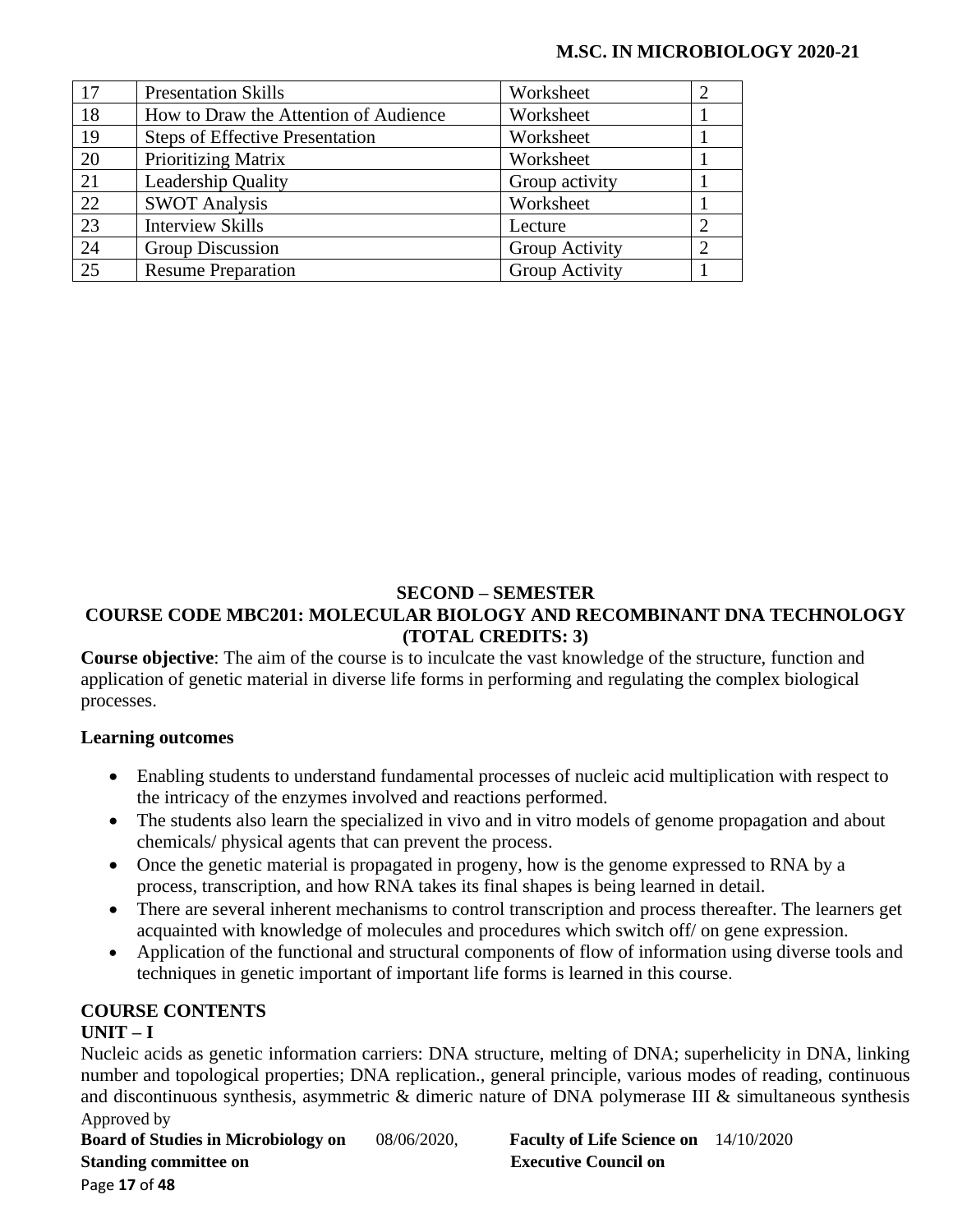| 17 | Presentation Skills | Worksheet | 2 |
|---|---|---|---|
| 18 | How to Draw the Attention of Audience | Worksheet | 1 |
| 19 | Steps of Effective Presentation | Worksheet | 1 |
| 20 | Prioritizing Matrix | Worksheet | 1 |
| 21 | Leadership Quality | Group activity | 1 |
| 22 | SWOT Analysis | Worksheet | 1 |
| 23 | Interview Skills | Lecture | 2 |
| 24 | Group Discussion | Group Activity | 2 |
| 25 | Resume Preparation | Group Activity | 1 |

## SECOND – SEMESTER

## COURSE CODE MBC201: MOLECULAR BIOLOGY AND RECOMBINANT DNA TECHNOLOGY (TOTAL CREDITS: 3)

**Course objective**: The aim of the course is to inculcate the vast knowledge of the structure, function and application of genetic material in diverse life forms in performing and regulating the complex biological processes.

**Learning outcomes**

- Enabling students to understand fundamental processes of nucleic acid multiplication with respect to the intricacy of the enzymes involved and reactions performed.
- The students also learn the specialized in vivo and in vitro models of genome propagation and about chemicals/ physical agents that can prevent the process.
- Once the genetic material is propagated in progeny, how is the genome expressed to RNA by a process, transcription, and how RNA takes its final shapes is being learned in detail.
- There are several inherent mechanisms to control transcription and process thereafter. The learners get acquainted with knowledge of molecules and procedures which switch off/ on gene expression.
- Application of the functional and structural components of flow of information using diverse tools and techniques in genetic important of important life forms is learned in this course.

**COURSE CONTENTS**

**UNIT – I**

Nucleic acids as genetic information carriers: DNA structure, melting of DNA; superhelicity in DNA, linking number and topological properties; DNA replication., general principle, various modes of reading, continuous and discontinuous synthesis, asymmetric & dimeric nature of DNA polymerase III & simultaneous synthesis

Approved by
**Board of Studies in Microbiology on** 08/06/2020, **Faculty of Life Science on** 14/10/2020
**Standing committee on** **Executive Council on**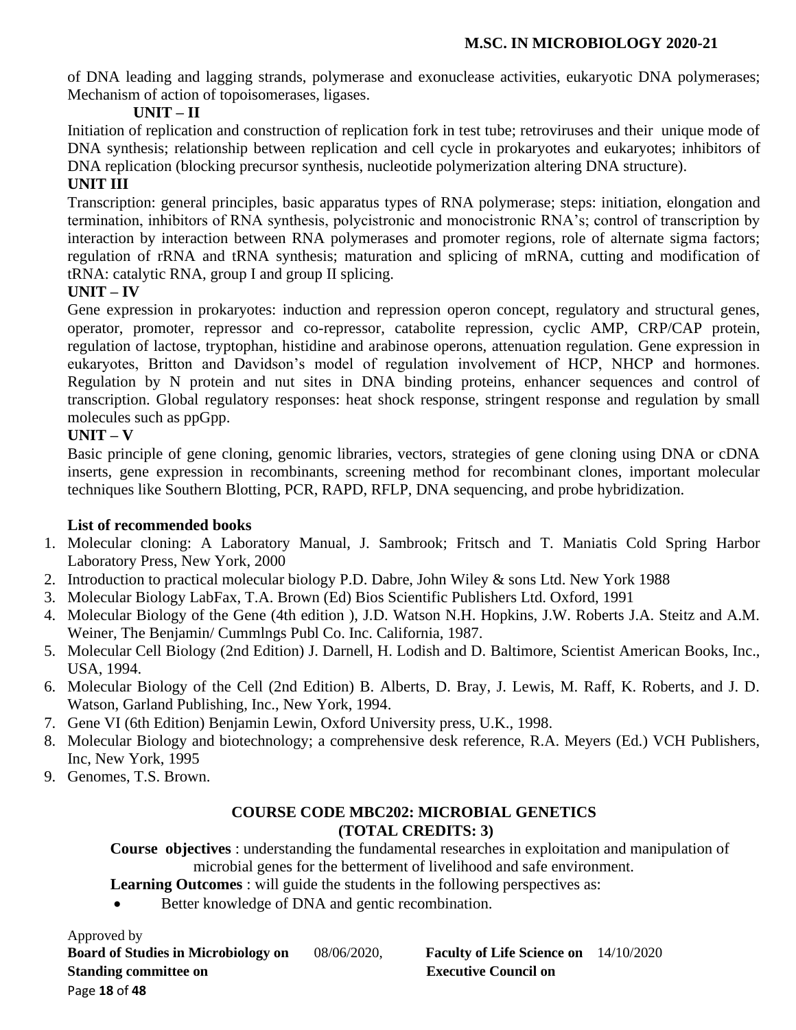of DNA leading and lagging strands, polymerase and exonuclease activities, eukaryotic DNA polymerases; Mechanism of action of topoisomerases, ligases.

**UNIT – II**

Initiation of replication and construction of replication fork in test tube; retroviruses and their unique mode of DNA synthesis; relationship between replication and cell cycle in prokaryotes and eukaryotes; inhibitors of DNA replication (blocking precursor synthesis, nucleotide polymerization altering DNA structure).

**UNIT III**

Transcription: general principles, basic apparatus types of RNA polymerase; steps: initiation, elongation and termination, inhibitors of RNA synthesis, polycistronic and monocistronic RNA's; control of transcription by interaction by interaction between RNA polymerases and promoter regions, role of alternate sigma factors; regulation of rRNA and tRNA synthesis; maturation and splicing of mRNA, cutting and modification of tRNA: catalytic RNA, group I and group II splicing.

**UNIT – IV**

Gene expression in prokaryotes: induction and repression operon concept, regulatory and structural genes, operator, promoter, repressor and co-repressor, catabolite repression, cyclic AMP, CRP/CAP protein, regulation of lactose, tryptophan, histidine and arabinose operons, attenuation regulation. Gene expression in eukaryotes, Britton and Davidson's model of regulation involvement of HCP, NHCP and hormones. Regulation by N protein and nut sites in DNA binding proteins, enhancer sequences and control of transcription. Global regulatory responses: heat shock response, stringent response and regulation by small molecules such as ppGpp.

**UNIT – V**

Basic principle of gene cloning, genomic libraries, vectors, strategies of gene cloning using DNA or cDNA inserts, gene expression in recombinants, screening method for recombinant clones, important molecular techniques like Southern Blotting, PCR, RAPD, RFLP, DNA sequencing, and probe hybridization.

**List of recommended books**

1. Molecular cloning: A Laboratory Manual, J. Sambrook; Fritsch and T. Maniatis Cold Spring Harbor Laboratory Press, New York, 2000
2. Introduction to practical molecular biology P.D. Dabre, John Wiley & sons Ltd. New York 1988
3. Molecular Biology LabFax, T.A. Brown (Ed) Bios Scientific Publishers Ltd. Oxford, 1991
4. Molecular Biology of the Gene (4th edition ), J.D. Watson N.H. Hopkins, J.W. Roberts J.A. Steitz and A.M. Weiner, The Benjamin/ Cummlngs Publ Co. Inc. California, 1987.
5. Molecular Cell Biology (2nd Edition) J. Darnell, H. Lodish and D. Baltimore, Scientist American Books, Inc., USA, 1994.
6. Molecular Biology of the Cell (2nd Edition) B. Alberts, D. Bray, J. Lewis, M. Raff, K. Roberts, and J. D. Watson, Garland Publishing, Inc., New York, 1994.
7. Gene VI (6th Edition) Benjamin Lewin, Oxford University press, U.K., 1998.
8. Molecular Biology and biotechnology; a comprehensive desk reference, R.A. Meyers (Ed.) VCH Publishers, Inc, New York, 1995
9. Genomes, T.S. Brown.

## COURSE CODE MBC202: MICROBIAL GENETICS (TOTAL CREDITS: 3)

**Course objectives** : understanding the fundamental researches in exploitation and manipulation of microbial genes for the betterment of livelihood and safe environment.

**Learning Outcomes** : will guide the students in the following perspectives as:

- Better knowledge of DNA and gentic recombination.

Approved by
**Board of Studies in Microbiology on** 08/06/2020, **Faculty of Life Science on** 14/10/2020
**Standing committee on** **Executive Council on**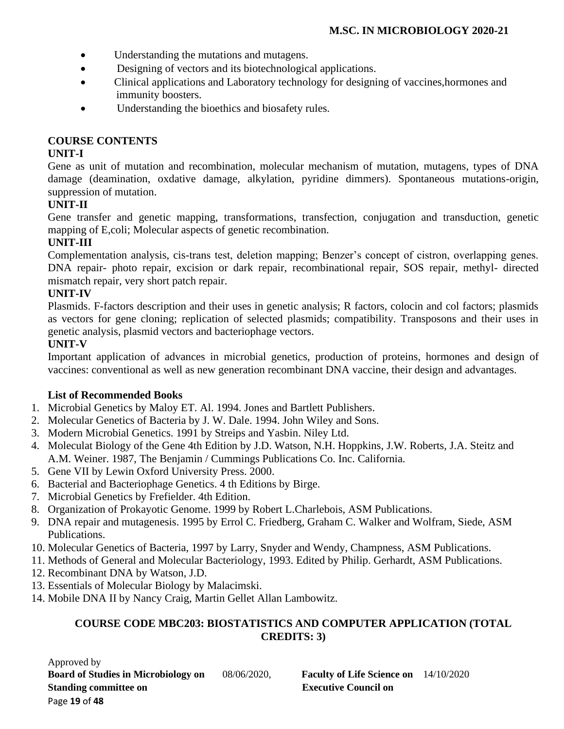- Understanding the mutations and mutagens.
- Designing of vectors and its biotechnological applications.
- Clinical applications and Laboratory technology for designing of vaccines,hormones and immunity boosters.
- Understanding the bioethics and biosafety rules.

**COURSE CONTENTS**

**UNIT-I**

Gene as unit of mutation and recombination, molecular mechanism of mutation, mutagens, types of DNA damage (deamination, oxdative damage, alkylation, pyridine dimmers). Spontaneous mutations-origin, suppression of mutation.

**UNIT-II**

Gene transfer and genetic mapping, transformations, transfection, conjugation and transduction, genetic mapping of E,coli; Molecular aspects of genetic recombination.

**UNIT-III**

Complementation analysis, cis-trans test, deletion mapping; Benzer's concept of cistron, overlapping genes. DNA repair- photo repair, excision or dark repair, recombinational repair, SOS repair, methyl- directed mismatch repair, very short patch repair.

**UNIT-IV**

Plasmids. F-factors description and their uses in genetic analysis; R factors, colocin and col factors; plasmids as vectors for gene cloning; replication of selected plasmids; compatibility. Transposons and their uses in genetic analysis, plasmid vectors and bacteriophage vectors.

**UNIT-V**

Important application of advances in microbial genetics, production of proteins, hormones and design of vaccines: conventional as well as new generation recombinant DNA vaccine, their design and advantages.

**List of Recommended Books**

1. Microbial Genetics by Maloy ET. Al. 1994. Jones and Bartlett Publishers.
2. Molecular Genetics of Bacteria by J. W. Dale. 1994. John Wiley and Sons.
3. Modern Microbial Genetics. 1991 by Streips and Yasbin. Niley Ltd.
4. Moleculat Biology of the Gene 4th Edition by J.D. Watson, N.H. Hoppkins, J.W. Roberts, J.A. Steitz and A.M. Weiner. 1987, The Benjamin / Cummings Publications Co. Inc. California.
5. Gene VII by Lewin Oxford University Press. 2000.
6. Bacterial and Bacteriophage Genetics. 4 th Editions by Birge.
7. Microbial Genetics by Frefielder. 4th Edition.
8. Organization of Prokayotic Genome. 1999 by Robert L.Charlebois, ASM Publications.
9. DNA repair and mutagenesis. 1995 by Errol C. Friedberg, Graham C. Walker and Wolfram, Siede, ASM Publications.
10. Molecular Genetics of Bacteria, 1997 by Larry, Snyder and Wendy, Champness, ASM Publications.
11. Methods of General and Molecular Bacteriology, 1993. Edited by Philip. Gerhardt, ASM Publications.
12. Recombinant DNA by Watson, J.D.
13. Essentials of Molecular Biology by Malacimski.
14. Mobile DNA II by Nancy Craig, Martin Gellet Allan Lambowitz.

## COURSE CODE MBC203: BIOSTATISTICS AND COMPUTER APPLICATION (TOTAL CREDITS: 3)

Approved by
**Board of Studies in Microbiology on** 08/06/2020, **Faculty of Life Science on** 14/10/2020
**Standing committee on** **Executive Council on**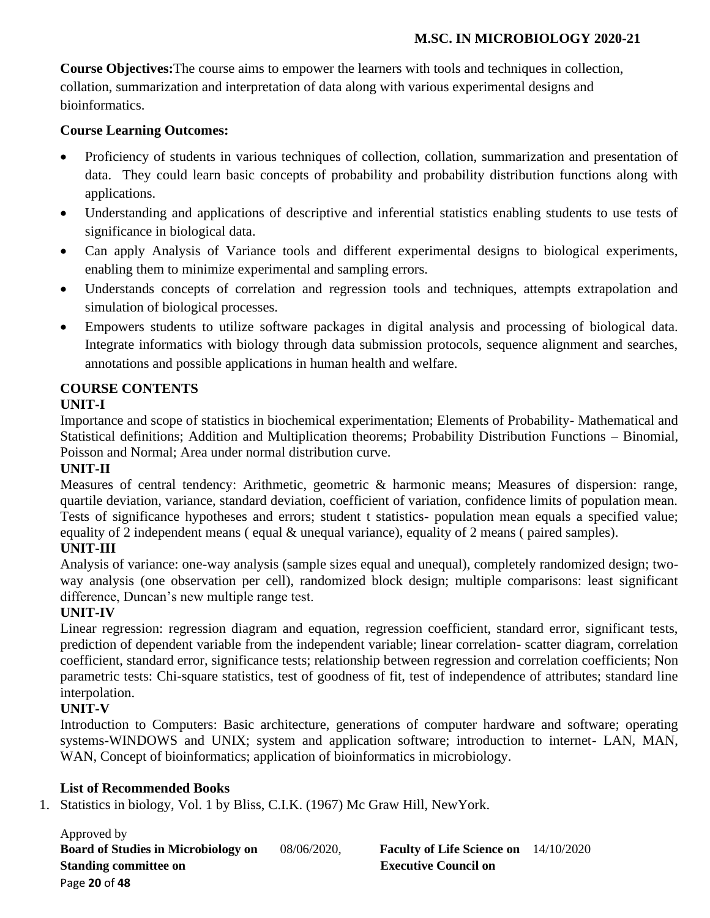**Course Objectives:**The course aims to empower the learners with tools and techniques in collection, collation, summarization and interpretation of data along with various experimental designs and bioinformatics.

**Course Learning Outcomes:**

- Proficiency of students in various techniques of collection, collation, summarization and presentation of data. They could learn basic concepts of probability and probability distribution functions along with applications.
- Understanding and applications of descriptive and inferential statistics enabling students to use tests of significance in biological data.
- Can apply Analysis of Variance tools and different experimental designs to biological experiments, enabling them to minimize experimental and sampling errors.
- Understands concepts of correlation and regression tools and techniques, attempts extrapolation and simulation of biological processes.
- Empowers students to utilize software packages in digital analysis and processing of biological data. Integrate informatics with biology through data submission protocols, sequence alignment and searches, annotations and possible applications in human health and welfare.

**COURSE CONTENTS**

**UNIT-I**

Importance and scope of statistics in biochemical experimentation; Elements of Probability- Mathematical and Statistical definitions; Addition and Multiplication theorems; Probability Distribution Functions – Binomial, Poisson and Normal; Area under normal distribution curve.

**UNIT-II**

Measures of central tendency: Arithmetic, geometric & harmonic means; Measures of dispersion: range, quartile deviation, variance, standard deviation, coefficient of variation, confidence limits of population mean. Tests of significance hypotheses and errors; student t statistics- population mean equals a specified value; equality of 2 independent means ( equal & unequal variance), equality of 2 means ( paired samples).

**UNIT-III**

Analysis of variance: one-way analysis (sample sizes equal and unequal), completely randomized design; two-way analysis (one observation per cell), randomized block design; multiple comparisons: least significant difference, Duncan's new multiple range test.

**UNIT-IV**

Linear regression: regression diagram and equation, regression coefficient, standard error, significant tests, prediction of dependent variable from the independent variable; linear correlation- scatter diagram, correlation coefficient, standard error, significance tests; relationship between regression and correlation coefficients; Non parametric tests: Chi-square statistics, test of goodness of fit, test of independence of attributes; standard line interpolation.

**UNIT-V**

Introduction to Computers: Basic architecture, generations of computer hardware and software; operating systems-WINDOWS and UNIX; system and application software; introduction to internet- LAN, MAN, WAN, Concept of bioinformatics; application of bioinformatics in microbiology.

**List of Recommended Books**

1. Statistics in biology, Vol. 1 by Bliss, C.I.K. (1967) Mc Graw Hill, NewYork.

Approved by
**Board of Studies in Microbiology on** 08/06/2020, **Faculty of Life Science on** 14/10/2020
**Standing committee on** **Executive Council on**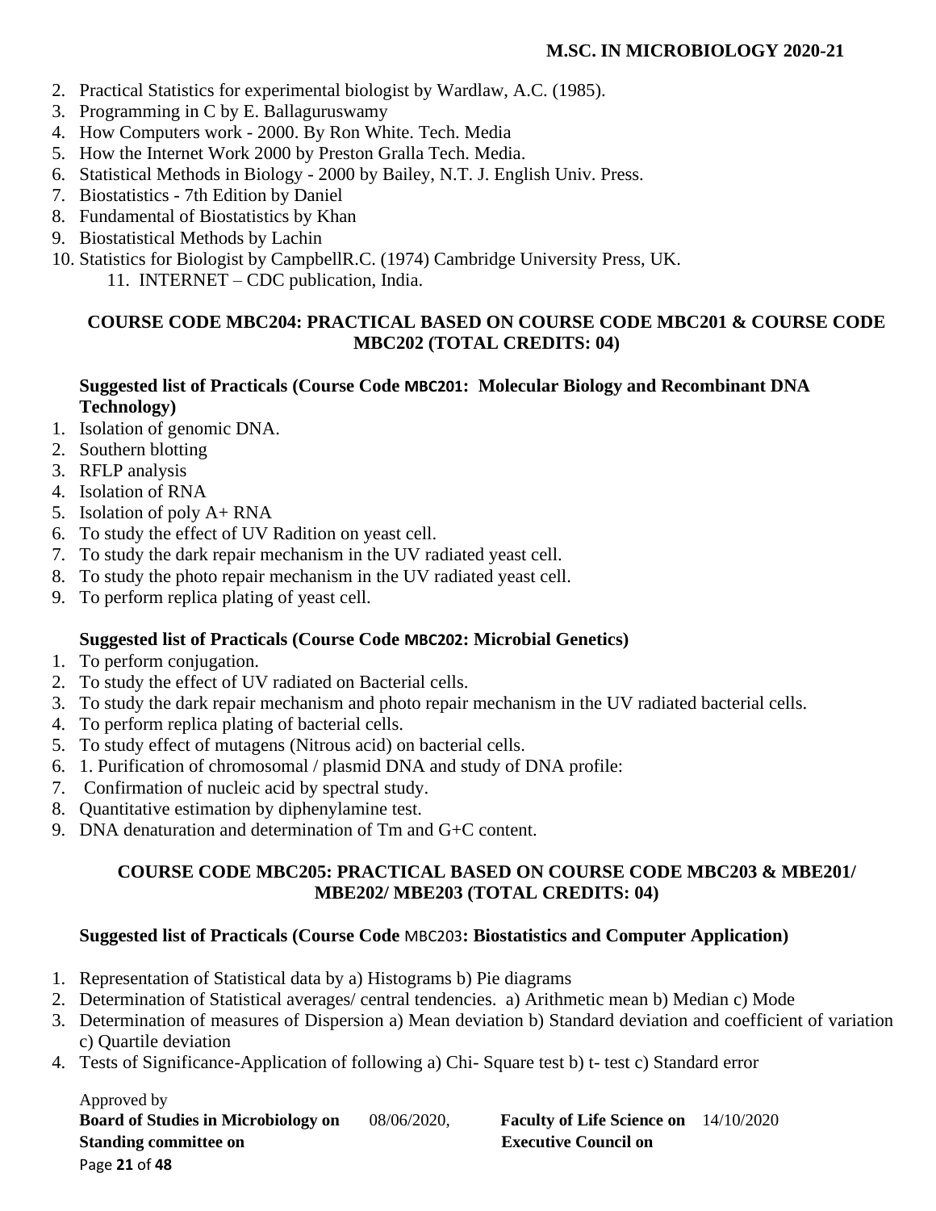2. Practical Statistics for experimental biologist by Wardlaw, A.C. (1985).
3. Programming in C by E. Ballaguruswamy
4. How Computers work - 2000. By Ron White. Tech. Media
5. How the Internet Work 2000 by Preston Gralla Tech. Media.
6. Statistical Methods in Biology - 2000 by Bailey, N.T. J. English Univ. Press.
7. Biostatistics - 7th Edition by Daniel
8. Fundamental of Biostatistics by Khan
9. Biostatistical Methods by Lachin
10. Statistics for Biologist by CampbellR.C. (1974) Cambridge University Press, UK.
11. INTERNET – CDC publication, India.

### COURSE CODE MBC204: PRACTICAL BASED ON COURSE CODE MBC201 & COURSE CODE MBC202 (TOTAL CREDITS: 04)

**Suggested list of Practicals (Course Code MBC201: Molecular Biology and Recombinant DNA Technology)**

1. Isolation of genomic DNA.
2. Southern blotting
3. RFLP analysis
4. Isolation of RNA
5. Isolation of poly A+ RNA
6. To study the effect of UV Radition on yeast cell.
7. To study the dark repair mechanism in the UV radiated yeast cell.
8. To study the photo repair mechanism in the UV radiated yeast cell.
9. To perform replica plating of yeast cell.

**Suggested list of Practicals (Course Code MBC202: Microbial Genetics)**

1. To perform conjugation.
2. To study the effect of UV radiated on Bacterial cells.
3. To study the dark repair mechanism and photo repair mechanism in the UV radiated bacterial cells.
4. To perform replica plating of bacterial cells.
5. To study effect of mutagens (Nitrous acid) on bacterial cells.
6. 1. Purification of chromosomal / plasmid DNA and study of DNA profile:
7. Confirmation of nucleic acid by spectral study.
8. Quantitative estimation by diphenylamine test.
9. DNA denaturation and determination of Tm and G+C content.

### COURSE CODE MBC205: PRACTICAL BASED ON COURSE CODE MBC203 & MBE201/ MBE202/ MBE203 (TOTAL CREDITS: 04)

**Suggested list of Practicals (Course Code MBC203: Biostatistics and Computer Application)**

1. Representation of Statistical data by a) Histograms b) Pie diagrams
2. Determination of Statistical averages/ central tendencies. a) Arithmetic mean b) Median c) Mode
3. Determination of measures of Dispersion a) Mean deviation b) Standard deviation and coefficient of variation c) Quartile deviation
4. Tests of Significance-Application of following a) Chi- Square test b) t- test c) Standard error

Approved by
**Board of Studies in Microbiology on** 08/06/2020, **Faculty of Life Science on** 14/10/2020
**Standing committee on** **Executive Council on**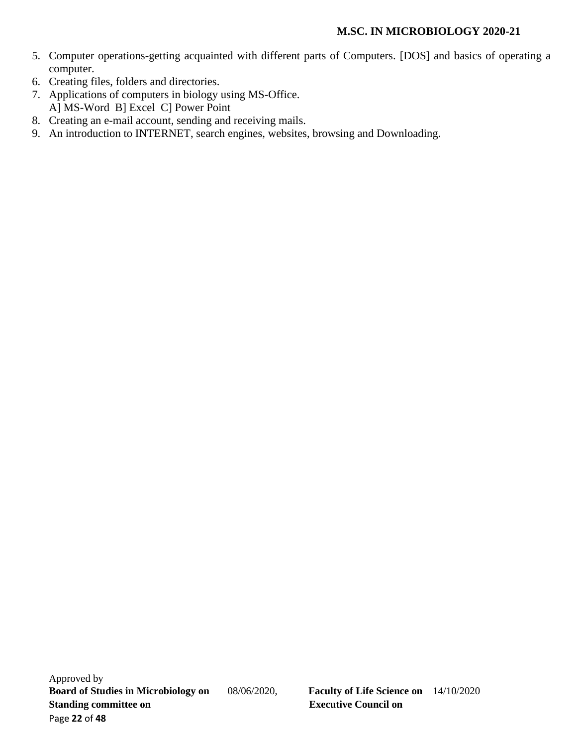5. Computer operations-getting acquainted with different parts of Computers. [DOS] and basics of operating a computer.
6. Creating files, folders and directories.
7. Applications of computers in biology using MS-Office.
   A] MS-Word B] Excel C] Power Point
8. Creating an e-mail account, sending and receiving mails.
9. An introduction to INTERNET, search engines, websites, browsing and Downloading.

Approved by
**Board of Studies in Microbiology on** 08/06/2020, **Faculty of Life Science on** 14/10/2020
**Standing committee on** **Executive Council on**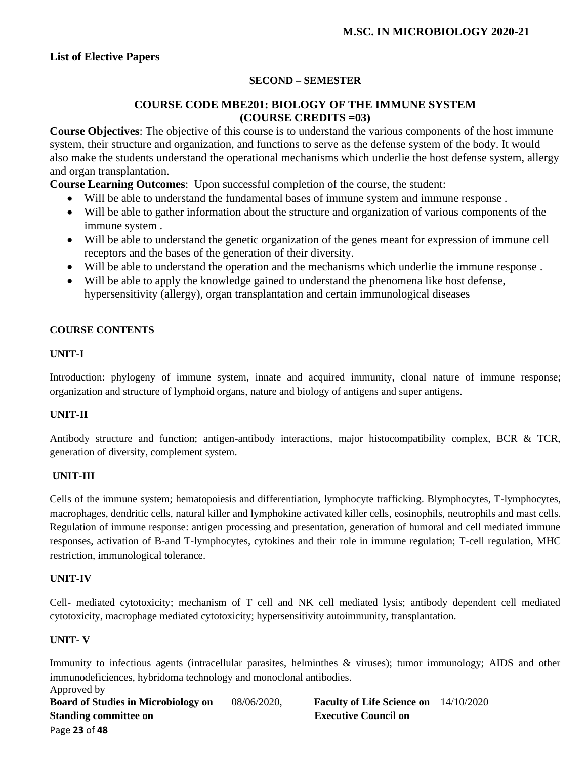**List of Elective Papers**

**SECOND – SEMESTER**

## COURSE CODE MBE201: BIOLOGY OF THE IMMUNE SYSTEM (COURSE CREDITS =03)

**Course Objectives**: The objective of this course is to understand the various components of the host immune system, their structure and organization, and functions to serve as the defense system of the body. It would also make the students understand the operational mechanisms which underlie the host defense system, allergy and organ transplantation.

**Course Learning Outcomes**: Upon successful completion of the course, the student:

- Will be able to understand the fundamental bases of immune system and immune response .
- Will be able to gather information about the structure and organization of various components of the immune system .
- Will be able to understand the genetic organization of the genes meant for expression of immune cell receptors and the bases of the generation of their diversity.
- Will be able to understand the operation and the mechanisms which underlie the immune response .
- Will be able to apply the knowledge gained to understand the phenomena like host defense, hypersensitivity (allergy), organ transplantation and certain immunological diseases

**COURSE CONTENTS**

**UNIT-I**

Introduction: phylogeny of immune system, innate and acquired immunity, clonal nature of immune response; organization and structure of lymphoid organs, nature and biology of antigens and super antigens.

**UNIT-II**

Antibody structure and function; antigen-antibody interactions, major histocompatibility complex, BCR & TCR, generation of diversity, complement system.

**UNIT-III**

Cells of the immune system; hematopoiesis and differentiation, lymphocyte trafficking. Blymphocytes, T-lymphocytes, macrophages, dendritic cells, natural killer and lymphokine activated killer cells, eosinophils, neutrophils and mast cells. Regulation of immune response: antigen processing and presentation, generation of humoral and cell mediated immune responses, activation of B-and T-lymphocytes, cytokines and their role in immune regulation; T-cell regulation, MHC restriction, immunological tolerance.

**UNIT-IV**

Cell- mediated cytotoxicity; mechanism of T cell and NK cell mediated lysis; antibody dependent cell mediated cytotoxicity, macrophage mediated cytotoxicity; hypersensitivity autoimmunity, transplantation.

**UNIT- V**

Immunity to infectious agents (intracellular parasites, helminthes & viruses); tumor immunology; AIDS and other immunodeficiences, hybridoma technology and monoclonal antibodies.

Approved by

**Board of Studies in Microbiology on** 08/06/2020, **Faculty of Life Science on** 14/10/2020

**Standing committee on** **Executive Council on**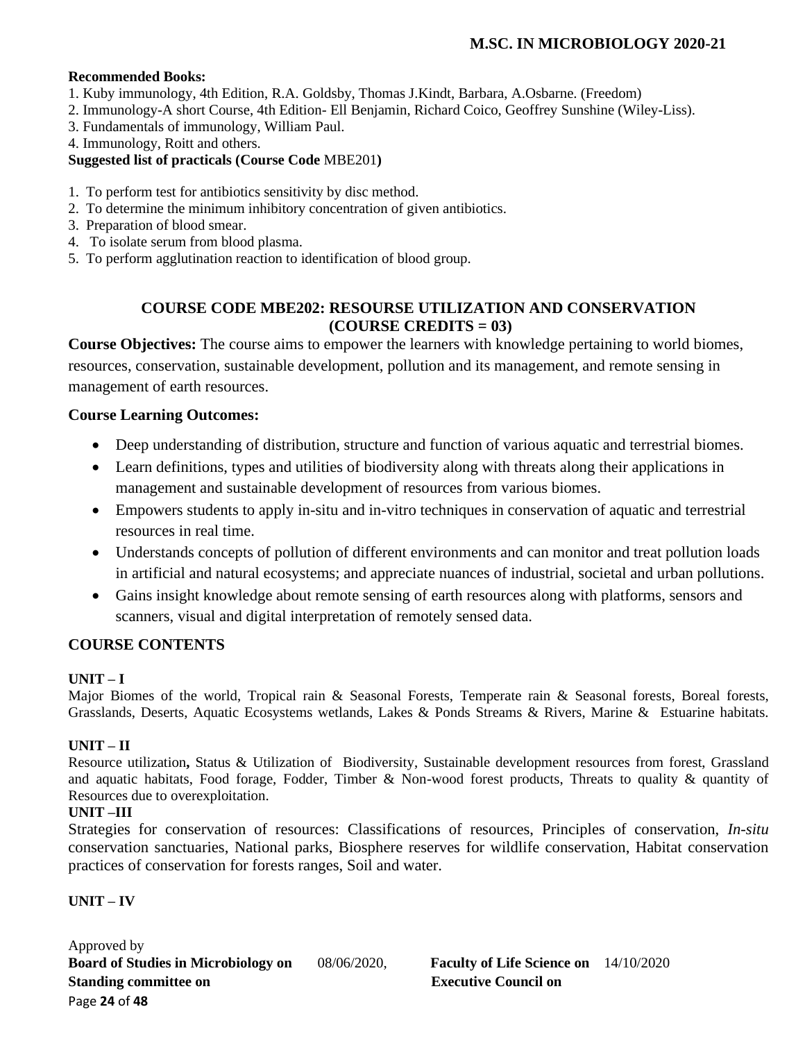**Recommended Books:**

1. Kuby immunology, 4th Edition, R.A. Goldsby, Thomas J.Kindt, Barbara, A.Osbarne. (Freedom)
2. Immunology-A short Course, 4th Edition- Ell Benjamin, Richard Coico, Geoffrey Sunshine (Wiley-Liss).
3. Fundamentals of immunology, William Paul.
4. Immunology, Roitt and others.

**Suggested list of practicals (Course Code** MBE201**)**

1. To perform test for antibiotics sensitivity by disc method.
2. To determine the minimum inhibitory concentration of given antibiotics.
3. Preparation of blood smear.
4. To isolate serum from blood plasma.
5. To perform agglutination reaction to identification of blood group.

## COURSE CODE MBE202: RESOURSE UTILIZATION AND CONSERVATION (COURSE CREDITS = 03)

**Course Objectives:** The course aims to empower the learners with knowledge pertaining to world biomes, resources, conservation, sustainable development, pollution and its management, and remote sensing in management of earth resources.

### Course Learning Outcomes:

- Deep understanding of distribution, structure and function of various aquatic and terrestrial biomes.
- Learn definitions, types and utilities of biodiversity along with threats along their applications in management and sustainable development of resources from various biomes.
- Empowers students to apply in-situ and in-vitro techniques in conservation of aquatic and terrestrial resources in real time.
- Understands concepts of pollution of different environments and can monitor and treat pollution loads in artificial and natural ecosystems; and appreciate nuances of industrial, societal and urban pollutions.
- Gains insight knowledge about remote sensing of earth resources along with platforms, sensors and scanners, visual and digital interpretation of remotely sensed data.

### COURSE CONTENTS

**UNIT – I**

Major Biomes of the world, Tropical rain & Seasonal Forests, Temperate rain & Seasonal forests, Boreal forests, Grasslands, Deserts, Aquatic Ecosystems wetlands, Lakes & Ponds Streams & Rivers, Marine & Estuarine habitats.

**UNIT – II**

Resource utilization**,** Status & Utilization of Biodiversity, Sustainable development resources from forest, Grassland and aquatic habitats, Food forage, Fodder, Timber & Non-wood forest products, Threats to quality & quantity of Resources due to overexploitation.

**UNIT –III**

Strategies for conservation of resources: Classifications of resources, Principles of conservation, *In-situ* conservation sanctuaries, National parks, Biosphere reserves for wildlife conservation, Habitat conservation practices of conservation for forests ranges, Soil and water.

**UNIT – IV**

Approved by
**Board of Studies in Microbiology on** 08/06/2020, **Faculty of Life Science on** 14/10/2020
**Standing committee on** **Executive Council on**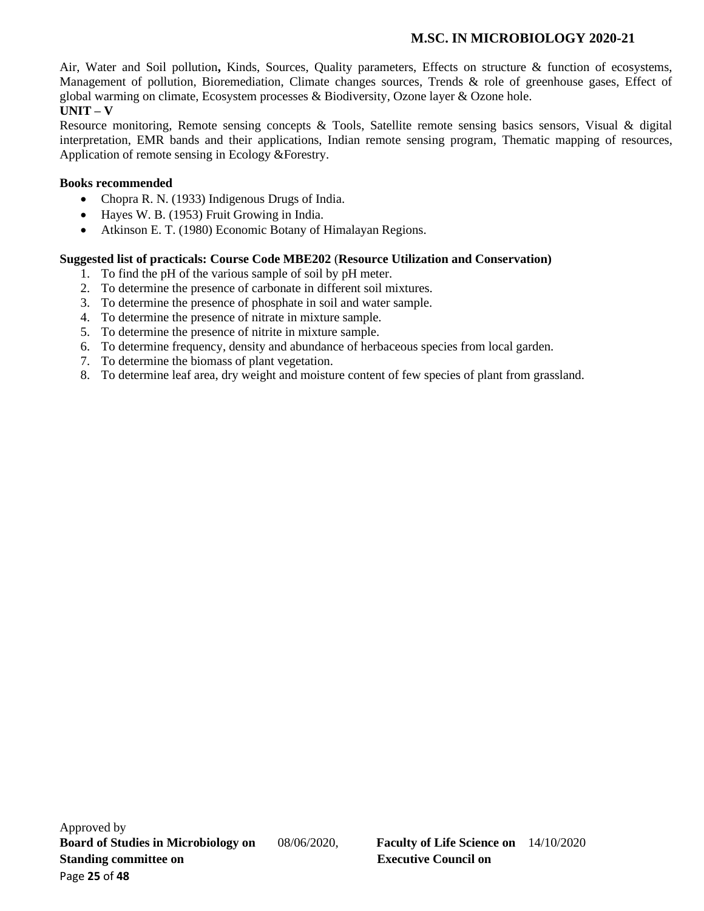Air, Water and Soil pollution**,** Kinds, Sources, Quality parameters, Effects on structure & function of ecosystems, Management of pollution, Bioremediation, Climate changes sources, Trends & role of greenhouse gases, Effect of global warming on climate, Ecosystem processes & Biodiversity, Ozone layer & Ozone hole.

**UNIT – V**

Resource monitoring, Remote sensing concepts & Tools, Satellite remote sensing basics sensors, Visual & digital interpretation, EMR bands and their applications, Indian remote sensing program, Thematic mapping of resources, Application of remote sensing in Ecology &Forestry.

**Books recommended**

- Chopra R. N. (1933) Indigenous Drugs of India.
- Hayes W. B. (1953) Fruit Growing in India.
- Atkinson E. T. (1980) Economic Botany of Himalayan Regions.

**Suggested list of practicals: Course Code MBE202** (**Resource Utilization and Conservation)**

1. To find the pH of the various sample of soil by pH meter.
2. To determine the presence of carbonate in different soil mixtures.
3. To determine the presence of phosphate in soil and water sample.
4. To determine the presence of nitrate in mixture sample.
5. To determine the presence of nitrite in mixture sample.
6. To determine frequency, density and abundance of herbaceous species from local garden.
7. To determine the biomass of plant vegetation.
8. To determine leaf area, dry weight and moisture content of few species of plant from grassland.

Approved by

**Board of Studies in Microbiology on** 08/06/2020, **Faculty of Life Science on** 14/10/2020

**Standing committee on** **Executive Council on**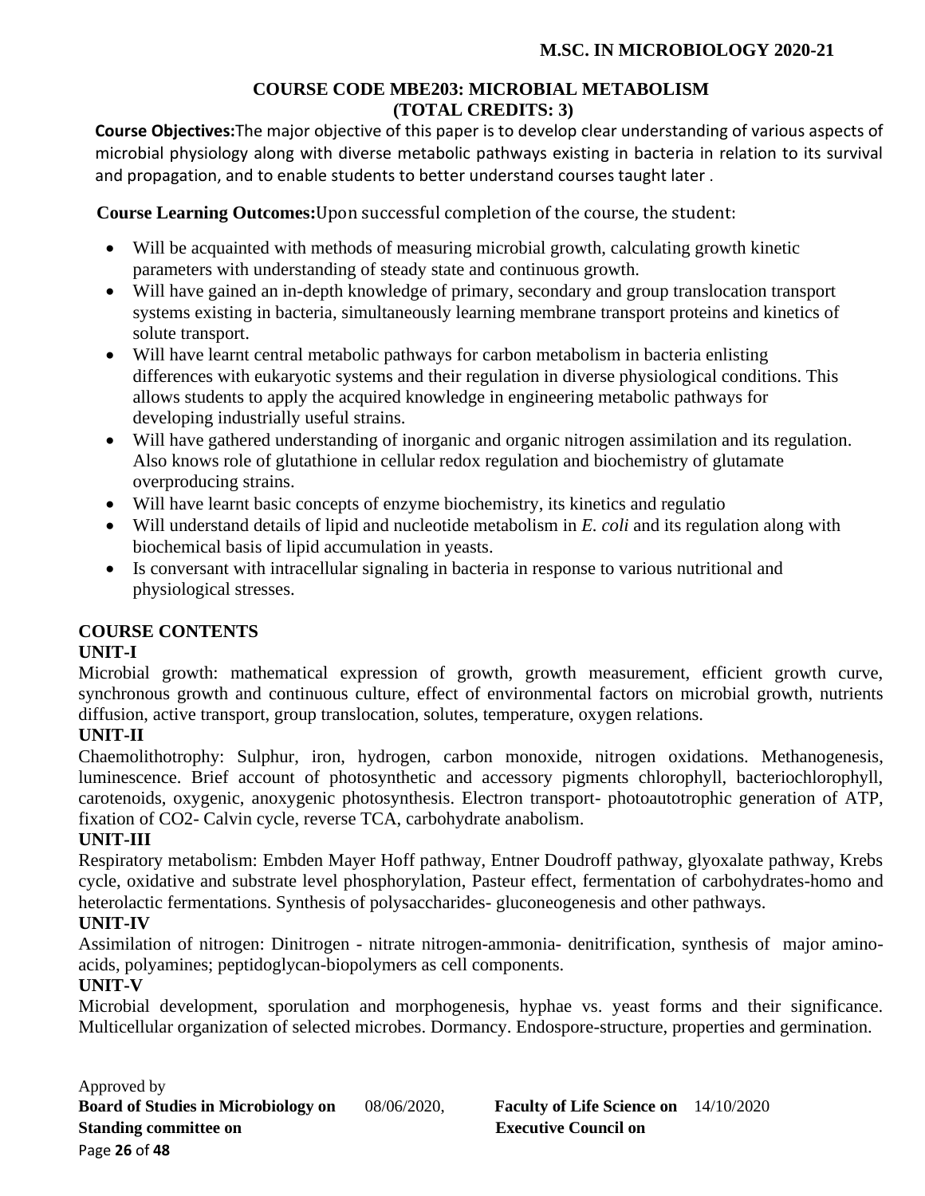## COURSE CODE MBE203: MICROBIAL METABOLISM
## (TOTAL CREDITS: 3)

**Course Objectives:**The major objective of this paper is to develop clear understanding of various aspects of microbial physiology along with diverse metabolic pathways existing in bacteria in relation to its survival and propagation, and to enable students to better understand courses taught later .

**Course Learning Outcomes:**Upon successful completion of the course, the student:

- Will be acquainted with methods of measuring microbial growth, calculating growth kinetic parameters with understanding of steady state and continuous growth.
- Will have gained an in-depth knowledge of primary, secondary and group translocation transport systems existing in bacteria, simultaneously learning membrane transport proteins and kinetics of solute transport.
- Will have learnt central metabolic pathways for carbon metabolism in bacteria enlisting differences with eukaryotic systems and their regulation in diverse physiological conditions. This allows students to apply the acquired knowledge in engineering metabolic pathways for developing industrially useful strains.
- Will have gathered understanding of inorganic and organic nitrogen assimilation and its regulation. Also knows role of glutathione in cellular redox regulation and biochemistry of glutamate overproducing strains.
- Will have learnt basic concepts of enzyme biochemistry, its kinetics and regulatio
- Will understand details of lipid and nucleotide metabolism in *E. coli* and its regulation along with biochemical basis of lipid accumulation in yeasts.
- Is conversant with intracellular signaling in bacteria in response to various nutritional and physiological stresses.

### COURSE CONTENTS

#### UNIT-I

Microbial growth: mathematical expression of growth, growth measurement, efficient growth curve, synchronous growth and continuous culture, effect of environmental factors on microbial growth, nutrients diffusion, active transport, group translocation, solutes, temperature, oxygen relations.

#### UNIT-II

Chaemolithotrophy: Sulphur, iron, hydrogen, carbon monoxide, nitrogen oxidations. Methanogenesis, luminescence. Brief account of photosynthetic and accessory pigments chlorophyll, bacteriochlorophyll, carotenoids, oxygenic, anoxygenic photosynthesis. Electron transport- photoautotrophic generation of ATP, fixation of $CO_2$- Calvin cycle, reverse TCA, carbohydrate anabolism.

#### UNIT-III

Respiratory metabolism: Embden Mayer Hoff pathway, Entner Doudroff pathway, glyoxalate pathway, Krebs cycle, oxidative and substrate level phosphorylation, Pasteur effect, fermentation of carbohydrates-homo and heterolactic fermentations. Synthesis of polysaccharides- gluconeogenesis and other pathways.

#### UNIT-IV

Assimilation of nitrogen: Dinitrogen - nitrate nitrogen-ammonia- denitrification, synthesis of major amino-acids, polyamines; peptidoglycan-biopolymers as cell components.

#### UNIT-V

Microbial development, sporulation and morphogenesis, hyphae vs. yeast forms and their significance. Multicellular organization of selected microbes. Dormancy. Endospore-structure, properties and germination.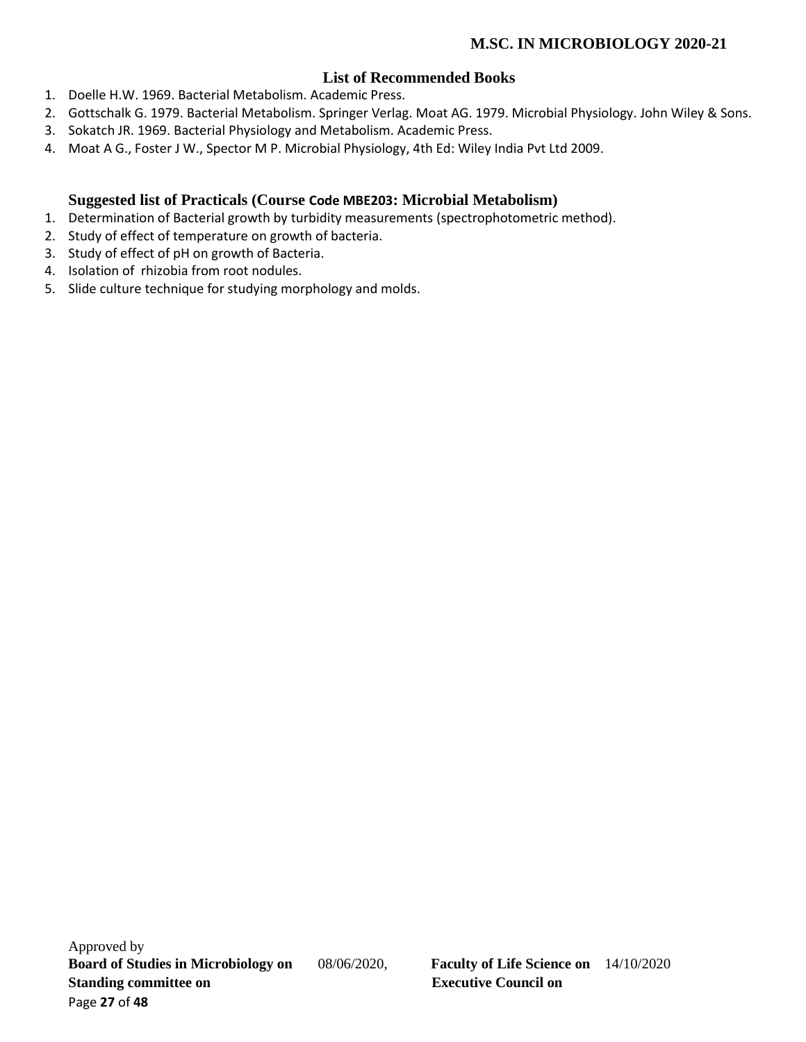### List of Recommended Books

1. Doelle H.W. 1969. Bacterial Metabolism. Academic Press.
2. Gottschalk G. 1979. Bacterial Metabolism. Springer Verlag. Moat AG. 1979. Microbial Physiology. John Wiley & Sons.
3. Sokatch JR. 1969. Bacterial Physiology and Metabolism. Academic Press.
4. Moat A G., Foster J W., Spector M P. Microbial Physiology, 4th Ed: Wiley India Pvt Ltd 2009.

### Suggested list of Practicals (Course Code MBE203: Microbial Metabolism)

1. Determination of Bacterial growth by turbidity measurements (spectrophotometric method).
2. Study of effect of temperature on growth of bacteria.
3. Study of effect of pH on growth of Bacteria.
4. Isolation of rhizobia from root nodules.
5. Slide culture technique for studying morphology and molds.

Approved by
**Board of Studies in Microbiology on** 08/06/2020, **Faculty of Life Science on** 14/10/2020
**Standing committee on** **Executive Council on**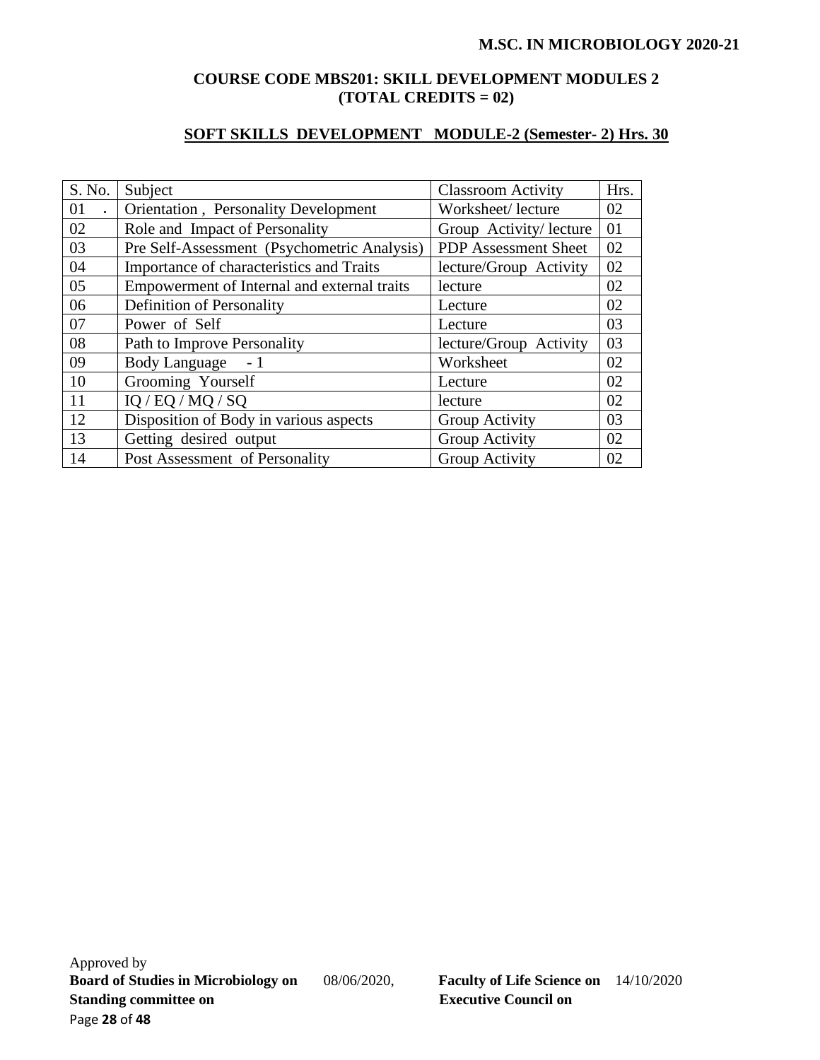## COURSE CODE MBS201: SKILL DEVELOPMENT MODULES 2 (TOTAL CREDITS = 02)

### SOFT SKILLS DEVELOPMENT MODULE-2 (Semester- 2) Hrs. 30

| S. No. | Subject | Classroom Activity | Hrs. |
|---|---|---|---|
| 01 | Orientation , Personality Development | Worksheet/ lecture | 02 |
| 02 | Role and Impact of Personality | Group Activity/ lecture | 01 |
| 03 | Pre Self-Assessment (Psychometric Analysis) | PDP Assessment Sheet | 02 |
| 04 | Importance of characteristics and Traits | lecture/Group Activity | 02 |
| 05 | Empowerment of Internal and external traits | lecture | 02 |
| 06 | Definition of Personality | Lecture | 02 |
| 07 | Power of Self | Lecture | 03 |
| 08 | Path to Improve Personality | lecture/Group Activity | 03 |
| 09 | Body Language - 1 | Worksheet | 02 |
| 10 | Grooming Yourself | Lecture | 02 |
| 11 | IQ / EQ / MQ / SQ | lecture | 02 |
| 12 | Disposition of Body in various aspects | Group Activity | 03 |
| 13 | Getting desired output | Group Activity | 02 |
| 14 | Post Assessment of Personality | Group Activity | 02 |

Approved by
**Board of Studies in Microbiology on** 08/06/2020, **Faculty of Life Science on** 14/10/2020
**Standing committee on** **Executive Council on**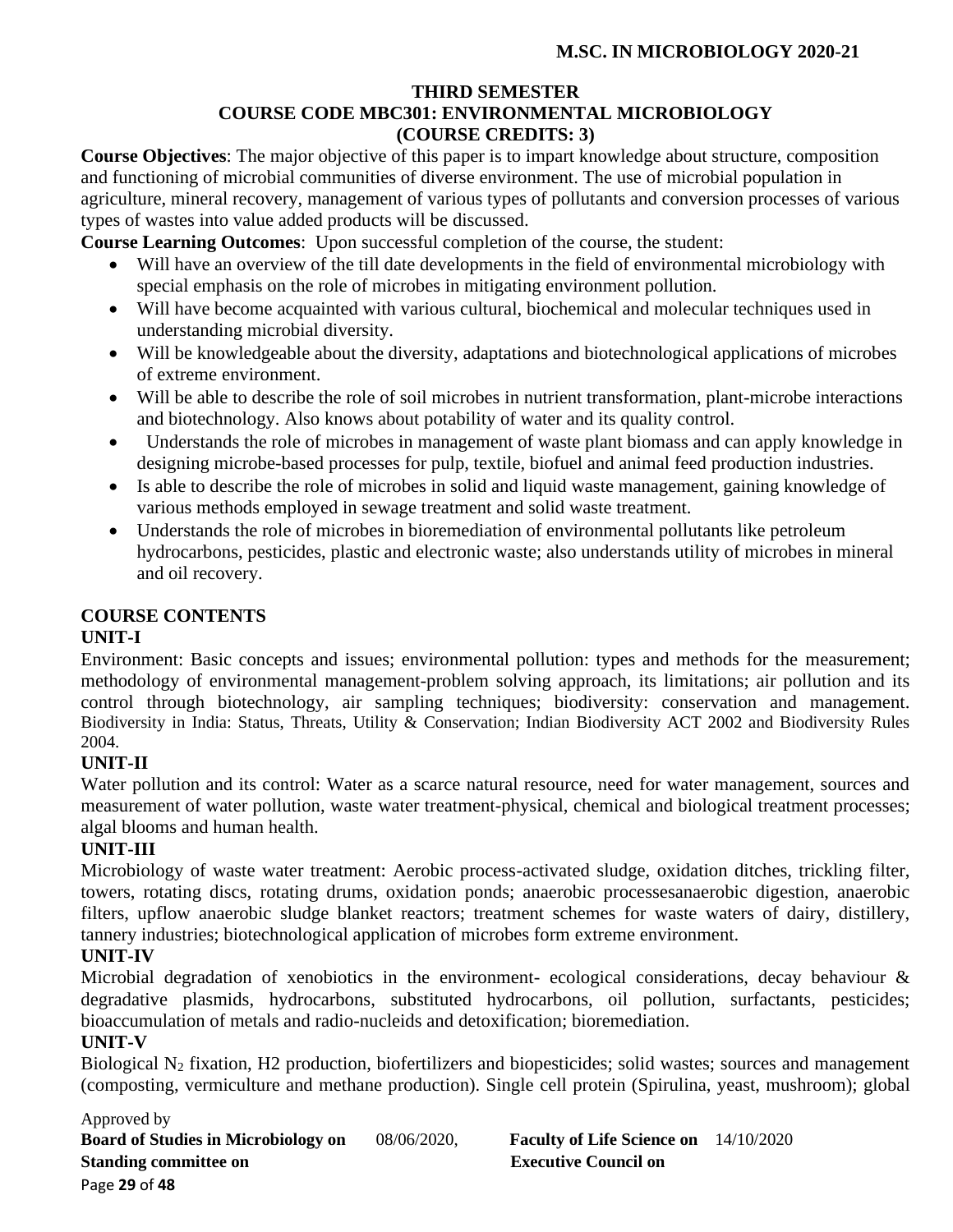### THIRD SEMESTER
### COURSE CODE MBC301: ENVIRONMENTAL MICROBIOLOGY
### (COURSE CREDITS: 3)

**Course Objectives**: The major objective of this paper is to impart knowledge about structure, composition and functioning of microbial communities of diverse environment. The use of microbial population in agriculture, mineral recovery, management of various types of pollutants and conversion processes of various types of wastes into value added products will be discussed.

**Course Learning Outcomes**: Upon successful completion of the course, the student:

- Will have an overview of the till date developments in the field of environmental microbiology with special emphasis on the role of microbes in mitigating environment pollution.
- Will have become acquainted with various cultural, biochemical and molecular techniques used in understanding microbial diversity.
- Will be knowledgeable about the diversity, adaptations and biotechnological applications of microbes of extreme environment.
- Will be able to describe the role of soil microbes in nutrient transformation, plant-microbe interactions and biotechnology. Also knows about potability of water and its quality control.
- Understands the role of microbes in management of waste plant biomass and can apply knowledge in designing microbe-based processes for pulp, textile, biofuel and animal feed production industries.
- Is able to describe the role of microbes in solid and liquid waste management, gaining knowledge of various methods employed in sewage treatment and solid waste treatment.
- Understands the role of microbes in bioremediation of environmental pollutants like petroleum hydrocarbons, pesticides, plastic and electronic waste; also understands utility of microbes in mineral and oil recovery.

**COURSE CONTENTS**

**UNIT-I**

Environment: Basic concepts and issues; environmental pollution: types and methods for the measurement; methodology of environmental management-problem solving approach, its limitations; air pollution and its control through biotechnology, air sampling techniques; biodiversity: conservation and management. Biodiversity in India: Status, Threats, Utility & Conservation; Indian Biodiversity ACT 2002 and Biodiversity Rules 2004.

**UNIT-II**

Water pollution and its control: Water as a scarce natural resource, need for water management, sources and measurement of water pollution, waste water treatment-physical, chemical and biological treatment processes; algal blooms and human health.

**UNIT-III**

Microbiology of waste water treatment: Aerobic process-activated sludge, oxidation ditches, trickling filter, towers, rotating discs, rotating drums, oxidation ponds; anaerobic processesanaerobic digestion, anaerobic filters, upflow anaerobic sludge blanket reactors; treatment schemes for waste waters of dairy, distillery, tannery industries; biotechnological application of microbes form extreme environment.

**UNIT-IV**

Microbial degradation of xenobiotics in the environment- ecological considerations, decay behaviour & degradative plasmids, hydrocarbons, substituted hydrocarbons, oil pollution, surfactants, pesticides; bioaccumulation of metals and radio-nucleids and detoxification; bioremediation.

**UNIT-V**

Biological $N_2$ fixation, H2 production, biofertilizers and biopesticides; solid wastes; sources and management (composting, vermiculture and methane production). Single cell protein (Spirulina, yeast, mushroom); global

Approved by
**Board of Studies in Microbiology on** 08/06/2020, **Faculty of Life Science on** 14/10/2020
**Standing committee on** **Executive Council on**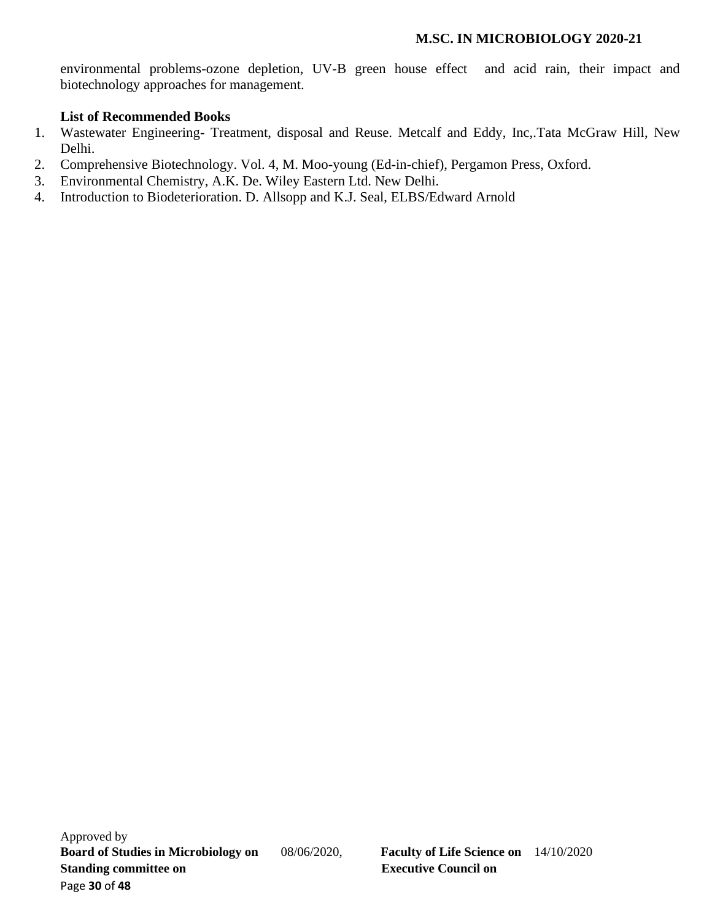environmental problems-ozone depletion, UV-B green house effect and acid rain, their impact and biotechnology approaches for management.

**List of Recommended Books**

1. Wastewater Engineering- Treatment, disposal and Reuse. Metcalf and Eddy, Inc,.Tata McGraw Hill, New Delhi.
2. Comprehensive Biotechnology. Vol. 4, M. Moo-young (Ed-in-chief), Pergamon Press, Oxford.
3. Environmental Chemistry, A.K. De. Wiley Eastern Ltd. New Delhi.
4. Introduction to Biodeterioration. D. Allsopp and K.J. Seal, ELBS/Edward Arnold

Approved by
**Board of Studies in Microbiology on** 08/06/2020, **Faculty of Life Science on** 14/10/2020
**Standing committee on** **Executive Council on**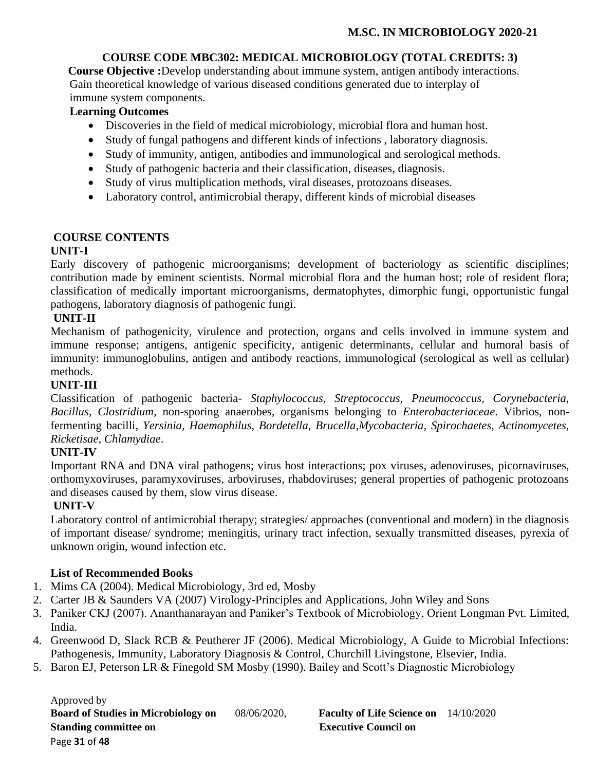## COURSE CODE MBC302: MEDICAL MICROBIOLOGY (TOTAL CREDITS: 3)

**Course Objective :**Develop understanding about immune system, antigen antibody interactions. Gain theoretical knowledge of various diseased conditions generated due to interplay of immune system components.

**Learning Outcomes**

- Discoveries in the field of medical microbiology, microbial flora and human host.
- Study of fungal pathogens and different kinds of infections , laboratory diagnosis.
- Study of immunity, antigen, antibodies and immunological and serological methods.
- Study of pathogenic bacteria and their classification, diseases, diagnosis.
- Study of virus multiplication methods, viral diseases, protozoans diseases.
- Laboratory control, antimicrobial therapy, different kinds of microbial diseases

### COURSE CONTENTS

**UNIT-I**

Early discovery of pathogenic microorganisms; development of bacteriology as scientific disciplines; contribution made by eminent scientists. Normal microbial flora and the human host; role of resident flora; classification of medically important microorganisms, dermatophytes, dimorphic fungi, opportunistic fungal pathogens, laboratory diagnosis of pathogenic fungi.

**UNIT-II**

Mechanism of pathogenicity, virulence and protection, organs and cells involved in immune system and immune response; antigens, antigenic specificity, antigenic determinants, cellular and humoral basis of immunity: immunoglobulins, antigen and antibody reactions, immunological (serological as well as cellular) methods.

**UNIT-III**

Classification of pathogenic bacteria- *Staphylococcus, Streptococcus, Pneumococcus, Corynebacteria, Bacillus, Clostridium,* non-sporing anaerobes, organisms belonging to *Enterobacteriaceae*. Vibrios, non-fermenting bacilli, *Yersinia, Haemophilus, Bordetella, Brucella,Mycobacteria, Spirochaetes, Actinomycetes, Ricketisae, Chlamydiae*.

**UNIT-IV**

Important RNA and DNA viral pathogens; virus host interactions; pox viruses, adenoviruses, picornaviruses, orthomyxoviruses, paramyxoviruses, arboviruses, rhabdoviruses; general properties of pathogenic protozoans and diseases caused by them, slow virus disease.

**UNIT-V**

Laboratory control of antimicrobial therapy; strategies/ approaches (conventional and modern) in the diagnosis of important disease/ syndrome; meningitis, urinary tract infection, sexually transmitted diseases, pyrexia of unknown origin, wound infection etc.

**List of Recommended Books**

1. Mims CA (2004). Medical Microbiology, 3rd ed, Mosby
2. Carter JB & Saunders VA (2007) Virology-Principles and Applications, John Wiley and Sons
3. Paniker CKJ (2007). Ananthanarayan and Paniker's Textbook of Microbiology, Orient Longman Pvt. Limited, India.
4. Greenwood D, Slack RCB & Peutherer JF (2006). Medical Microbiology, A Guide to Microbial Infections: Pathogenesis, Immunity, Laboratory Diagnosis & Control, Churchill Livingstone, Elsevier, India.
5. Baron EJ, Peterson LR & Finegold SM Mosby (1990). Bailey and Scott's Diagnostic Microbiology

Approved by
**Board of Studies in Microbiology on** 08/06/2020, **Faculty of Life Science on** 14/10/2020
**Standing committee on** **Executive Council on**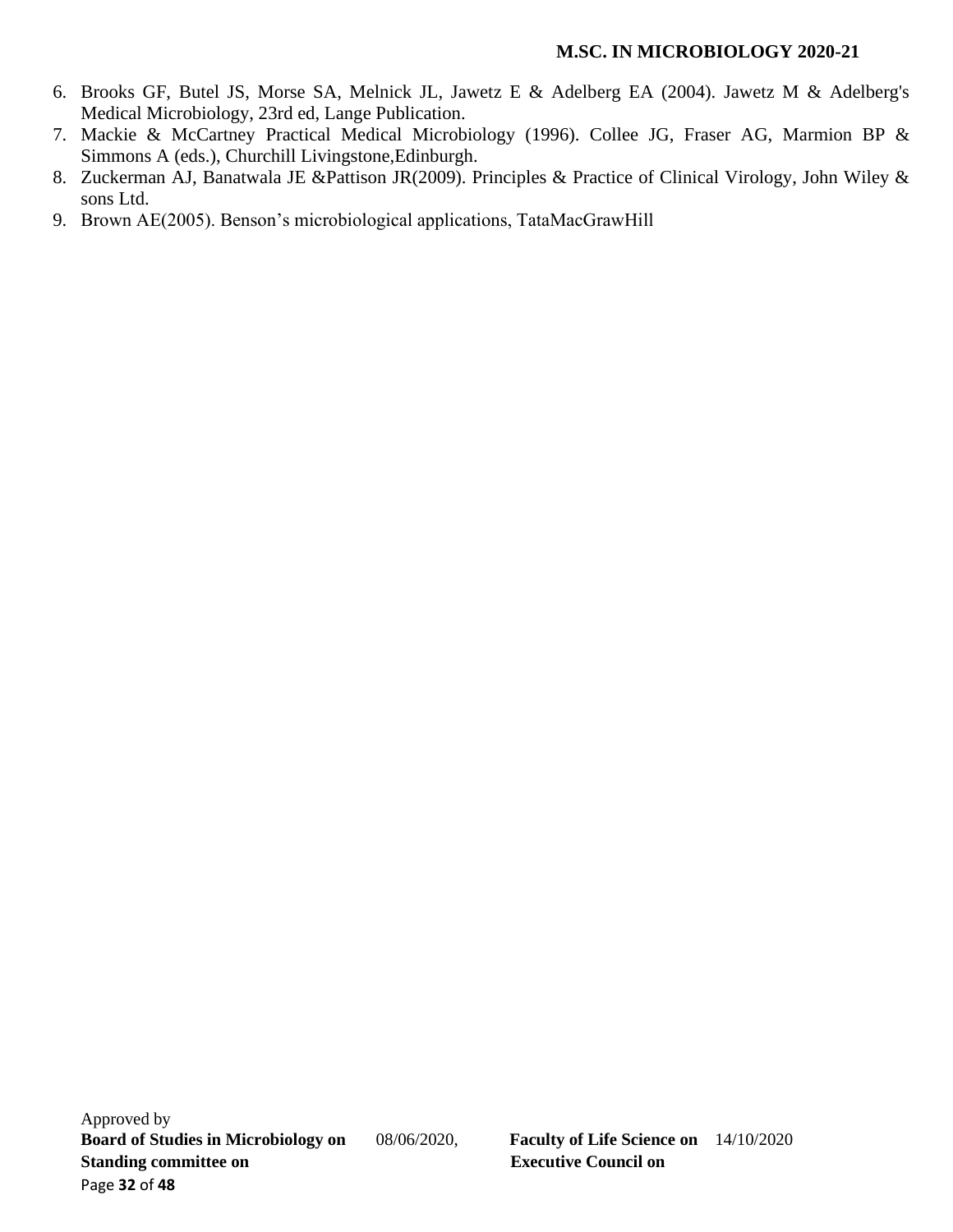6. Brooks GF, Butel JS, Morse SA, Melnick JL, Jawetz E & Adelberg EA (2004). Jawetz M & Adelberg's Medical Microbiology, 23rd ed, Lange Publication.
7. Mackie & McCartney Practical Medical Microbiology (1996). Collee JG, Fraser AG, Marmion BP & Simmons A (eds.), Churchill Livingstone,Edinburgh.
8. Zuckerman AJ, Banatwala JE &Pattison JR(2009). Principles & Practice of Clinical Virology, John Wiley & sons Ltd.
9. Brown AE(2005). Benson's microbiological applications, TataMacGrawHill

Approved by
**Board of Studies in Microbiology on** 08/06/2020, **Faculty of Life Science on** 14/10/2020
**Standing committee on** **Executive Council on**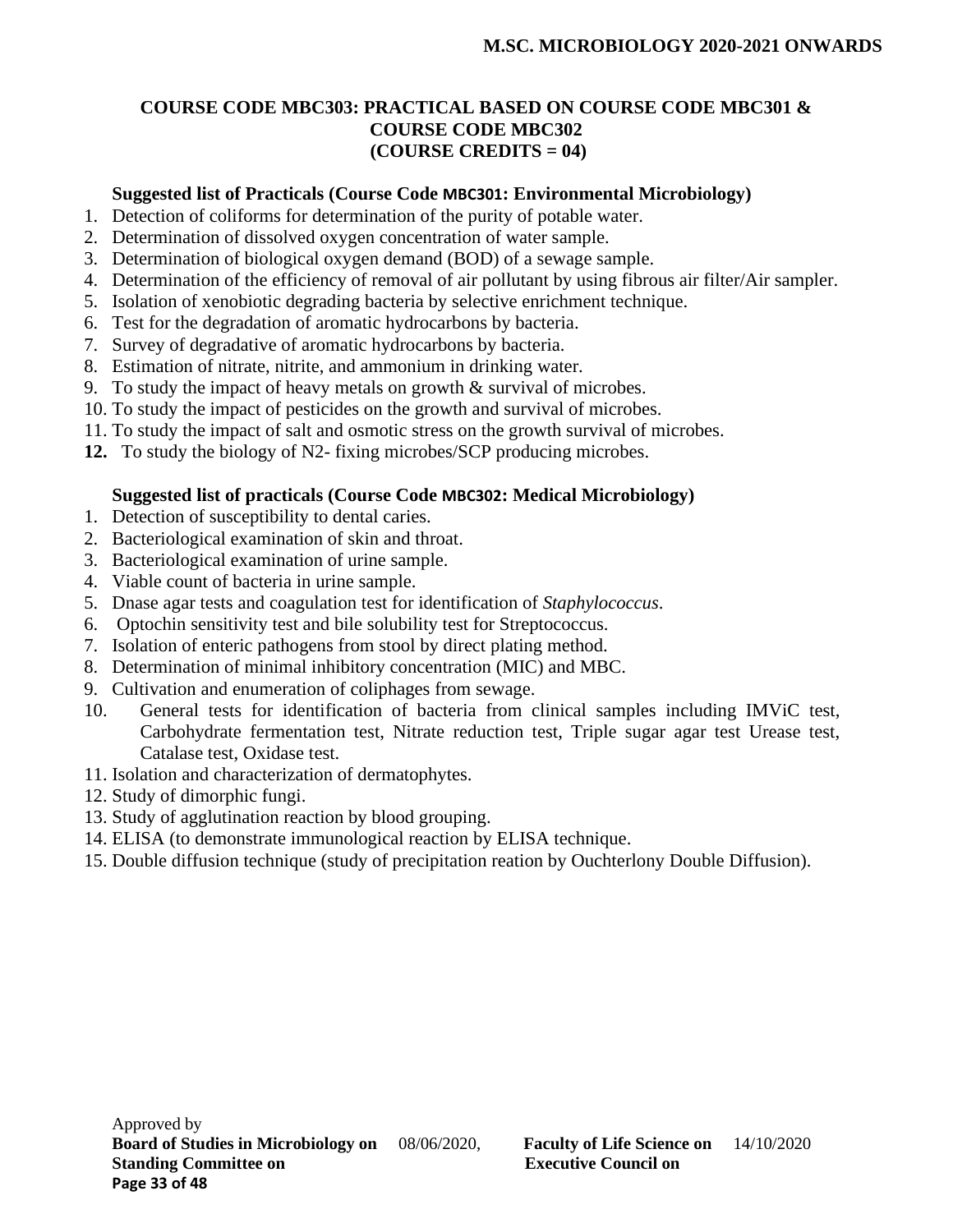### COURSE CODE MBC303: PRACTICAL BASED ON COURSE CODE MBC301 & COURSE CODE MBC302 (COURSE CREDITS = 04)

**Suggested list of Practicals (Course Code MBC301: Environmental Microbiology)**

1. Detection of coliforms for determination of the purity of potable water.
2. Determination of dissolved oxygen concentration of water sample.
3. Determination of biological oxygen demand (BOD) of a sewage sample.
4. Determination of the efficiency of removal of air pollutant by using fibrous air filter/Air sampler.
5. Isolation of xenobiotic degrading bacteria by selective enrichment technique.
6. Test for the degradation of aromatic hydrocarbons by bacteria.
7. Survey of degradative of aromatic hydrocarbons by bacteria.
8. Estimation of nitrate, nitrite, and ammonium in drinking water.
9. To study the impact of heavy metals on growth & survival of microbes.
10. To study the impact of pesticides on the growth and survival of microbes.
11. To study the impact of salt and osmotic stress on the growth survival of microbes.
12. To study the biology of N2- fixing microbes/SCP producing microbes.

**Suggested list of practicals (Course Code MBC302: Medical Microbiology)**

1. Detection of susceptibility to dental caries.
2. Bacteriological examination of skin and throat.
3. Bacteriological examination of urine sample.
4. Viable count of bacteria in urine sample.
5. Dnase agar tests and coagulation test for identification of *Staphylococcus*.
6. Optochin sensitivity test and bile solubility test for Streptococcus.
7. Isolation of enteric pathogens from stool by direct plating method.
8. Determination of minimal inhibitory concentration (MIC) and MBC.
9. Cultivation and enumeration of coliphages from sewage.
10. General tests for identification of bacteria from clinical samples including IMViC test, Carbohydrate fermentation test, Nitrate reduction test, Triple sugar agar test Urease test, Catalase test, Oxidase test.
11. Isolation and characterization of dermatophytes.
12. Study of dimorphic fungi.
13. Study of agglutination reaction by blood grouping.
14. ELISA (to demonstrate immunological reaction by ELISA technique.
15. Double diffusion technique (study of precipitation reation by Ouchterlony Double Diffusion).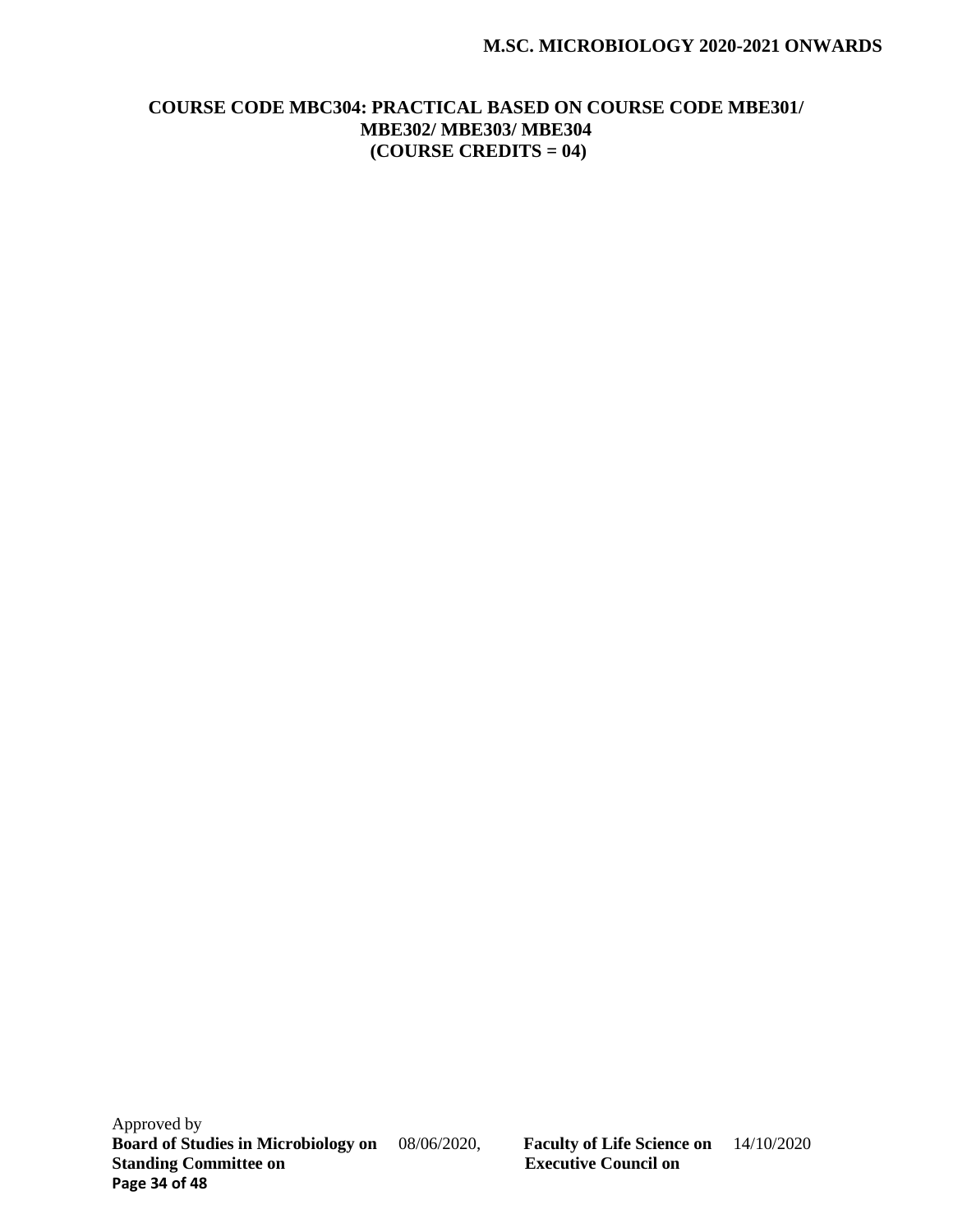## COURSE CODE MBC304: PRACTICAL BASED ON COURSE CODE MBE301/ MBE302/ MBE303/ MBE304 (COURSE CREDITS = 04)

Approved by
**Board of Studies in Microbiology on** 08/06/2020, **Faculty of Life Science on** 14/10/2020
**Standing Committee on** **Executive Council on**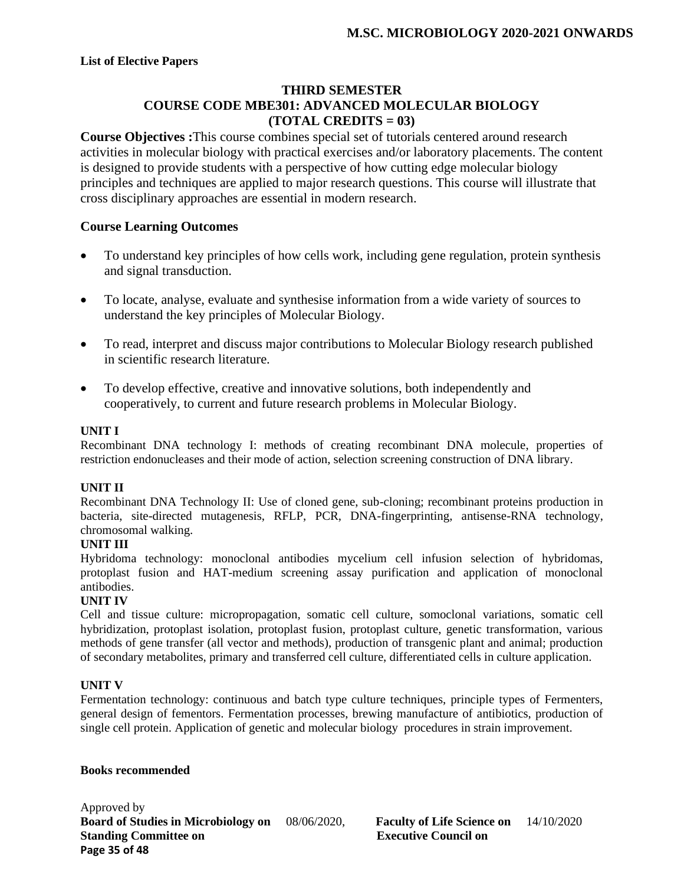**List of Elective Papers**

## THIRD SEMESTER
## COURSE CODE MBE301: ADVANCED MOLECULAR BIOLOGY
## (TOTAL CREDITS = 03)

**Course Objectives :**This course combines special set of tutorials centered around research activities in molecular biology with practical exercises and/or laboratory placements. The content is designed to provide students with a perspective of how cutting edge molecular biology principles and techniques are applied to major research questions. This course will illustrate that cross disciplinary approaches are essential in modern research.

### Course Learning Outcomes

- To understand key principles of how cells work, including gene regulation, protein synthesis and signal transduction.
- To locate, analyse, evaluate and synthesise information from a wide variety of sources to understand the key principles of Molecular Biology.
- To read, interpret and discuss major contributions to Molecular Biology research published in scientific research literature.
- To develop effective, creative and innovative solutions, both independently and cooperatively, to current and future research problems in Molecular Biology.

**UNIT I**

Recombinant DNA technology I: methods of creating recombinant DNA molecule, properties of restriction endonucleases and their mode of action, selection screening construction of DNA library.

**UNIT II**

Recombinant DNA Technology II: Use of cloned gene, sub-cloning; recombinant proteins production in bacteria, site-directed mutagenesis, RFLP, PCR, DNA-fingerprinting, antisense-RNA technology, chromosomal walking.

**UNIT III**

Hybridoma technology: monoclonal antibodies mycelium cell infusion selection of hybridomas, protoplast fusion and HAT-medium screening assay purification and application of monoclonal antibodies.

**UNIT IV**

Cell and tissue culture: micropropagation, somatic cell culture, somoclonal variations, somatic cell hybridization, protoplast isolation, protoplast fusion, protoplast culture, genetic transformation, various methods of gene transfer (all vector and methods), production of transgenic plant and animal; production of secondary metabolites, primary and transferred cell culture, differentiated cells in culture application.

**UNIT V**

Fermentation technology: continuous and batch type culture techniques, principle types of Fermenters, general design of fementors. Fermentation processes, brewing manufacture of antibiotics, production of single cell protein. Application of genetic and molecular biology procedures in strain improvement.

**Books recommended**

Approved by
**Board of Studies in Microbiology on** 08/06/2020, **Faculty of Life Science on** 14/10/2020
**Standing Committee on** **Executive Council on**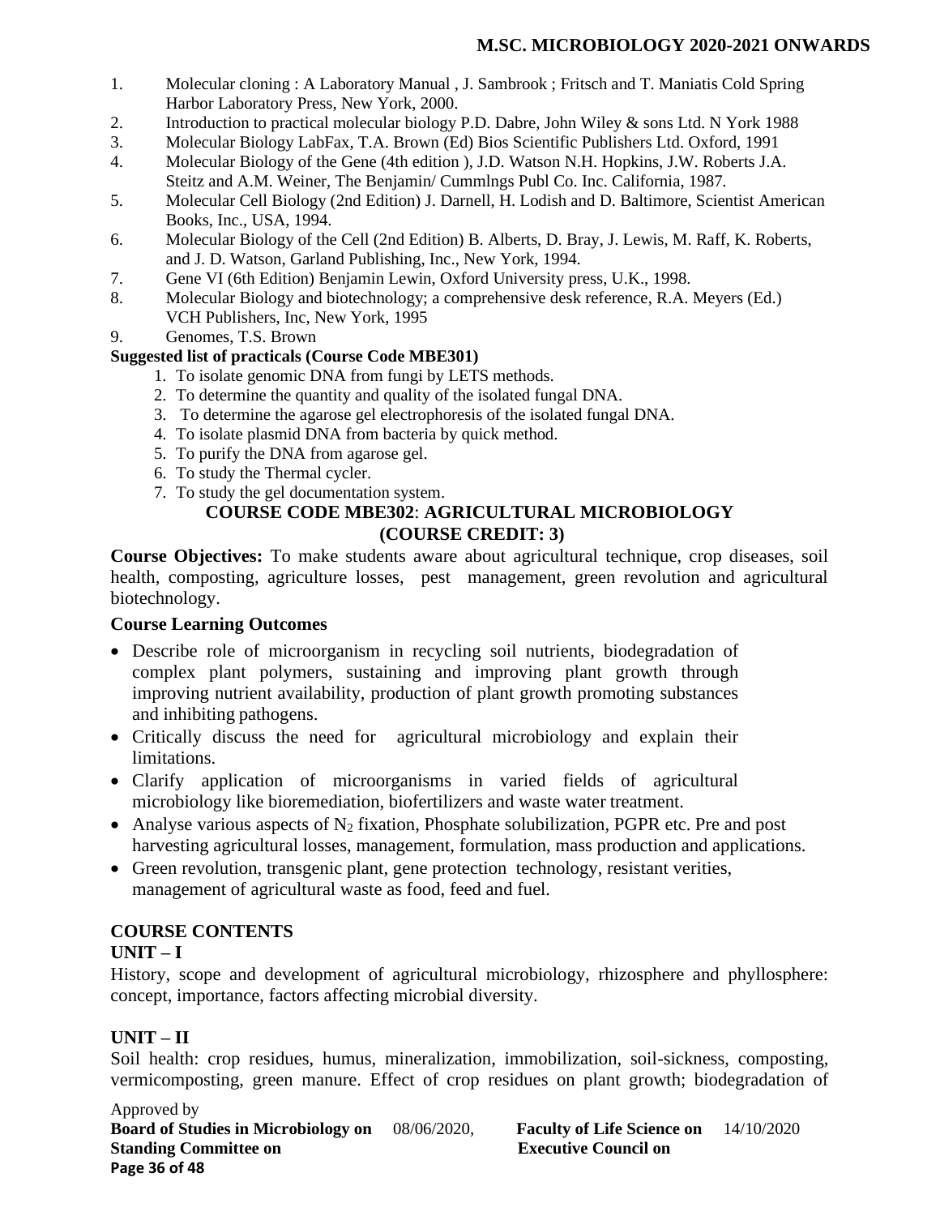1. Molecular cloning : A Laboratory Manual , J. Sambrook ; Fritsch and T. Maniatis Cold Spring Harbor Laboratory Press, New York, 2000.
2. Introduction to practical molecular biology P.D. Dabre, John Wiley & sons Ltd. N York 1988
3. Molecular Biology LabFax, T.A. Brown (Ed) Bios Scientific Publishers Ltd. Oxford, 1991
4. Molecular Biology of the Gene (4th edition ), J.D. Watson N.H. Hopkins, J.W. Roberts J.A. Steitz and A.M. Weiner, The Benjamin/ Cummlngs Publ Co. Inc. California, 1987.
5. Molecular Cell Biology (2nd Edition) J. Darnell, H. Lodish and D. Baltimore, Scientist American Books, Inc., USA, 1994.
6. Molecular Biology of the Cell (2nd Edition) B. Alberts, D. Bray, J. Lewis, M. Raff, K. Roberts, and J. D. Watson, Garland Publishing, Inc., New York, 1994.
7. Gene VI (6th Edition) Benjamin Lewin, Oxford University press, U.K., 1998.
8. Molecular Biology and biotechnology; a comprehensive desk reference, R.A. Meyers (Ed.) VCH Publishers, Inc, New York, 1995
9. Genomes, T.S. Brown

**Suggested list of practicals (Course Code MBE301)**

1. To isolate genomic DNA from fungi by LETS methods.
2. To determine the quantity and quality of the isolated fungal DNA.
3. To determine the agarose gel electrophoresis of the isolated fungal DNA.
4. To isolate plasmid DNA from bacteria by quick method.
5. To purify the DNA from agarose gel.
6. To study the Thermal cycler.
7. To study the gel documentation system.

## COURSE CODE MBE302: AGRICULTURAL MICROBIOLOGY (COURSE CREDIT: 3)

**Course Objectives:** To make students aware about agricultural technique, crop diseases, soil health, composting, agriculture losses, pest management, green revolution and agricultural biotechnology.

### Course Learning Outcomes

- Describe role of microorganism in recycling soil nutrients, biodegradation of complex plant polymers, sustaining and improving plant growth through improving nutrient availability, production of plant growth promoting substances and inhibiting pathogens.
- Critically discuss the need for agricultural microbiology and explain their limitations.
- Clarify application of microorganisms in varied fields of agricultural microbiology like bioremediation, biofertilizers and waste water treatment.
- Analyse various aspects of $N_2$ fixation, Phosphate solubilization, PGPR etc. Pre and post harvesting agricultural losses, management, formulation, mass production and applications.
- Green revolution, transgenic plant, gene protection technology, resistant verities, management of agricultural waste as food, feed and fuel.

### COURSE CONTENTS

**UNIT – I**

History, scope and development of agricultural microbiology, rhizosphere and phyllosphere: concept, importance, factors affecting microbial diversity.

**UNIT – II**

Soil health: crop residues, humus, mineralization, immobilization, soil-sickness, composting, vermicomposting, green manure. Effect of crop residues on plant growth; biodegradation of

Approved by
**Board of Studies in Microbiology on** 08/06/2020, **Faculty of Life Science on** 14/10/2020
**Standing Committee on** **Executive Council on**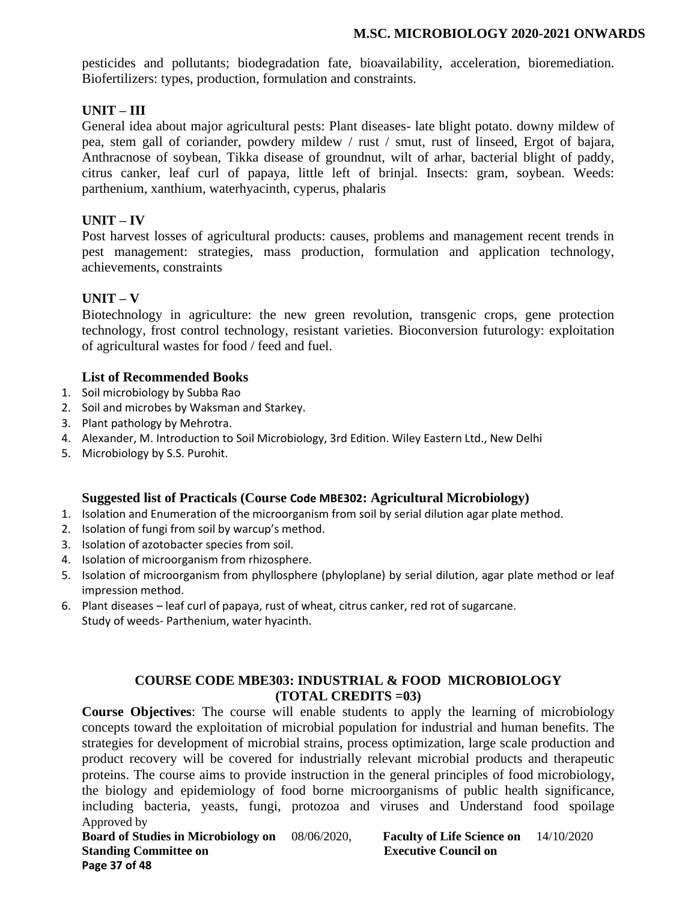pesticides and pollutants; biodegradation fate, bioavailability, acceleration, bioremediation. Biofertilizers: types, production, formulation and constraints.

**UNIT – III**

General idea about major agricultural pests: Plant diseases- late blight potato. downy mildew of pea, stem gall of coriander, powdery mildew / rust / smut, rust of linseed, Ergot of bajara, Anthracnose of soybean, Tikka disease of groundnut, wilt of arhar, bacterial blight of paddy, citrus canker, leaf curl of papaya, little left of brinjal. Insects: gram, soybean. Weeds: parthenium, xanthium, waterhyacinth, cyperus, phalaris

**UNIT – IV**

Post harvest losses of agricultural products: causes, problems and management recent trends in pest management: strategies, mass production, formulation and application technology, achievements, constraints

**UNIT – V**

Biotechnology in agriculture: the new green revolution, transgenic crops, gene protection technology, frost control technology, resistant varieties. Bioconversion futurology: exploitation of agricultural wastes for food / feed and fuel.

**List of Recommended Books**

1. Soil microbiology by Subba Rao
2. Soil and microbes by Waksman and Starkey.
3. Plant pathology by Mehrotra.
4. Alexander, M. Introduction to Soil Microbiology, 3rd Edition. Wiley Eastern Ltd., New Delhi
5. Microbiology by S.S. Purohit.

**Suggested list of Practicals (Course Code MBE302: Agricultural Microbiology)**

1. Isolation and Enumeration of the microorganism from soil by serial dilution agar plate method.
2. Isolation of fungi from soil by warcup's method.
3. Isolation of azotobacter species from soil.
4. Isolation of microorganism from rhizosphere.
5. Isolation of microorganism from phyllosphere (phyloplane) by serial dilution, agar plate method or leaf impression method.
6. Plant diseases – leaf curl of papaya, rust of wheat, citrus canker, red rot of sugarcane.
   Study of weeds- Parthenium, water hyacinth.

## COURSE CODE MBE303: INDUSTRIAL & FOOD MICROBIOLOGY (TOTAL CREDITS =03)

**Course Objectives**: The course will enable students to apply the learning of microbiology concepts toward the exploitation of microbial population for industrial and human benefits. The strategies for development of microbial strains, process optimization, large scale production and product recovery will be covered for industrially relevant microbial products and therapeutic proteins. The course aims to provide instruction in the general principles of food microbiology, the biology and epidemiology of food borne microorganisms of public health significance, including bacteria, yeasts, fungi, protozoa and viruses and Understand food spoilage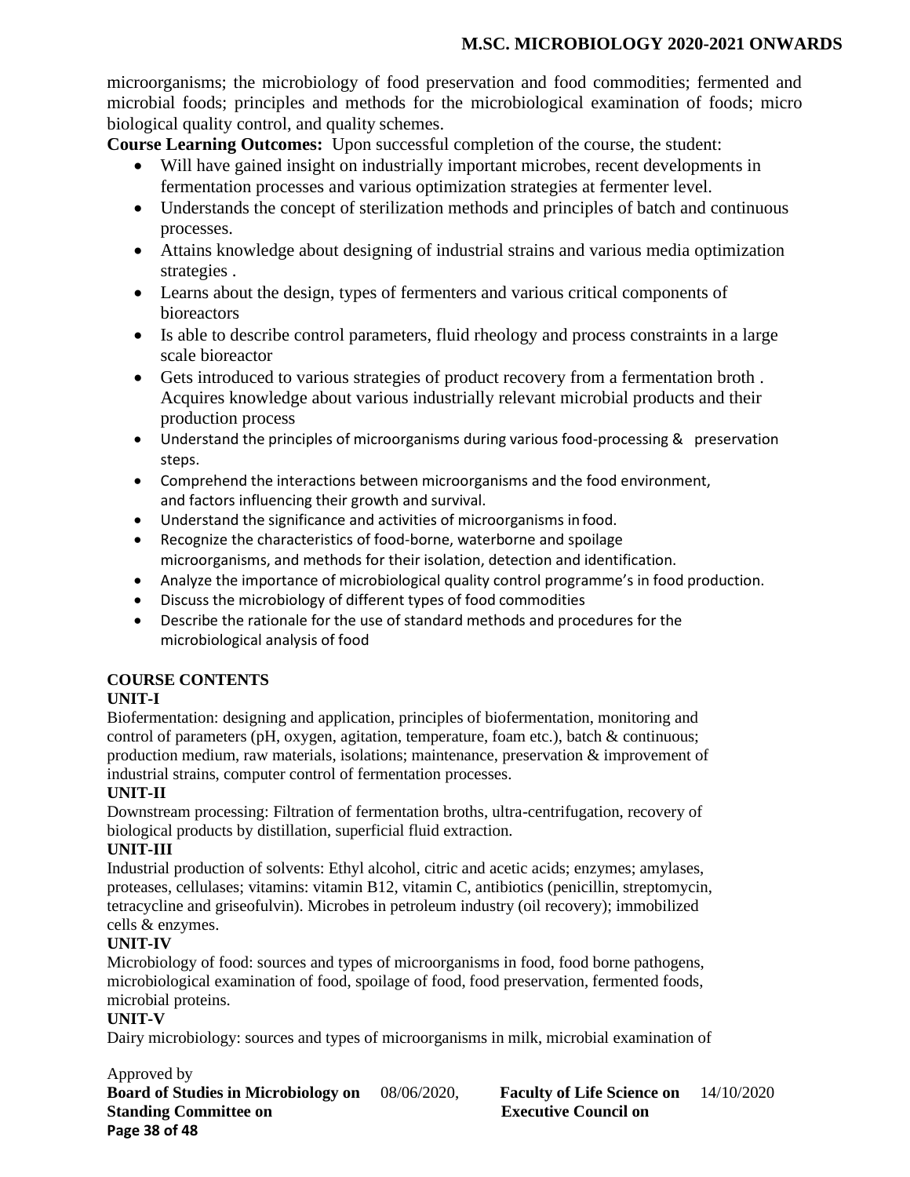microorganisms; the microbiology of food preservation and food commodities; fermented and microbial foods; principles and methods for the microbiological examination of foods; micro biological quality control, and quality schemes.

**Course Learning Outcomes:** Upon successful completion of the course, the student:

- Will have gained insight on industrially important microbes, recent developments in fermentation processes and various optimization strategies at fermenter level.
- Understands the concept of sterilization methods and principles of batch and continuous processes.
- Attains knowledge about designing of industrial strains and various media optimization strategies .
- Learns about the design, types of fermenters and various critical components of bioreactors
- Is able to describe control parameters, fluid rheology and process constraints in a large scale bioreactor
- Gets introduced to various strategies of product recovery from a fermentation broth . Acquires knowledge about various industrially relevant microbial products and their production process
- Understand the principles of microorganisms during various food-processing & preservation steps.
- Comprehend the interactions between microorganisms and the food environment, and factors influencing their growth and survival.
- Understand the significance and activities of microorganisms in food.
- Recognize the characteristics of food-borne, waterborne and spoilage microorganisms, and methods for their isolation, detection and identification.
- Analyze the importance of microbiological quality control programme's in food production.
- Discuss the microbiology of different types of food commodities
- Describe the rationale for the use of standard methods and procedures for the microbiological analysis of food

**COURSE CONTENTS**

**UNIT-I**

Biofermentation: designing and application, principles of biofermentation, monitoring and control of parameters (pH, oxygen, agitation, temperature, foam etc.), batch & continuous; production medium, raw materials, isolations; maintenance, preservation & improvement of industrial strains, computer control of fermentation processes.

**UNIT-II**

Downstream processing: Filtration of fermentation broths, ultra-centrifugation, recovery of biological products by distillation, superficial fluid extraction.

**UNIT-III**

Industrial production of solvents: Ethyl alcohol, citric and acetic acids; enzymes; amylases, proteases, cellulases; vitamins: vitamin B12, vitamin C, antibiotics (penicillin, streptomycin, tetracycline and griseofulvin). Microbes in petroleum industry (oil recovery); immobilized cells & enzymes.

**UNIT-IV**

Microbiology of food: sources and types of microorganisms in food, food borne pathogens, microbiological examination of food, spoilage of food, food preservation, fermented foods, microbial proteins.

**UNIT-V**

Dairy microbiology: sources and types of microorganisms in milk, microbial examination of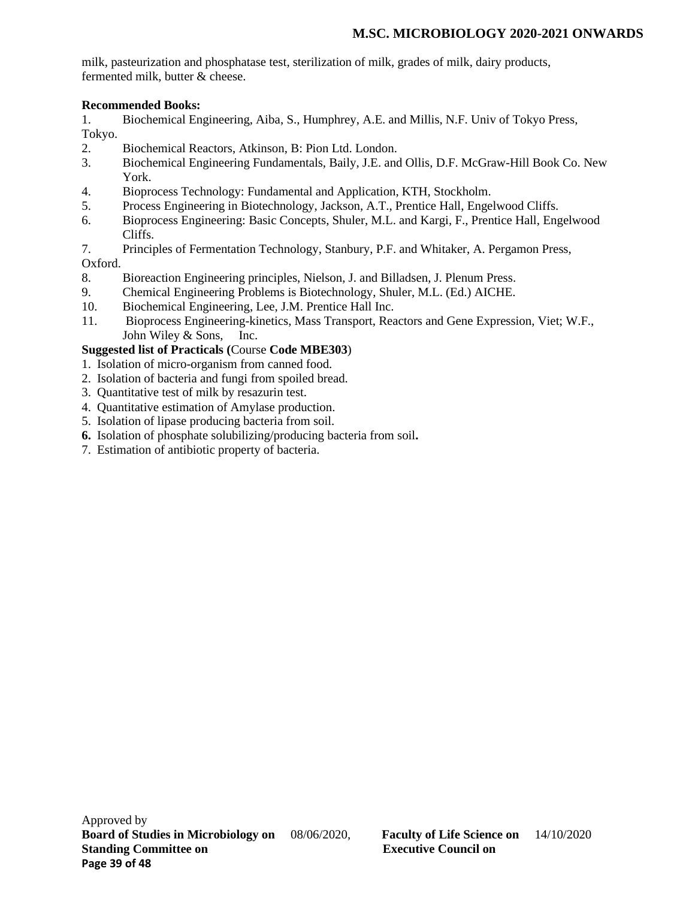milk, pasteurization and phosphatase test, sterilization of milk, grades of milk, dairy products, fermented milk, butter & cheese.

**Recommended Books:**

1. Biochemical Engineering, Aiba, S., Humphrey, A.E. and Millis, N.F. Univ of Tokyo Press, Tokyo.
2. Biochemical Reactors, Atkinson, B: Pion Ltd. London.
3. Biochemical Engineering Fundamentals, Baily, J.E. and Ollis, D.F. McGraw-Hill Book Co. New York.
4. Bioprocess Technology: Fundamental and Application, KTH, Stockholm.
5. Process Engineering in Biotechnology, Jackson, A.T., Prentice Hall, Engelwood Cliffs.
6. Bioprocess Engineering: Basic Concepts, Shuler, M.L. and Kargi, F., Prentice Hall, Engelwood Cliffs.
7. Principles of Fermentation Technology, Stanbury, P.F. and Whitaker, A. Pergamon Press, Oxford.
8. Bioreaction Engineering principles, Nielson, J. and Billadsen, J. Plenum Press.
9. Chemical Engineering Problems is Biotechnology, Shuler, M.L. (Ed.) AICHE.
10. Biochemical Engineering, Lee, J.M. Prentice Hall Inc.
11. Bioprocess Engineering-kinetics, Mass Transport, Reactors and Gene Expression, Viet; W.F., John Wiley & Sons, Inc.

**Suggested list of Practicals (**Course **Code MBE303**)

1. Isolation of micro-organism from canned food.
2. Isolation of bacteria and fungi from spoiled bread.
3. Quantitative test of milk by resazurin test.
4. Quantitative estimation of Amylase production.
5. Isolation of lipase producing bacteria from soil.
6. Isolation of phosphate solubilizing/producing bacteria from soil**.**
7. Estimation of antibiotic property of bacteria.

Approved by
**Board of Studies in Microbiology on** 08/06/2020, **Faculty of Life Science on** 14/10/2020
**Standing Committee on** **Executive Council on**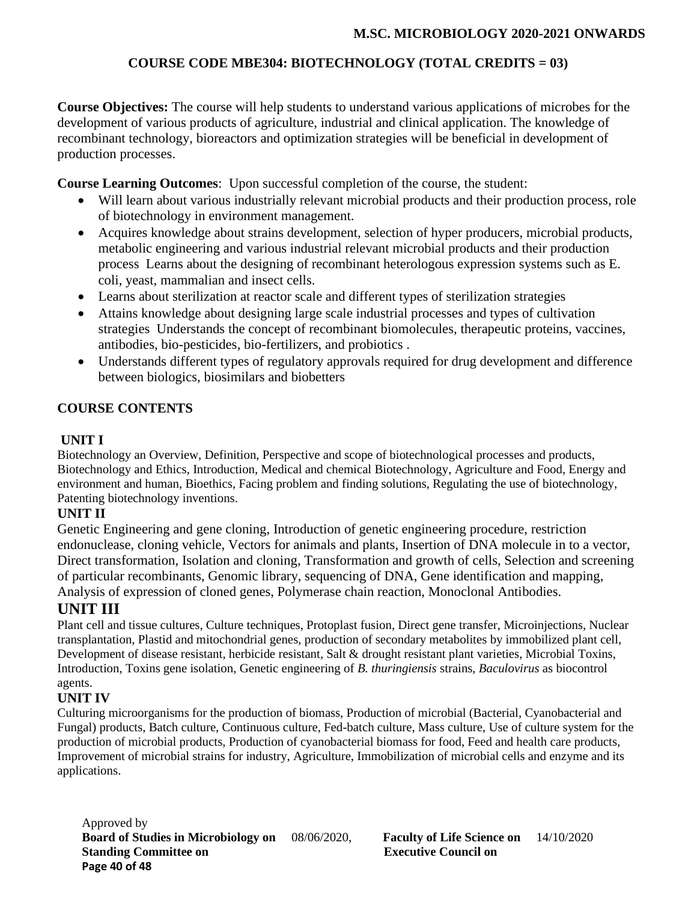## COURSE CODE MBE304: BIOTECHNOLOGY (TOTAL CREDITS = 03)

**Course Objectives:** The course will help students to understand various applications of microbes for the development of various products of agriculture, industrial and clinical application. The knowledge of recombinant technology, bioreactors and optimization strategies will be beneficial in development of production processes.

**Course Learning Outcomes**: Upon successful completion of the course, the student:

- Will learn about various industrially relevant microbial products and their production process, role of biotechnology in environment management.
- Acquires knowledge about strains development, selection of hyper producers, microbial products, metabolic engineering and various industrial relevant microbial products and their production process Learns about the designing of recombinant heterologous expression systems such as E. coli, yeast, mammalian and insect cells.
- Learns about sterilization at reactor scale and different types of sterilization strategies
- Attains knowledge about designing large scale industrial processes and types of cultivation strategies Understands the concept of recombinant biomolecules, therapeutic proteins, vaccines, antibodies, bio-pesticides, bio-fertilizers, and probiotics .
- Understands different types of regulatory approvals required for drug development and difference between biologics, biosimilars and biobetters

### COURSE CONTENTS

#### UNIT I

Biotechnology an Overview, Definition, Perspective and scope of biotechnological processes and products, Biotechnology and Ethics, Introduction, Medical and chemical Biotechnology, Agriculture and Food, Energy and environment and human, Bioethics, Facing problem and finding solutions, Regulating the use of biotechnology, Patenting biotechnology inventions.

#### UNIT II

Genetic Engineering and gene cloning, Introduction of genetic engineering procedure, restriction endonuclease, cloning vehicle, Vectors for animals and plants, Insertion of DNA molecule in to a vector, Direct transformation, Isolation and cloning, Transformation and growth of cells, Selection and screening of particular recombinants, Genomic library, sequencing of DNA, Gene identification and mapping, Analysis of expression of cloned genes, Polymerase chain reaction, Monoclonal Antibodies.

#### UNIT III

Plant cell and tissue cultures, Culture techniques, Protoplast fusion, Direct gene transfer, Microinjections, Nuclear transplantation, Plastid and mitochondrial genes, production of secondary metabolites by immobilized plant cell, Development of disease resistant, herbicide resistant, Salt & drought resistant plant varieties, Microbial Toxins, Introduction, Toxins gene isolation, Genetic engineering of *B. thuringiensis* strains, *Baculovirus* as biocontrol agents.

#### UNIT IV

Culturing microorganisms for the production of biomass, Production of microbial (Bacterial, Cyanobacterial and Fungal) products, Batch culture, Continuous culture, Fed-batch culture, Mass culture, Use of culture system for the production of microbial products, Production of cyanobacterial biomass for food, Feed and health care products, Improvement of microbial strains for industry, Agriculture, Immobilization of microbial cells and enzyme and its applications.

Approved by
**Board of Studies in Microbiology on** 08/06/2020, **Faculty of Life Science on** 14/10/2020
**Standing Committee on** **Executive Council on**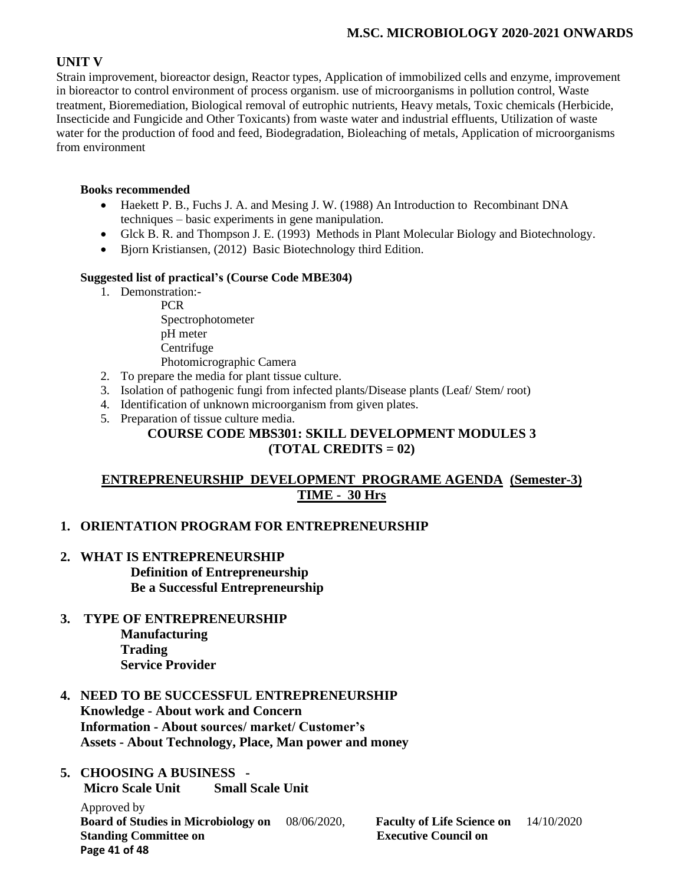## UNIT V

Strain improvement, bioreactor design, Reactor types, Application of immobilized cells and enzyme, improvement in bioreactor to control environment of process organism. use of microorganisms in pollution control, Waste treatment, Bioremediation, Biological removal of eutrophic nutrients, Heavy metals, Toxic chemicals (Herbicide, Insecticide and Fungicide and Other Toxicants) from waste water and industrial effluents, Utilization of waste water for the production of food and feed, Biodegradation, Bioleaching of metals, Application of microorganisms from environment

**Books recommended**

- Haekett P. B., Fuchs J. A. and Mesing J. W. (1988) An Introduction to Recombinant DNA techniques – basic experiments in gene manipulation.
- Glck B. R. and Thompson J. E. (1993) Methods in Plant Molecular Biology and Biotechnology.
- Bjorn Kristiansen, (2012) Basic Biotechnology third Edition.

**Suggested list of practical's (Course Code MBE304)**

1. Demonstration:-
   PCR
   Spectrophotometer
   pH meter
   Centrifuge
   Photomicrographic Camera
2. To prepare the media for plant tissue culture.
3. Isolation of pathogenic fungi from infected plants/Disease plants (Leaf/ Stem/ root)
4. Identification of unknown microorganism from given plates.
5. Preparation of tissue culture media.

## COURSE CODE MBS301: SKILL DEVELOPMENT MODULES 3 (TOTAL CREDITS = 02)

## ENTREPRENEURSHIP DEVELOPMENT PROGRAME AGENDA (Semester-3) TIME - 30 Hrs

1. **ORIENTATION PROGRAM FOR ENTREPRENEURSHIP**
2. **WHAT IS ENTREPRENEURSHIP**
   **Definition of Entrepreneurship**
   **Be a Successful Entrepreneurship**
3. **TYPE OF ENTREPRENEURSHIP**
   **Manufacturing**
   **Trading**
   **Service Provider**
4. **NEED TO BE SUCCESSFUL ENTREPRENEURSHIP**
   **Knowledge - About work and Concern**
   **Information - About sources/ market/ Customer's**
   **Assets - About Technology, Place, Man power and money**
5. **CHOOSING A BUSINESS -**
   **Micro Scale Unit Small Scale Unit**

Approved by
**Board of Studies in Microbiology on** 08/06/2020, **Faculty of Life Science on** 14/10/2020
**Standing Committee on** **Executive Council on**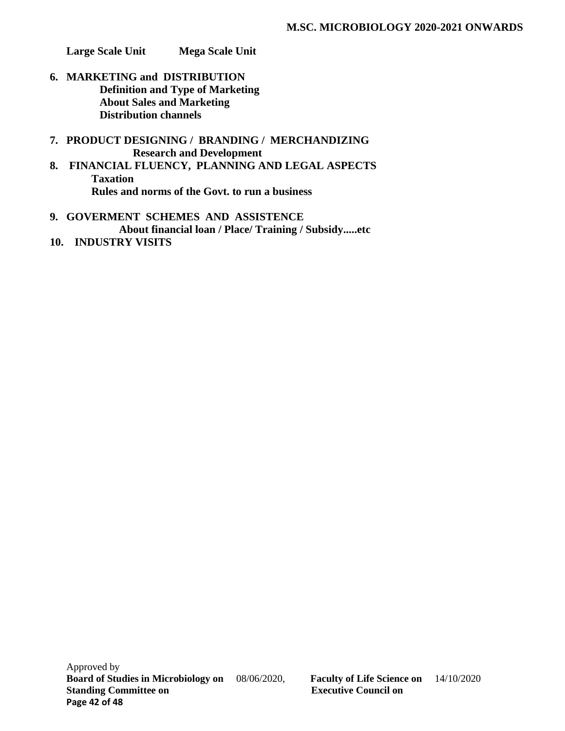**Large Scale Unit Mega Scale Unit**

6. **MARKETING and DISTRIBUTION**
   - **Definition and Type of Marketing**
   - **About Sales and Marketing**
   - **Distribution channels**

7. **PRODUCT DESIGNING / BRANDING / MERCHANDIZING**
   - **Research and Development**

8. **FINANCIAL FLUENCY, PLANNING AND LEGAL ASPECTS**
   - **Taxation**
   - **Rules and norms of the Govt. to run a business**

9. **GOVERMENT SCHEMES AND ASSISTENCE**
   - **About financial loan / Place/ Training / Subsidy.....etc**

10. **INDUSTRY VISITS**

Approved by
**Board of Studies in Microbiology on** 08/06/2020, **Faculty of Life Science on** 14/10/2020
**Standing Committee on** **Executive Council on**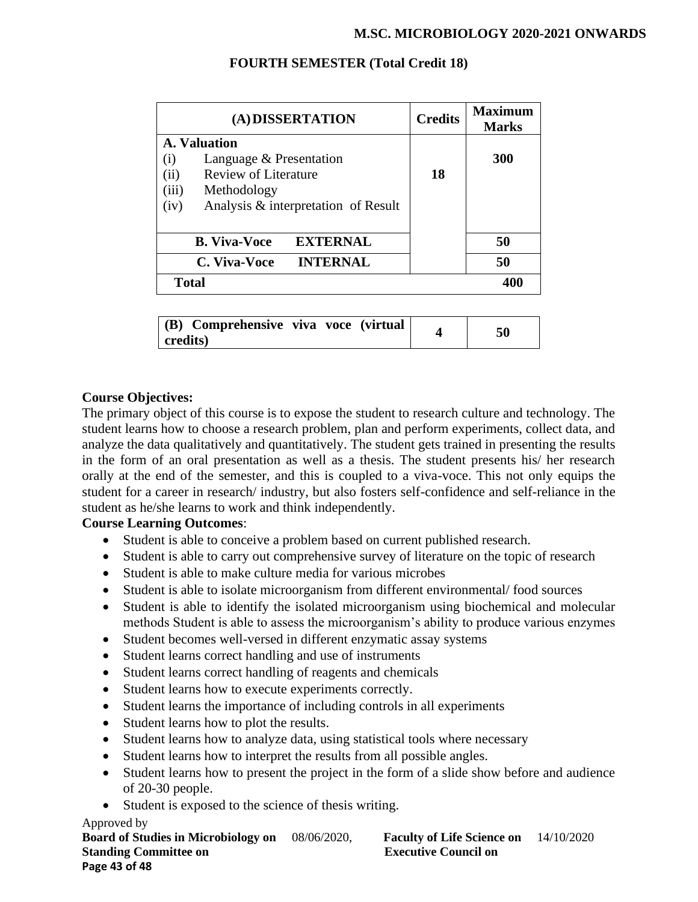## FOURTH SEMESTER (Total Credit 18)

| (A) DISSERTATION | Credits | Maximum Marks |
|---|---|---|
| **A. Valuation**<br>(i) Language & Presentation<br>(ii) Review of Literature<br>(iii) Methodology<br>(iv) Analysis & interpretation of Result | 18 | 300 |
| **B. Viva-Voce EXTERNAL** | | 50 |
| **C. Viva-Voce INTERNAL** | | 50 |
| **Total** | | 400 |

| | | |
|---|---|---|
| **(B) Comprehensive viva voce (virtual credits)** | 4 | 50 |

**Course Objectives:**

The primary object of this course is to expose the student to research culture and technology. The student learns how to choose a research problem, plan and perform experiments, collect data, and analyze the data qualitatively and quantitatively. The student gets trained in presenting the results in the form of an oral presentation as well as a thesis. The student presents his/ her research orally at the end of the semester, and this is coupled to a viva-voce. This not only equips the student for a career in research/ industry, but also fosters self-confidence and self-reliance in the student as he/she learns to work and think independently.

**Course Learning Outcomes**:

- Student is able to conceive a problem based on current published research.
- Student is able to carry out comprehensive survey of literature on the topic of research
- Student is able to make culture media for various microbes
- Student is able to isolate microorganism from different environmental/ food sources
- Student is able to identify the isolated microorganism using biochemical and molecular methods Student is able to assess the microorganism's ability to produce various enzymes
- Student becomes well-versed in different enzymatic assay systems
- Student learns correct handling and use of instruments
- Student learns correct handling of reagents and chemicals
- Student learns how to execute experiments correctly.
- Student learns the importance of including controls in all experiments
- Student learns how to plot the results.
- Student learns how to analyze data, using statistical tools where necessary
- Student learns how to interpret the results from all possible angles.
- Student learns how to present the project in the form of a slide show before and audience of 20-30 people.
- Student is exposed to the science of thesis writing.